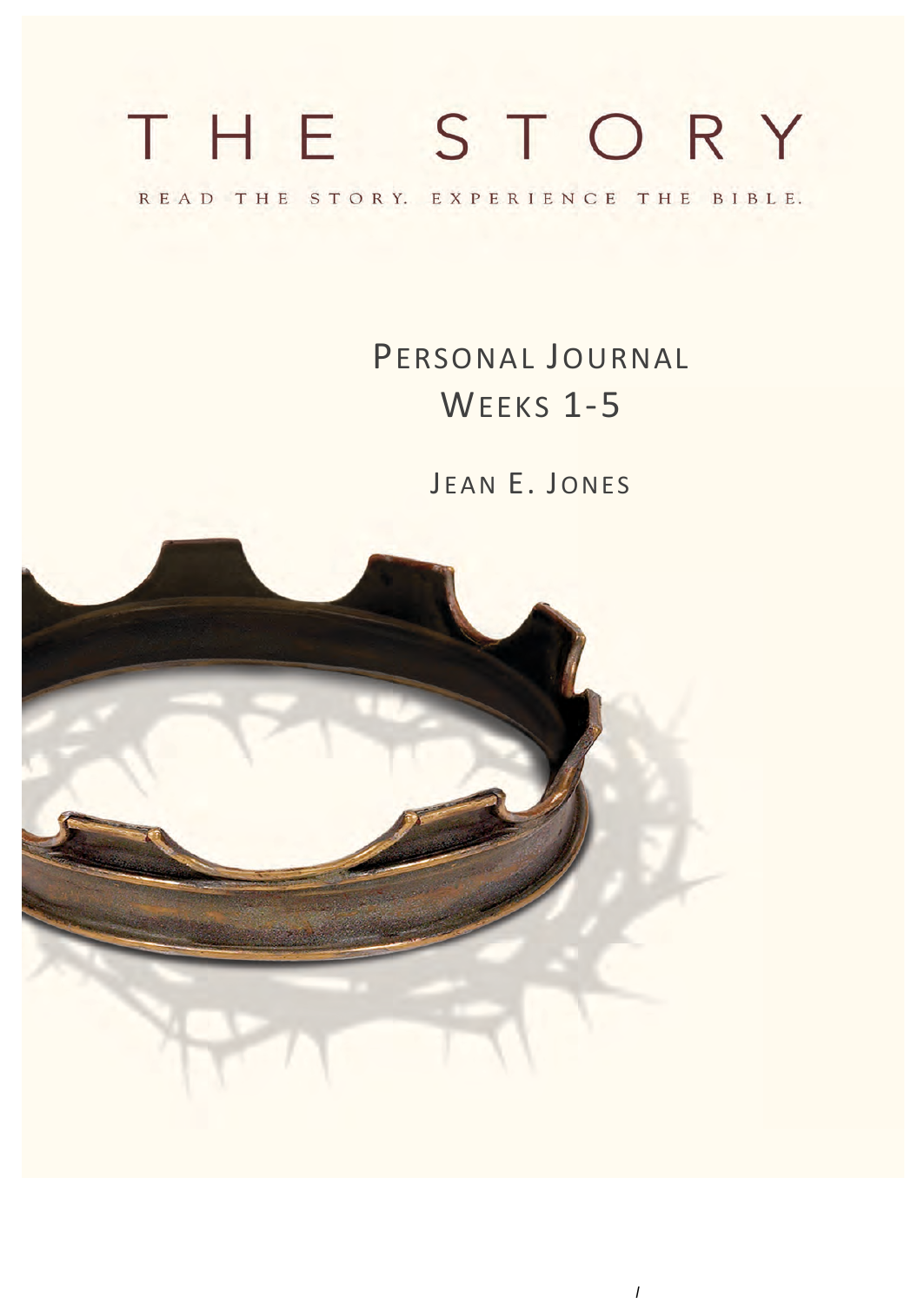# THE STORY

READ THE STORY. EXPERIENCE THE BIBLE.

## PERSONAL JOURNAL
## WEEKS 1-5

JEAN E. JONES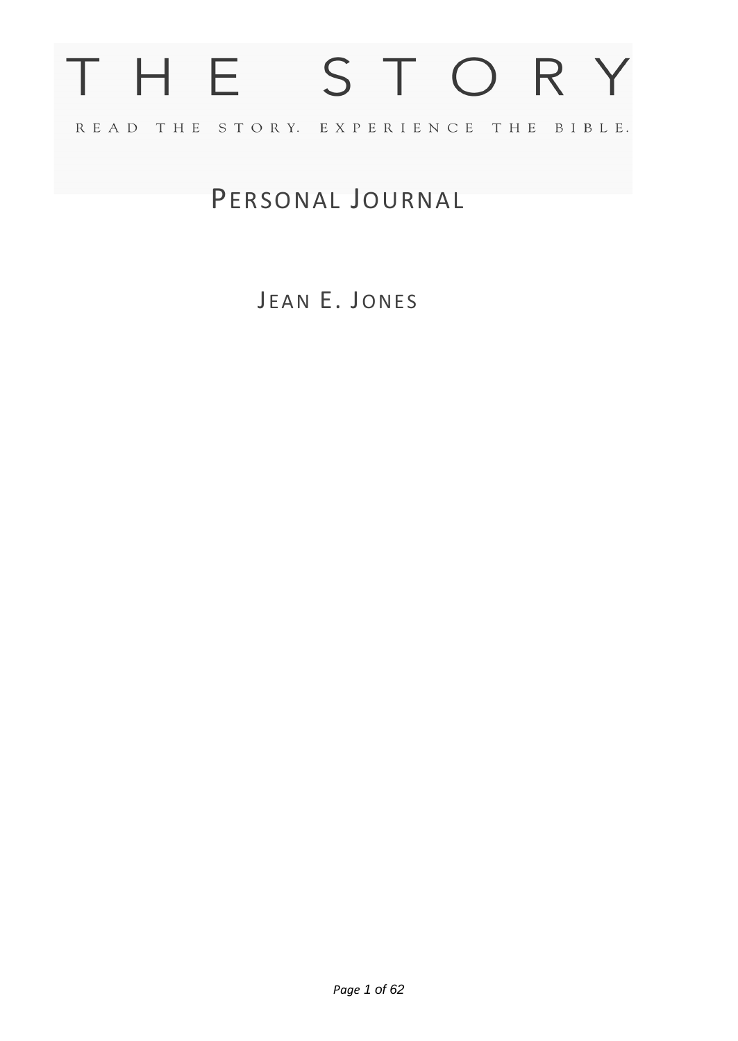# THE STORY

READ THE STORY. EXPERIENCE THE BIBLE.

## PERSONAL JOURNAL

### JEAN E. JONES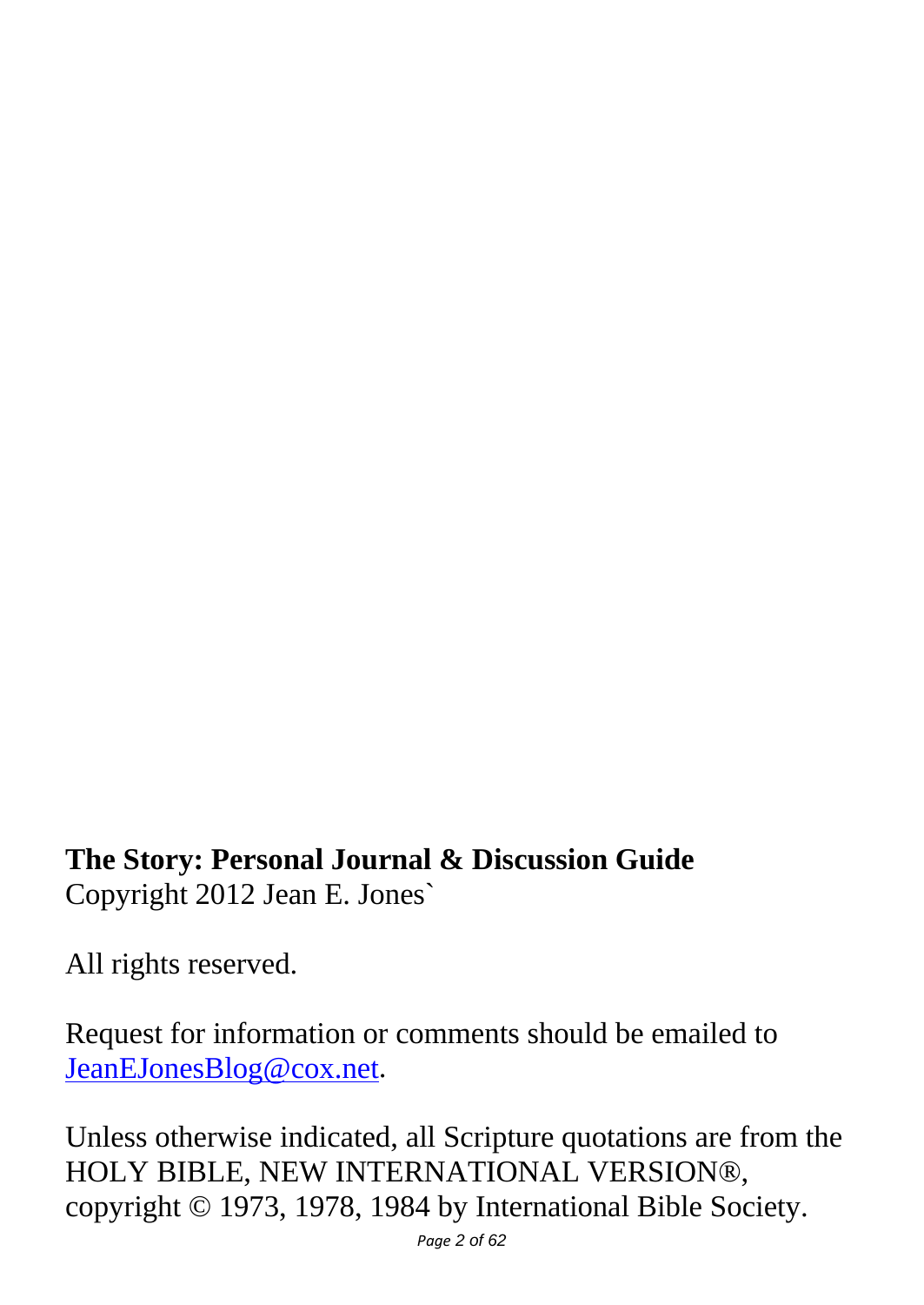**The Story: Personal Journal & Discussion Guide**
Copyright 2012 Jean E. Jones`

All rights reserved.

Request for information or comments should be emailed to JeanEJonesBlog@cox.net.

Unless otherwise indicated, all Scripture quotations are from the HOLY BIBLE, NEW INTERNATIONAL VERSION®, copyright © 1973, 1978, 1984 by International Bible Society.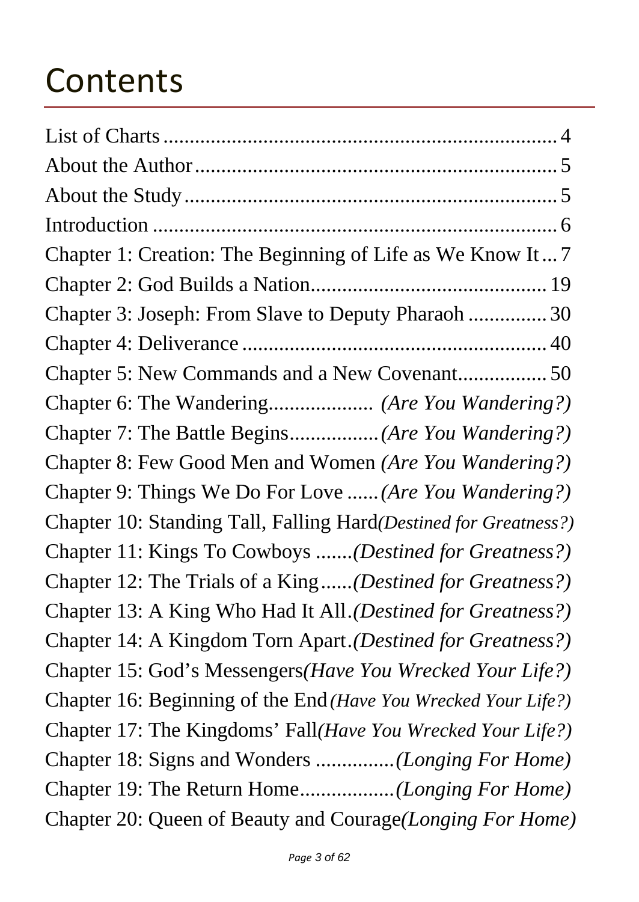# Contents

- List of Charts ........ 4
- About the Author ........ 5
- About the Study ........ 5
- Introduction ........ 6
- Chapter 1: Creation: The Beginning of Life as We Know It ... 7
- Chapter 2: God Builds a Nation ........ 19
- Chapter 3: Joseph: From Slave to Deputy Pharaoh ........ 30
- Chapter 4: Deliverance ........ 40
- Chapter 5: New Commands and a New Covenant ........ 50
- Chapter 6: The Wandering ........ *(Are You Wandering?)*
- Chapter 7: The Battle Begins ........ *(Are You Wandering?)*
- Chapter 8: Few Good Men and Women *(Are You Wandering?)*
- Chapter 9: Things We Do For Love ...... *(Are You Wandering?)*
- Chapter 10: Standing Tall, Falling Hard *(Destined for Greatness?)*
- Chapter 11: Kings To Cowboys ....... *(Destined for Greatness?)*
- Chapter 12: The Trials of a King ...... *(Destined for Greatness?)*
- Chapter 13: A King Who Had It All. *(Destined for Greatness?)*
- Chapter 14: A Kingdom Torn Apart. *(Destined for Greatness?)*
- Chapter 15: God's Messengers *(Have You Wrecked Your Life?)*
- Chapter 16: Beginning of the End *(Have You Wrecked Your Life?)*
- Chapter 17: The Kingdoms' Fall *(Have You Wrecked Your Life?)*
- Chapter 18: Signs and Wonders ............... *(Longing For Home)*
- Chapter 19: The Return Home .................. *(Longing For Home)*
- Chapter 20: Queen of Beauty and Courage *(Longing For Home)*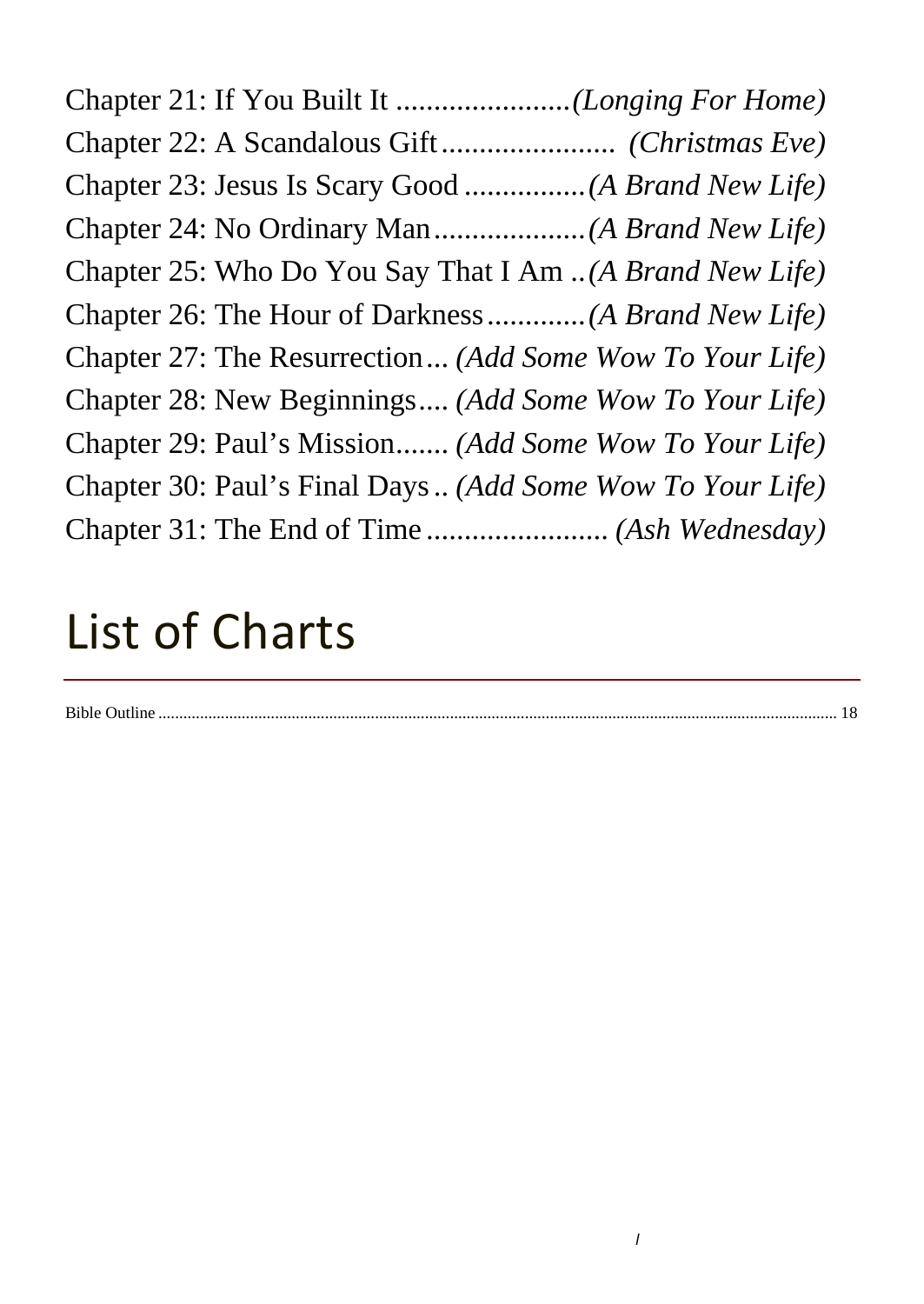Chapter 21: If You Built It ........................*(Longing For Home)*
Chapter 22: A Scandalous Gift........................ *(Christmas Eve)*
Chapter 23: Jesus Is Scary Good ................*(A Brand New Life)*
Chapter 24: No Ordinary Man....................*(A Brand New Life)*
Chapter 25: Who Do You Say That I Am ..*(A Brand New Life)*
Chapter 26: The Hour of Darkness.............*(A Brand New Life)*
Chapter 27: The Resurrection... *(Add Some Wow To Your Life)*
Chapter 28: New Beginnings.... *(Add Some Wow To Your Life)*
Chapter 29: Paul's Mission....... *(Add Some Wow To Your Life)*
Chapter 30: Paul's Final Days .. *(Add Some Wow To Your Life)*
Chapter 31: The End of Time ........................ *(Ash Wednesday)*

# List of Charts

Bible Outline .......................................................................................................................................... 18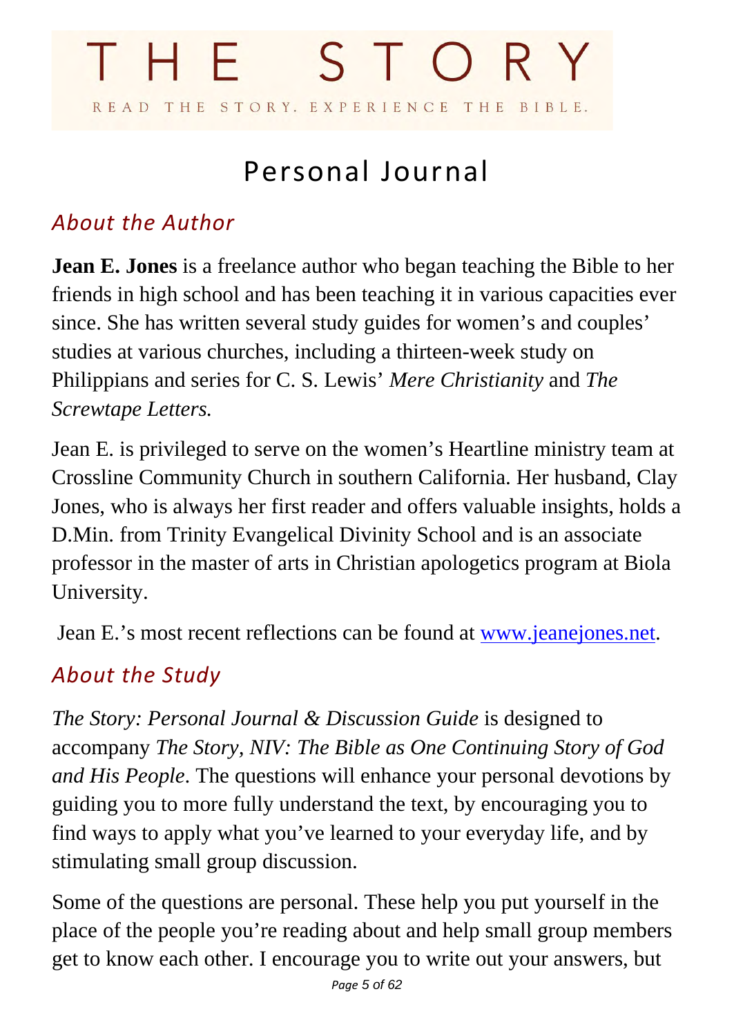# THE STORY

READ THE STORY. EXPERIENCE THE BIBLE.

# Personal Journal

## *About the Author*

**Jean E. Jones** is a freelance author who began teaching the Bible to her friends in high school and has been teaching it in various capacities ever since. She has written several study guides for women's and couples' studies at various churches, including a thirteen-week study on Philippians and series for C. S. Lewis' *Mere Christianity* and *The Screwtape Letters.*

Jean E. is privileged to serve on the women's Heartline ministry team at Crossline Community Church in southern California. Her husband, Clay Jones, who is always her first reader and offers valuable insights, holds a D.Min. from Trinity Evangelical Divinity School and is an associate professor in the master of arts in Christian apologetics program at Biola University.

Jean E.'s most recent reflections can be found at [www.jeanejones.net](http://www.jeanejones.net).

## *About the Study*

*The Story: Personal Journal & Discussion Guide* is designed to accompany *The Story, NIV: The Bible as One Continuing Story of God and His People*. The questions will enhance your personal devotions by guiding you to more fully understand the text, by encouraging you to find ways to apply what you've learned to your everyday life, and by stimulating small group discussion.

Some of the questions are personal. These help you put yourself in the place of the people you're reading about and help small group members get to know each other. I encourage you to write out your answers, but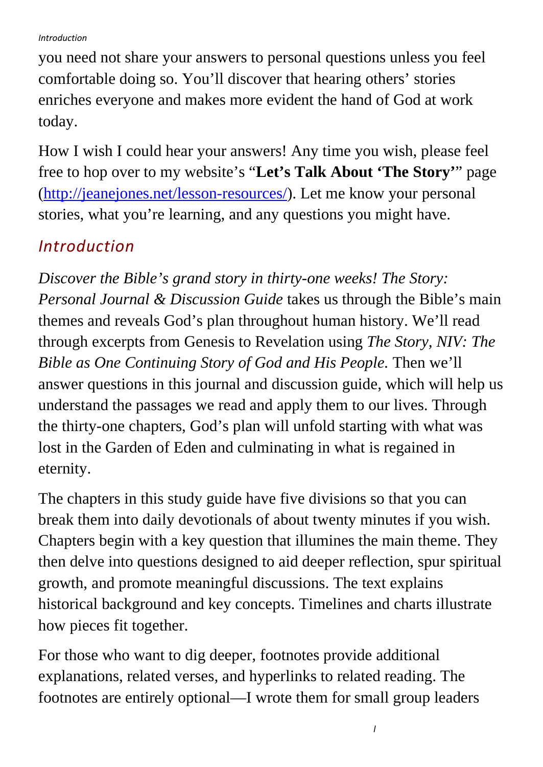you need not share your answers to personal questions unless you feel comfortable doing so. You'll discover that hearing others' stories enriches everyone and makes more evident the hand of God at work today.

How I wish I could hear your answers! Any time you wish, please feel free to hop over to my website's "**Let's Talk About 'The Story'**" page (http://jeanejones.net/lesson-resources/). Let me know your personal stories, what you're learning, and any questions you might have.

## *Introduction*

*Discover the Bible's grand story in thirty-one weeks! The Story: Personal Journal & Discussion Guide* takes us through the Bible's main themes and reveals God's plan throughout human history. We'll read through excerpts from Genesis to Revelation using *The Story, NIV: The Bible as One Continuing Story of God and His People.* Then we'll answer questions in this journal and discussion guide, which will help us understand the passages we read and apply them to our lives. Through the thirty-one chapters, God's plan will unfold starting with what was lost in the Garden of Eden and culminating in what is regained in eternity.

The chapters in this study guide have five divisions so that you can break them into daily devotionals of about twenty minutes if you wish. Chapters begin with a key question that illumines the main theme. They then delve into questions designed to aid deeper reflection, spur spiritual growth, and promote meaningful discussions. The text explains historical background and key concepts. Timelines and charts illustrate how pieces fit together.

For those who want to dig deeper, footnotes provide additional explanations, related verses, and hyperlinks to related reading. The footnotes are entirely optional—I wrote them for small group leaders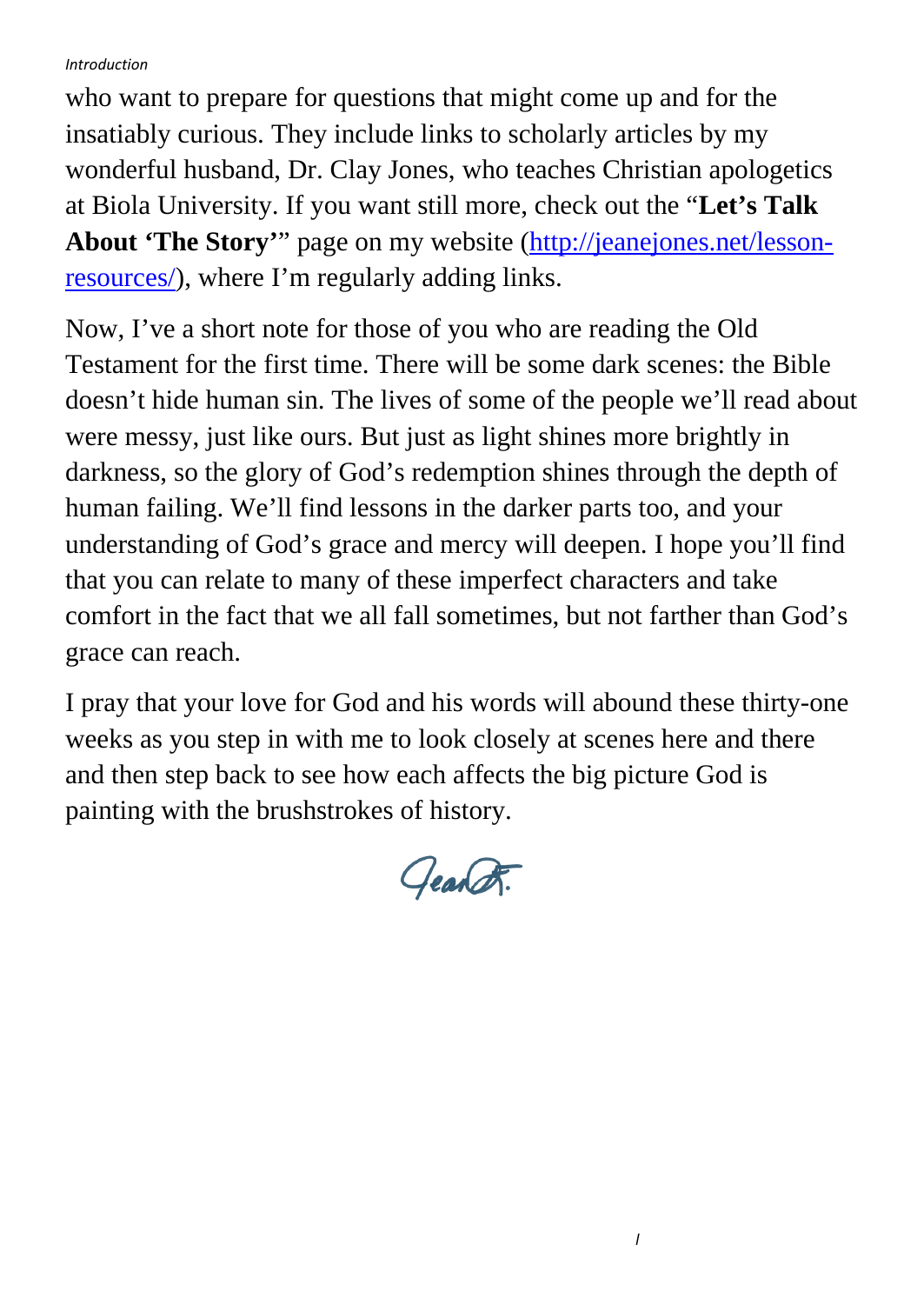who want to prepare for questions that might come up and for the insatiably curious. They include links to scholarly articles by my wonderful husband, Dr. Clay Jones, who teaches Christian apologetics at Biola University. If you want still more, check out the "**Let's Talk About 'The Story'**" page on my website ([http://jeanejones.net/lesson-resources/](http://jeanejones.net/lesson-resources/)), where I'm regularly adding links.

Now, I've a short note for those of you who are reading the Old Testament for the first time. There will be some dark scenes: the Bible doesn't hide human sin. The lives of some of the people we'll read about were messy, just like ours. But just as light shines more brightly in darkness, so the glory of God's redemption shines through the depth of human failing. We'll find lessons in the darker parts too, and your understanding of God's grace and mercy will deepen. I hope you'll find that you can relate to many of these imperfect characters and take comfort in the fact that we all fall sometimes, but not farther than God's grace can reach.

I pray that your love for God and his words will abound these thirty-one weeks as you step in with me to look closely at scenes here and there and then step back to see how each affects the big picture God is painting with the brushstrokes of history.

Jean E.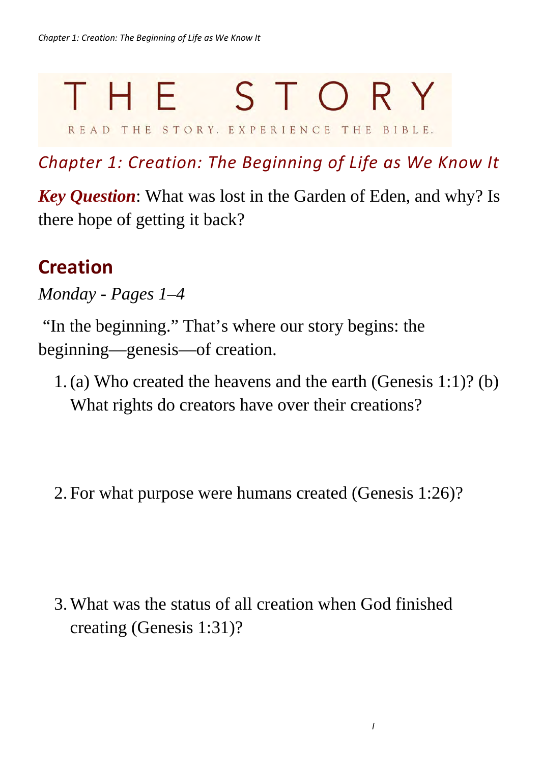# THE STORY

READ THE STORY. EXPERIENCE THE BIBLE.

## *Chapter 1: Creation: The Beginning of Life as We Know It*

***Key Question***: What was lost in the Garden of Eden, and why? Is there hope of getting it back?

## Creation

*Monday - Pages 1–4*

"In the beginning." That's where our story begins: the beginning—genesis—of creation.

1. (a) Who created the heavens and the earth (Genesis 1:1)? (b) What rights do creators have over their creations?

2. For what purpose were humans created (Genesis 1:26)?

3. What was the status of all creation when God finished creating (Genesis 1:31)?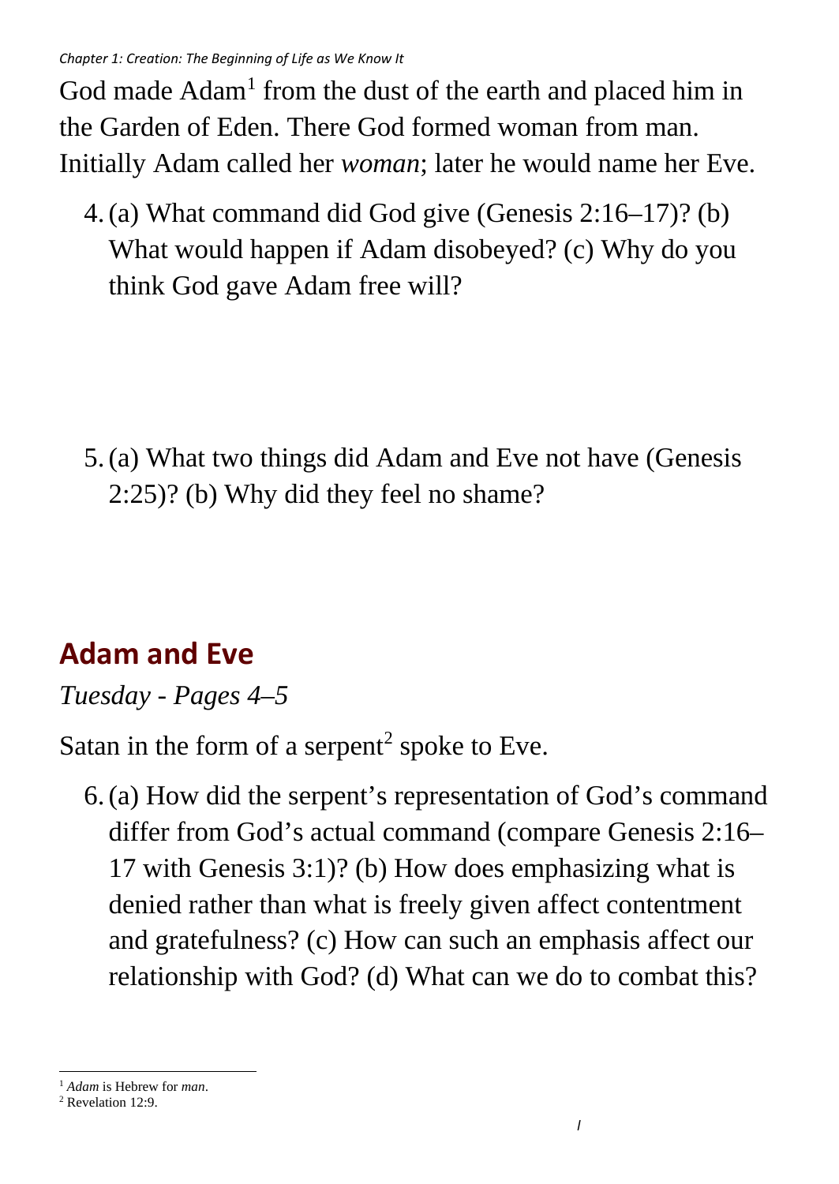God made Adam[1] from the dust of the earth and placed him in the Garden of Eden. There God formed woman from man. Initially Adam called her *woman*; later he would name her Eve.

4. (a) What command did God give (Genesis 2:16–17)? (b) What would happen if Adam disobeyed? (c) Why do you think God gave Adam free will?

5. (a) What two things did Adam and Eve not have (Genesis 2:25)? (b) Why did they feel no shame?

## Adam and Eve

*Tuesday - Pages 4–5*

Satan in the form of a serpent[2] spoke to Eve.

6. (a) How did the serpent's representation of God's command differ from God's actual command (compare Genesis 2:16–17 with Genesis 3:1)? (b) How does emphasizing what is denied rather than what is freely given affect contentment and gratefulness? (c) How can such an emphasis affect our relationship with God? (d) What can we do to combat this?

---

[1] *Adam* is Hebrew for *man*.

[2] Revelation 12:9.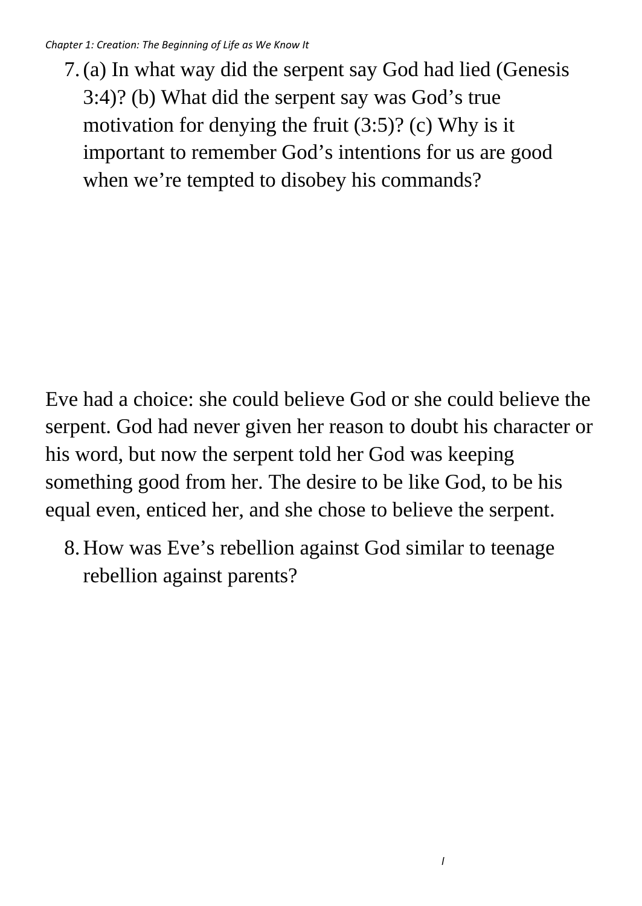7. (a) In what way did the serpent say God had lied (Genesis 3:4)? (b) What did the serpent say was God's true motivation for denying the fruit (3:5)? (c) Why is it important to remember God's intentions for us are good when we're tempted to disobey his commands?

Eve had a choice: she could believe God or she could believe the serpent. God had never given her reason to doubt his character or his word, but now the serpent told her God was keeping something good from her. The desire to be like God, to be his equal even, enticed her, and she chose to believe the serpent.

8. How was Eve's rebellion against God similar to teenage rebellion against parents?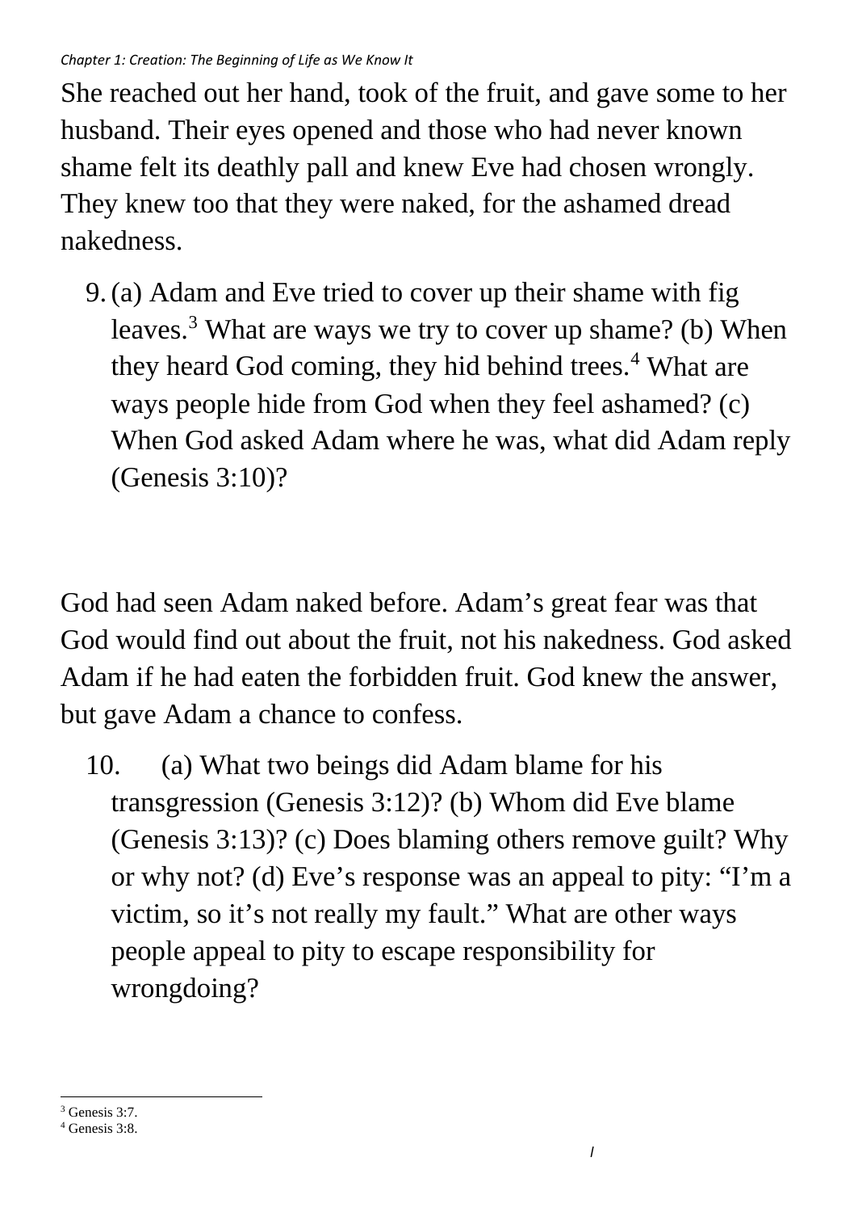She reached out her hand, took of the fruit, and gave some to her husband. Their eyes opened and those who had never known shame felt its deathly pall and knew Eve had chosen wrongly. They knew too that they were naked, for the ashamed dread nakedness.

9. (a) Adam and Eve tried to cover up their shame with fig leaves.[3] What are ways we try to cover up shame? (b) When they heard God coming, they hid behind trees.[4] What are ways people hide from God when they feel ashamed? (c) When God asked Adam where he was, what did Adam reply (Genesis 3:10)?

God had seen Adam naked before. Adam's great fear was that God would find out about the fruit, not his nakedness. God asked Adam if he had eaten the forbidden fruit. God knew the answer, but gave Adam a chance to confess.

10. (a) What two beings did Adam blame for his transgression (Genesis 3:12)? (b) Whom did Eve blame (Genesis 3:13)? (c) Does blaming others remove guilt? Why or why not? (d) Eve's response was an appeal to pity: "I'm a victim, so it's not really my fault." What are other ways people appeal to pity to escape responsibility for wrongdoing?

[3] Genesis 3:7.

[4] Genesis 3:8.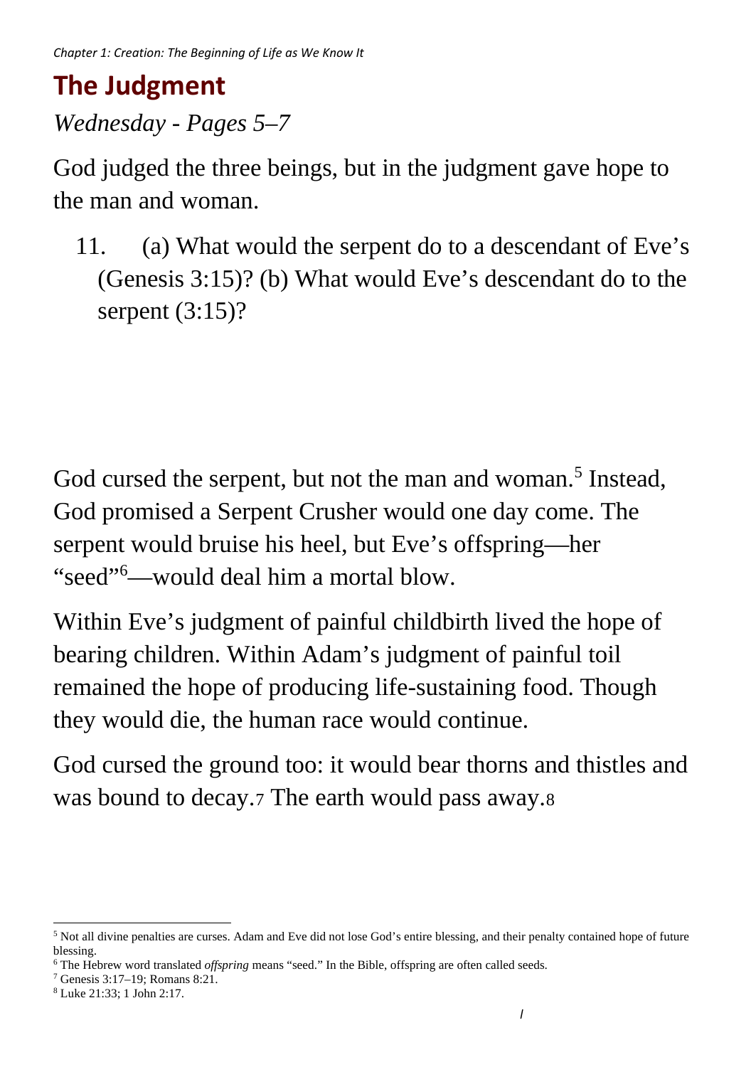## The Judgment

*Wednesday - Pages 5–7*

God judged the three beings, but in the judgment gave hope to the man and woman.

11. (a) What would the serpent do to a descendant of Eve's (Genesis 3:15)? (b) What would Eve's descendant do to the serpent (3:15)?

God cursed the serpent, but not the man and woman.[5] Instead, God promised a Serpent Crusher would one day come. The serpent would bruise his heel, but Eve's offspring—her "seed"[6]—would deal him a mortal blow.

Within Eve's judgment of painful childbirth lived the hope of bearing children. Within Adam's judgment of painful toil remained the hope of producing life-sustaining food. Though they would die, the human race would continue.

God cursed the ground too: it would bear thorns and thistles and was bound to decay.[7] The earth would pass away.[8]

---

[5] Not all divine penalties are curses. Adam and Eve did not lose God's entire blessing, and their penalty contained hope of future blessing.

[6] The Hebrew word translated *offspring* means "seed." In the Bible, offspring are often called seeds.

[7] Genesis 3:17–19; Romans 8:21.

[8] Luke 21:33; 1 John 2:17.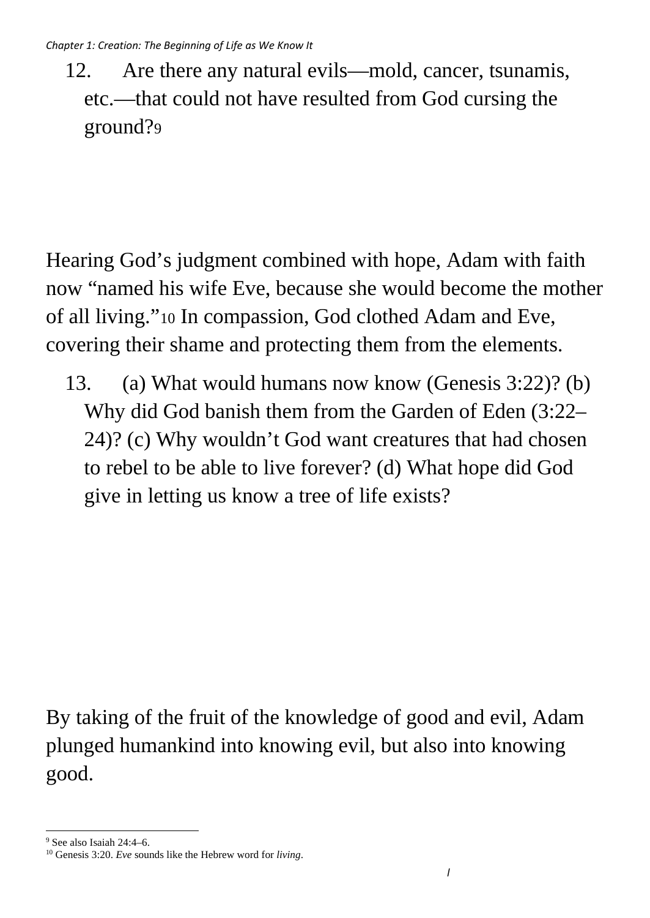12. Are there any natural evils—mold, cancer, tsunamis, etc.—that could not have resulted from God cursing the ground?[9]

Hearing God's judgment combined with hope, Adam with faith now "named his wife Eve, because she would become the mother of all living."[10] In compassion, God clothed Adam and Eve, covering their shame and protecting them from the elements.

13. (a) What would humans now know (Genesis 3:22)? (b) Why did God banish them from the Garden of Eden (3:22–24)? (c) Why wouldn't God want creatures that had chosen to rebel to be able to live forever? (d) What hope did God give in letting us know a tree of life exists?

By taking of the fruit of the knowledge of good and evil, Adam plunged humankind into knowing evil, but also into knowing good.

---

[9] See also Isaiah 24:4–6.

[10] Genesis 3:20. *Eve* sounds like the Hebrew word for *living*.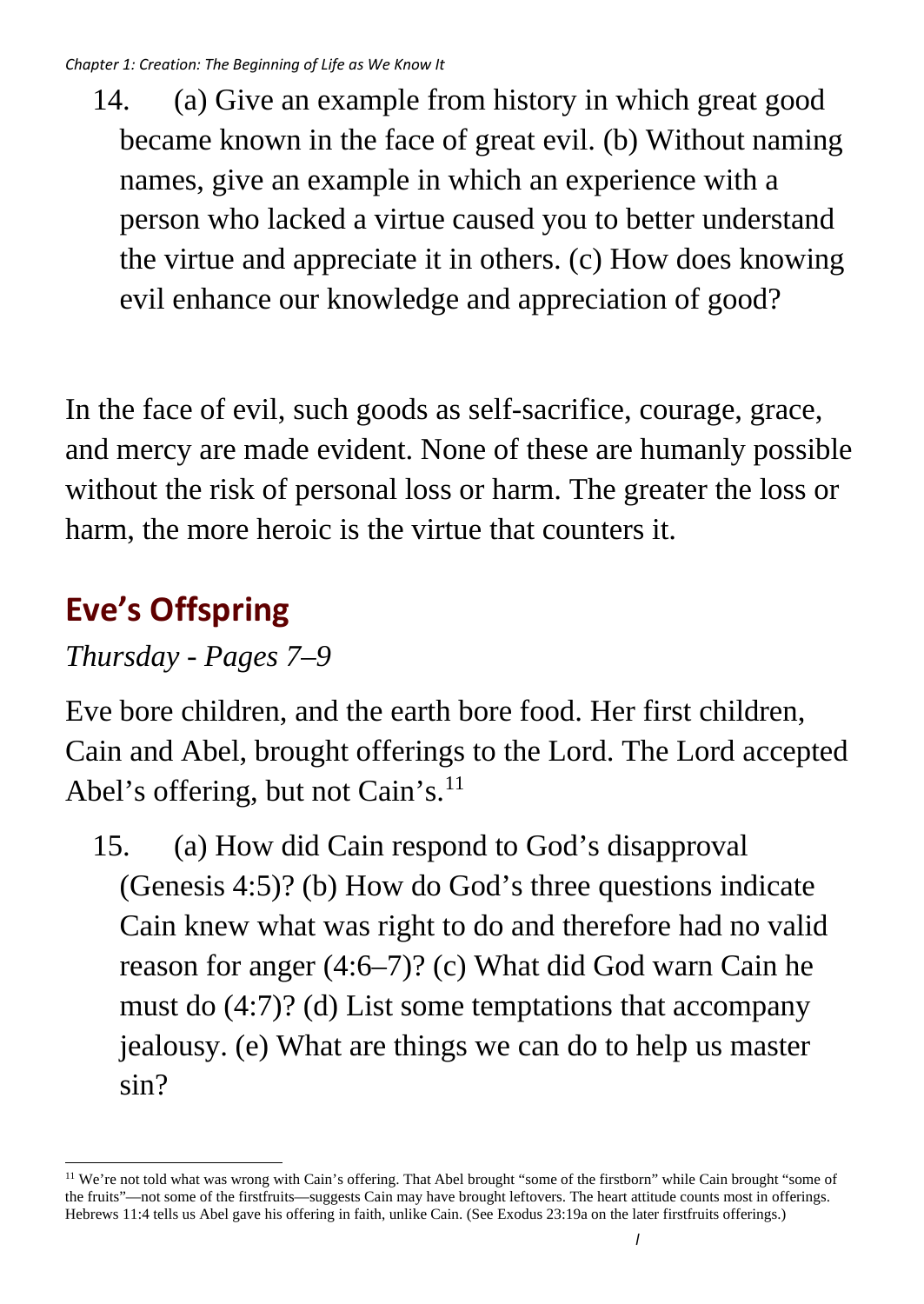14. (a) Give an example from history in which great good became known in the face of great evil. (b) Without naming names, give an example in which an experience with a person who lacked a virtue caused you to better understand the virtue and appreciate it in others. (c) How does knowing evil enhance our knowledge and appreciation of good?

In the face of evil, such goods as self-sacrifice, courage, grace, and mercy are made evident. None of these are humanly possible without the risk of personal loss or harm. The greater the loss or harm, the more heroic is the virtue that counters it.

## Eve's Offspring

*Thursday - Pages 7–9*

Eve bore children, and the earth bore food. Her first children, Cain and Abel, brought offerings to the Lord. The Lord accepted Abel's offering, but not Cain's.[11]

15. (a) How did Cain respond to God's disapproval (Genesis 4:5)? (b) How do God's three questions indicate Cain knew what was right to do and therefore had no valid reason for anger (4:6–7)? (c) What did God warn Cain he must do (4:7)? (d) List some temptations that accompany jealousy. (e) What are things we can do to help us master sin?

[11] We're not told what was wrong with Cain's offering. That Abel brought "some of the firstborn" while Cain brought "some of the fruits"—not some of the firstfruits—suggests Cain may have brought leftovers. The heart attitude counts most in offerings. Hebrews 11:4 tells us Abel gave his offering in faith, unlike Cain. (See Exodus 23:19a on the later firstfruits offerings.)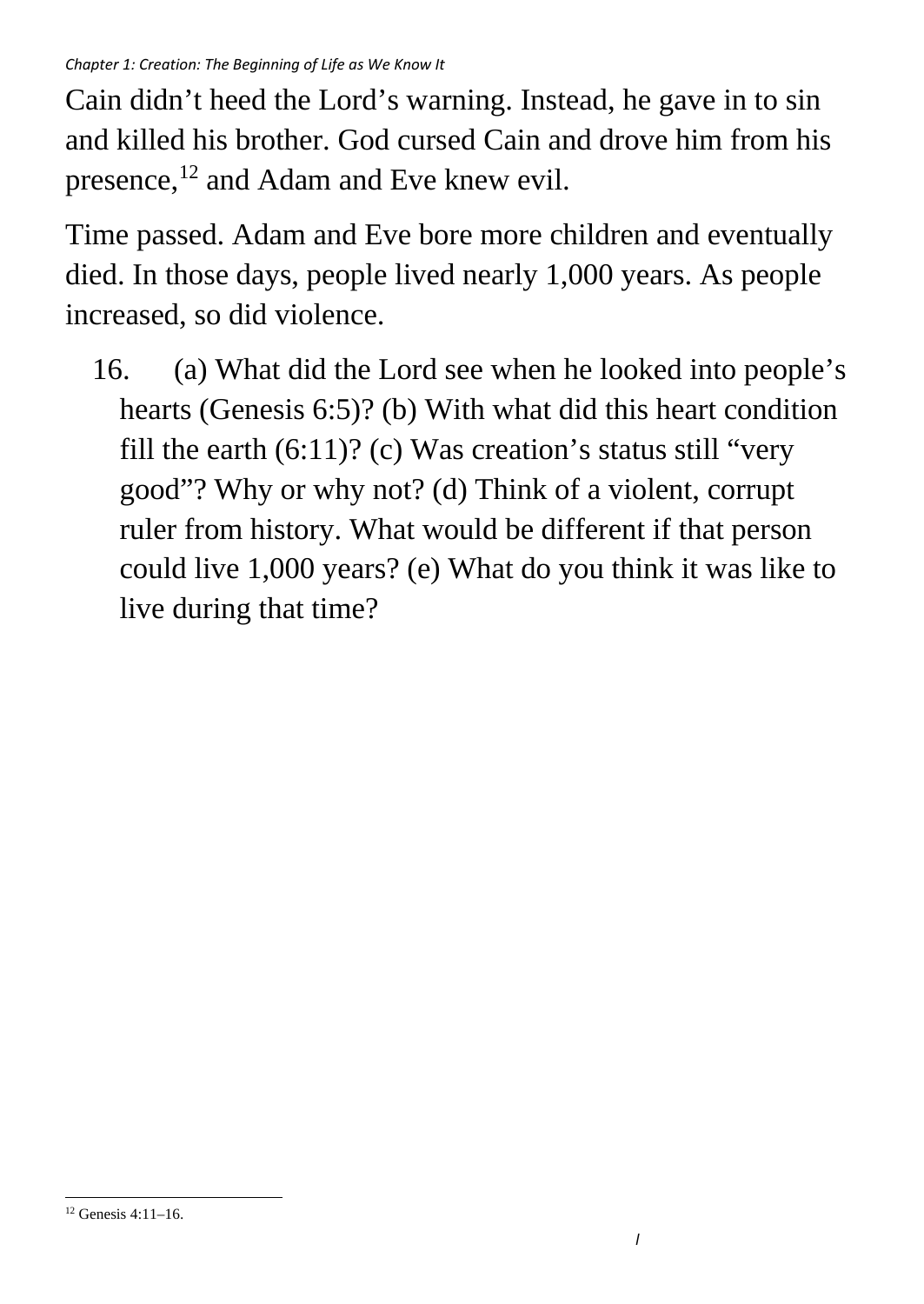Cain didn’t heed the Lord’s warning. Instead, he gave in to sin and killed his brother. God cursed Cain and drove him from his presence,[12] and Adam and Eve knew evil.

Time passed. Adam and Eve bore more children and eventually died. In those days, people lived nearly 1,000 years. As people increased, so did violence.

16. (a) What did the Lord see when he looked into people’s hearts (Genesis 6:5)? (b) With what did this heart condition fill the earth (6:11)? (c) Was creation’s status still “very good”? Why or why not? (d) Think of a violent, corrupt ruler from history. What would be different if that person could live 1,000 years? (e) What do you think it was like to live during that time?

[12] Genesis 4:11–16.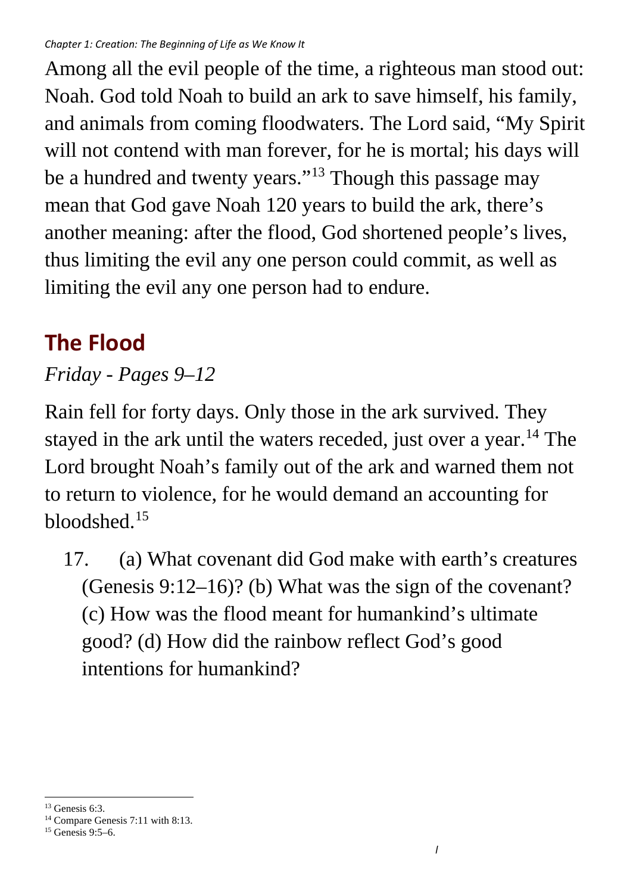Among all the evil people of the time, a righteous man stood out: Noah. God told Noah to build an ark to save himself, his family, and animals from coming floodwaters. The Lord said, "My Spirit will not contend with man forever, for he is mortal; his days will be a hundred and twenty years."[13] Though this passage may mean that God gave Noah 120 years to build the ark, there's another meaning: after the flood, God shortened people's lives, thus limiting the evil any one person could commit, as well as limiting the evil any one person had to endure.

## The Flood

*Friday - Pages 9–12*

Rain fell for forty days. Only those in the ark survived. They stayed in the ark until the waters receded, just over a year.[14] The Lord brought Noah's family out of the ark and warned them not to return to violence, for he would demand an accounting for bloodshed.[15]

17. (a) What covenant did God make with earth's creatures (Genesis 9:12–16)? (b) What was the sign of the covenant? (c) How was the flood meant for humankind's ultimate good? (d) How did the rainbow reflect God's good intentions for humankind?

---

[13] Genesis 6:3.

[14] Compare Genesis 7:11 with 8:13.

[15] Genesis 9:5–6.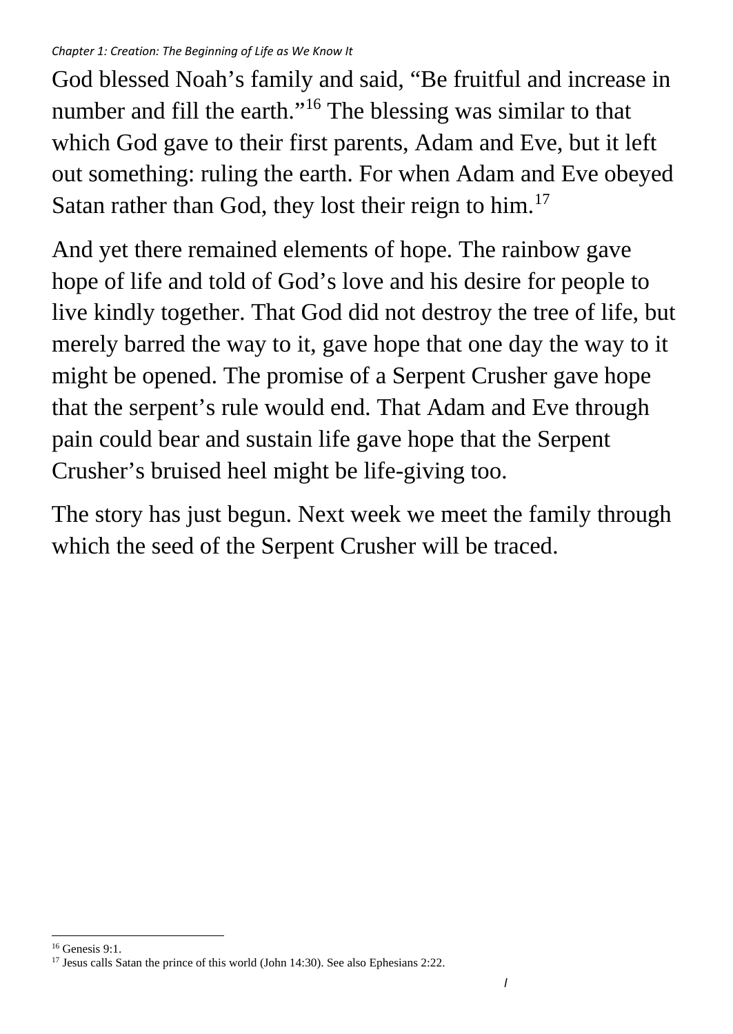God blessed Noah’s family and said, “Be fruitful and increase in number and fill the earth.”[16] The blessing was similar to that which God gave to their first parents, Adam and Eve, but it left out something: ruling the earth. For when Adam and Eve obeyed Satan rather than God, they lost their reign to him.[17]

And yet there remained elements of hope. The rainbow gave hope of life and told of God’s love and his desire for people to live kindly together. That God did not destroy the tree of life, but merely barred the way to it, gave hope that one day the way to it might be opened. The promise of a Serpent Crusher gave hope that the serpent’s rule would end. That Adam and Eve through pain could bear and sustain life gave hope that the Serpent Crusher’s bruised heel might be life-giving too.

The story has just begun. Next week we meet the family through which the seed of the Serpent Crusher will be traced.

---

[16] Genesis 9:1.

[17] Jesus calls Satan the prince of this world (John 14:30). See also Ephesians 2:22.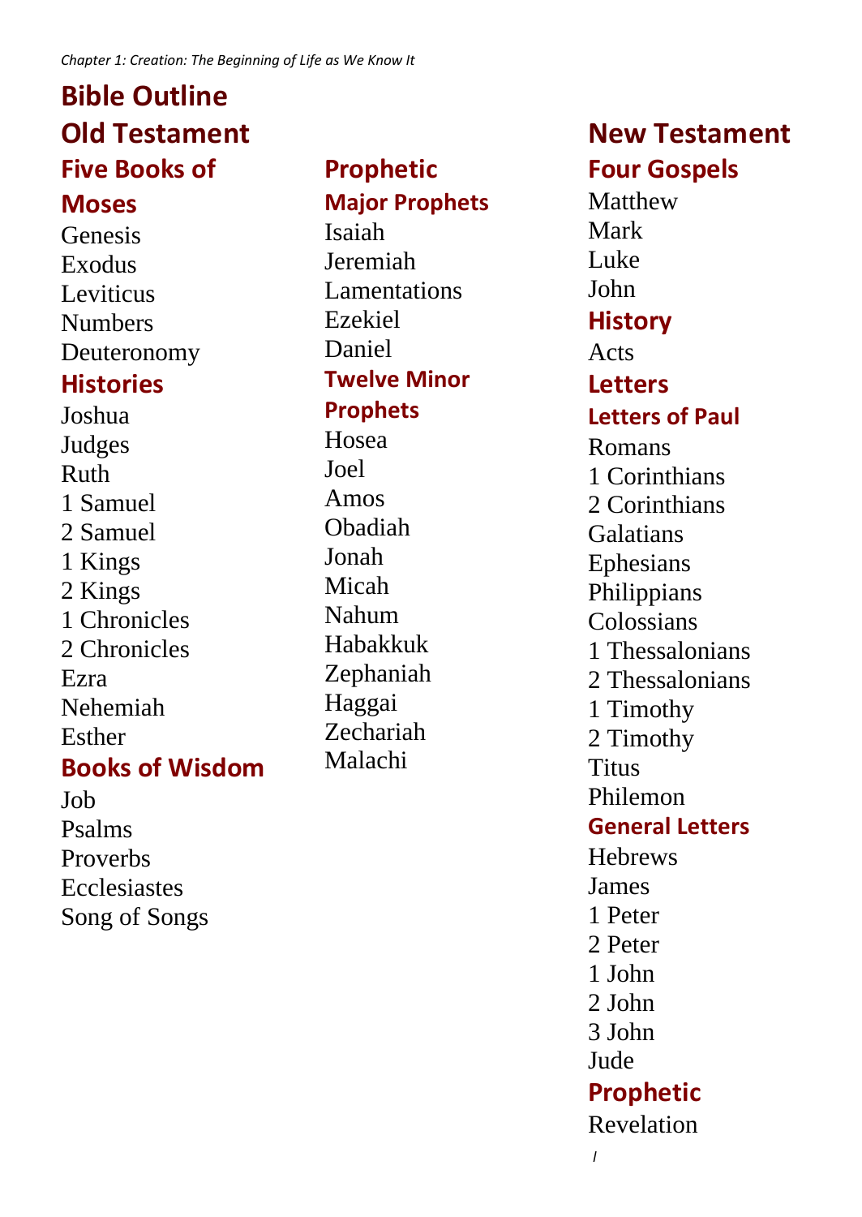# Bible Outline

## Old Testament

### Five Books of Moses

Genesis
Exodus
Leviticus
Numbers
Deuteronomy

### Histories

Joshua
Judges
Ruth
1 Samuel
2 Samuel
1 Kings
2 Kings
1 Chronicles
2 Chronicles
Ezra
Nehemiah
Esther

### Books of Wisdom

Job
Psalms
Proverbs
Ecclesiastes
Song of Songs

### Prophetic

#### Major Prophets

Isaiah
Jeremiah
Lamentations
Ezekiel
Daniel

#### Twelve Minor Prophets

Hosea
Joel
Amos
Obadiah
Jonah
Micah
Nahum
Habakkuk
Zephaniah
Haggai
Zechariah
Malachi

## New Testament

### Four Gospels

Matthew
Mark
Luke
John

### History

Acts

### Letters

#### Letters of Paul

Romans
1 Corinthians
2 Corinthians
Galatians
Ephesians
Philippians
Colossians
1 Thessalonians
2 Thessalonians
1 Timothy
2 Timothy
Titus
Philemon

#### General Letters

Hebrews
James
1 Peter
2 Peter
1 John
2 John
3 John
Jude

### Prophetic

Revelation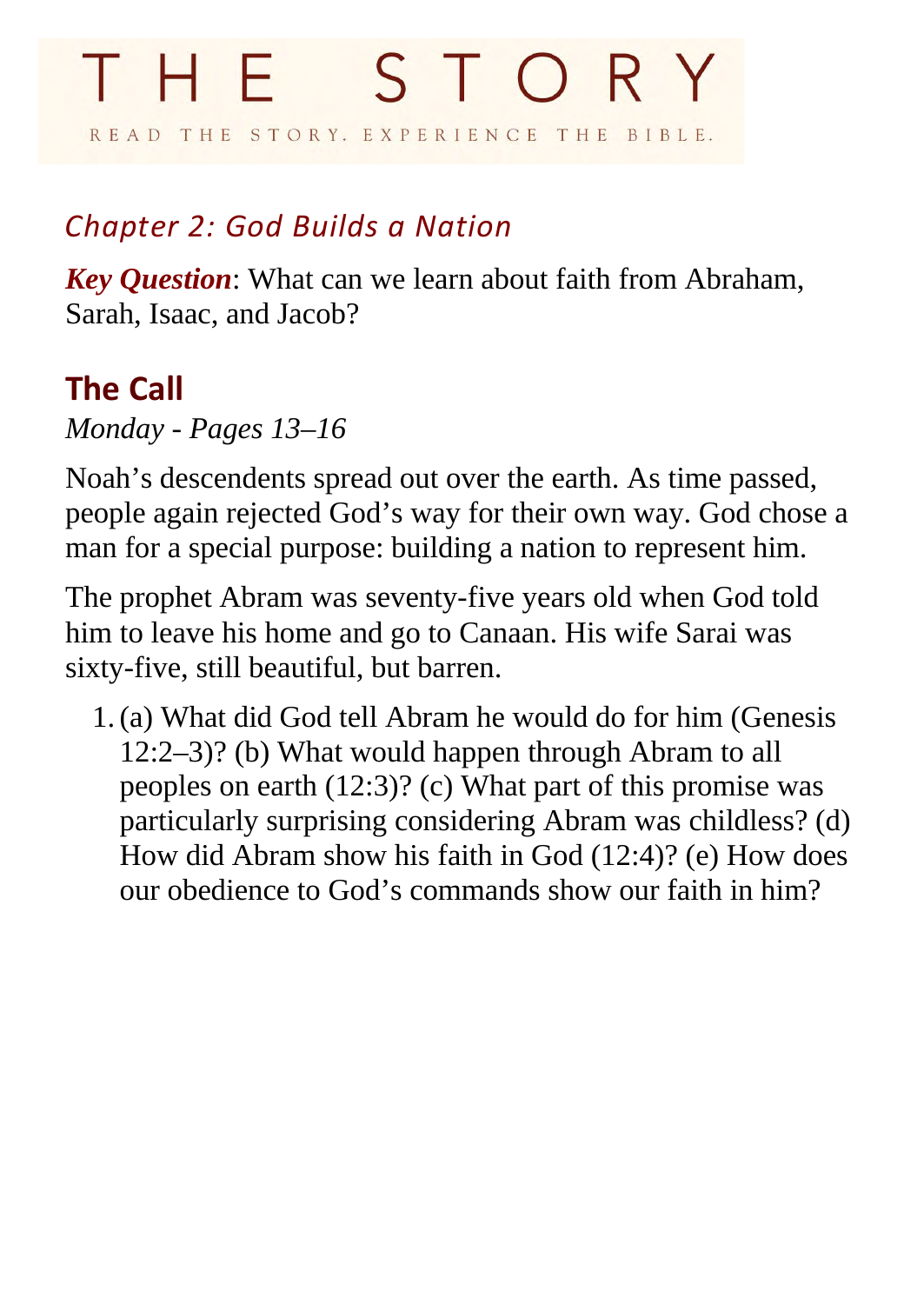# THE STORY

READ THE STORY. EXPERIENCE THE BIBLE.

## *Chapter 2: God Builds a Nation*

***Key Question***: What can we learn about faith from Abraham, Sarah, Isaac, and Jacob?

### The Call

*Monday - Pages 13–16*

Noah's descendents spread out over the earth. As time passed, people again rejected God's way for their own way. God chose a man for a special purpose: building a nation to represent him.

The prophet Abram was seventy-five years old when God told him to leave his home and go to Canaan. His wife Sarai was sixty-five, still beautiful, but barren.

1. (a) What did God tell Abram he would do for him (Genesis 12:2–3)? (b) What would happen through Abram to all peoples on earth (12:3)? (c) What part of this promise was particularly surprising considering Abram was childless? (d) How did Abram show his faith in God (12:4)? (e) How does our obedience to God's commands show our faith in him?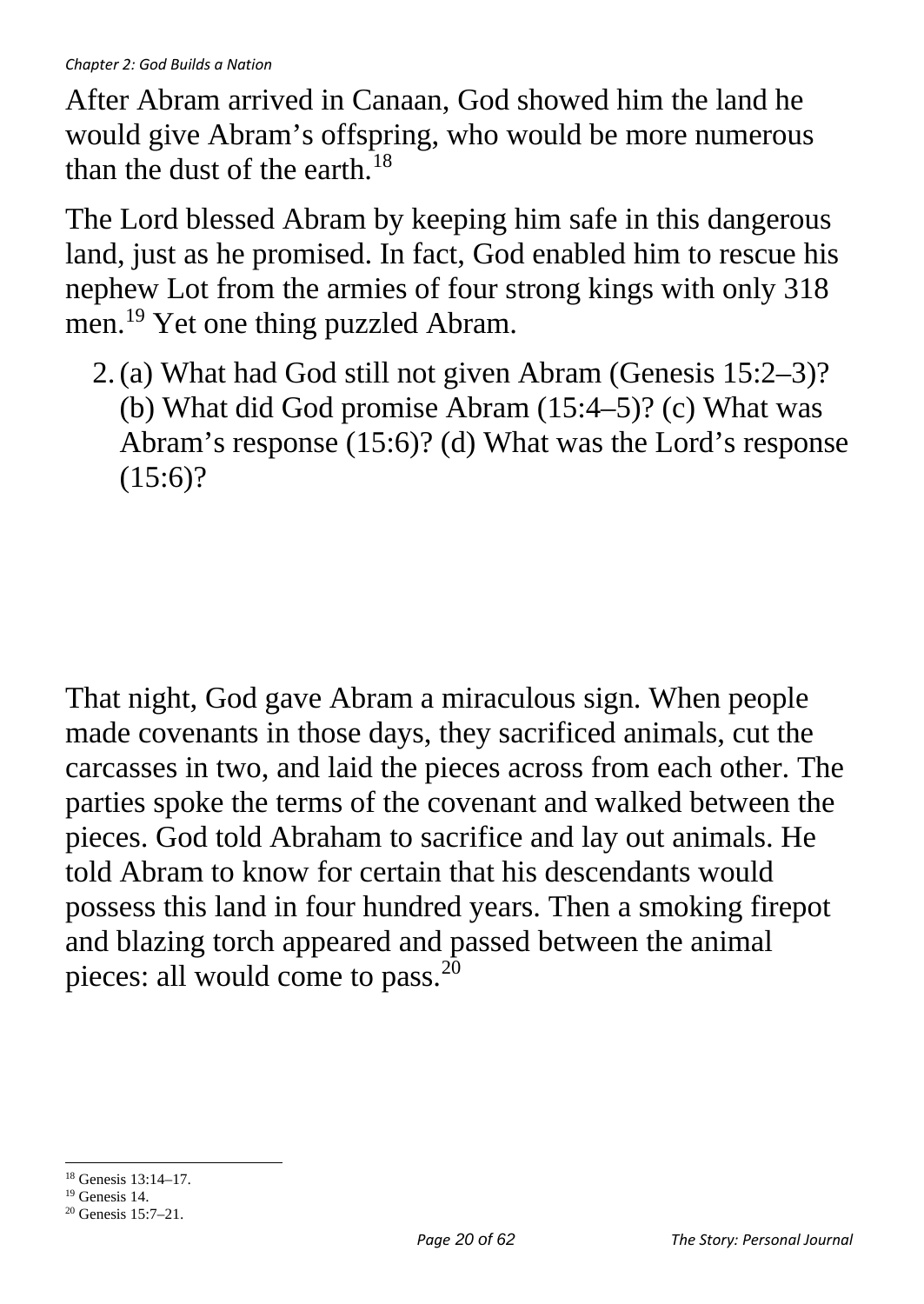After Abram arrived in Canaan, God showed him the land he would give Abram's offspring, who would be more numerous than the dust of the earth.[18]

The Lord blessed Abram by keeping him safe in this dangerous land, just as he promised. In fact, God enabled him to rescue his nephew Lot from the armies of four strong kings with only 318 men.[19] Yet one thing puzzled Abram.

2. (a) What had God still not given Abram (Genesis 15:2–3)? (b) What did God promise Abram (15:4–5)? (c) What was Abram's response (15:6)? (d) What was the Lord's response (15:6)?

That night, God gave Abram a miraculous sign. When people made covenants in those days, they sacrificed animals, cut the carcasses in two, and laid the pieces across from each other. The parties spoke the terms of the covenant and walked between the pieces. God told Abraham to sacrifice and lay out animals. He told Abram to know for certain that his descendants would possess this land in four hundred years. Then a smoking firepot and blazing torch appeared and passed between the animal pieces: all would come to pass.[20]

---

[18] Genesis 13:14–17.

[19] Genesis 14.

[20] Genesis 15:7–21.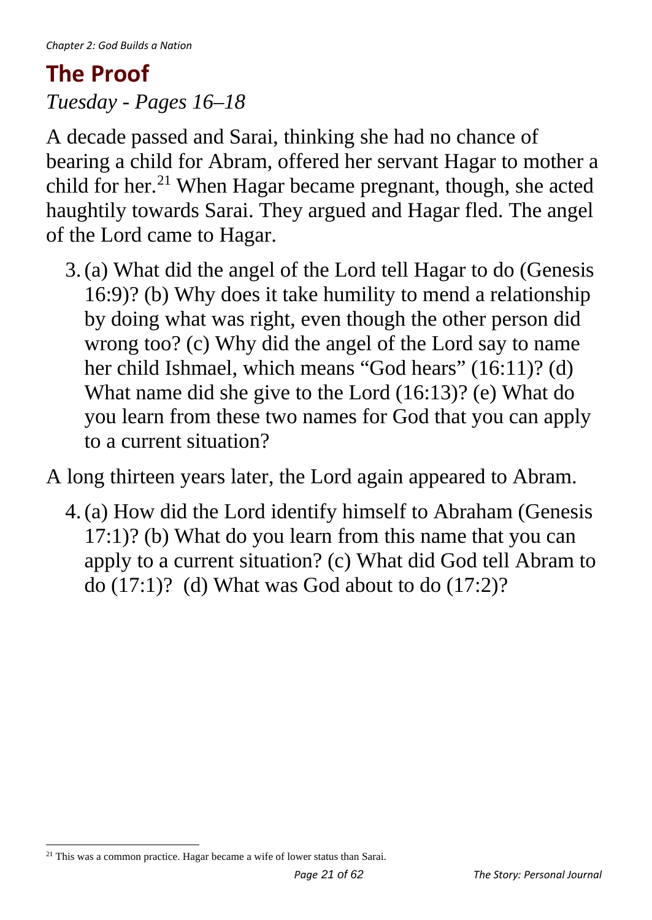## The Proof

*Tuesday - Pages 16–18*

A decade passed and Sarai, thinking she had no chance of bearing a child for Abram, offered her servant Hagar to mother a child for her.[21] When Hagar became pregnant, though, she acted haughtily towards Sarai. They argued and Hagar fled. The angel of the Lord came to Hagar.

3. (a) What did the angel of the Lord tell Hagar to do (Genesis 16:9)? (b) Why does it take humility to mend a relationship by doing what was right, even though the other person did wrong too? (c) Why did the angel of the Lord say to name her child Ishmael, which means "God hears" (16:11)? (d) What name did she give to the Lord (16:13)? (e) What do you learn from these two names for God that you can apply to a current situation?

A long thirteen years later, the Lord again appeared to Abram.

4. (a) How did the Lord identify himself to Abraham (Genesis 17:1)? (b) What do you learn from this name that you can apply to a current situation? (c) What did God tell Abram to do (17:1)? (d) What was God about to do (17:2)?

---

[21] This was a common practice. Hagar became a wife of lower status than Sarai.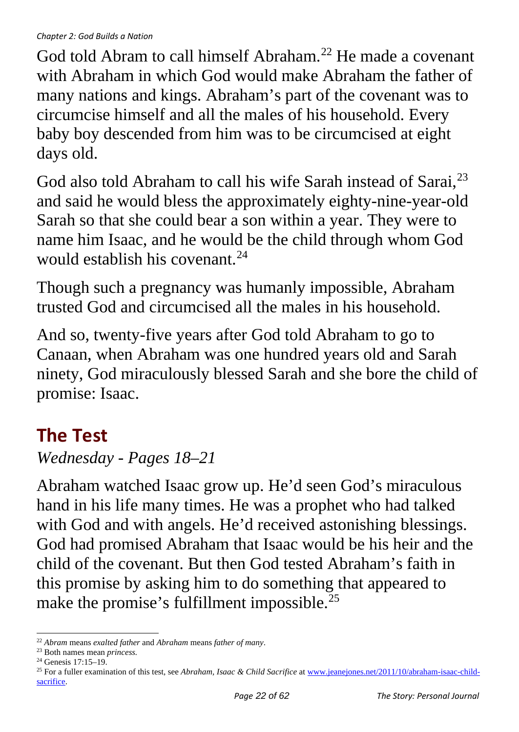God told Abram to call himself Abraham.[22] He made a covenant with Abraham in which God would make Abraham the father of many nations and kings. Abraham's part of the covenant was to circumcise himself and all the males of his household. Every baby boy descended from him was to be circumcised at eight days old.

God also told Abraham to call his wife Sarah instead of Sarai,[23] and said he would bless the approximately eighty-nine-year-old Sarah so that she could bear a son within a year. They were to name him Isaac, and he would be the child through whom God would establish his covenant.[24]

Though such a pregnancy was humanly impossible, Abraham trusted God and circumcised all the males in his household.

And so, twenty-five years after God told Abraham to go to Canaan, when Abraham was one hundred years old and Sarah ninety, God miraculously blessed Sarah and she bore the child of promise: Isaac.

## The Test

*Wednesday - Pages 18–21*

Abraham watched Isaac grow up. He'd seen God's miraculous hand in his life many times. He was a prophet who had talked with God and with angels. He'd received astonishing blessings. God had promised Abraham that Isaac would be his heir and the child of the covenant. But then God tested Abraham's faith in this promise by asking him to do something that appeared to make the promise's fulfillment impossible.[25]

---

[22] *Abram* means *exalted father* and *Abraham* means *father of many*.

[23] Both names mean *princess.*

[24] Genesis 17:15–19.

[25] For a fuller examination of this test, see *Abraham, Isaac & Child Sacrifice* at [www.jeanejones.net/2011/10/abraham-isaac-child-sacrifice](http://www.jeanejones.net/2011/10/abraham-isaac-child-sacrifice).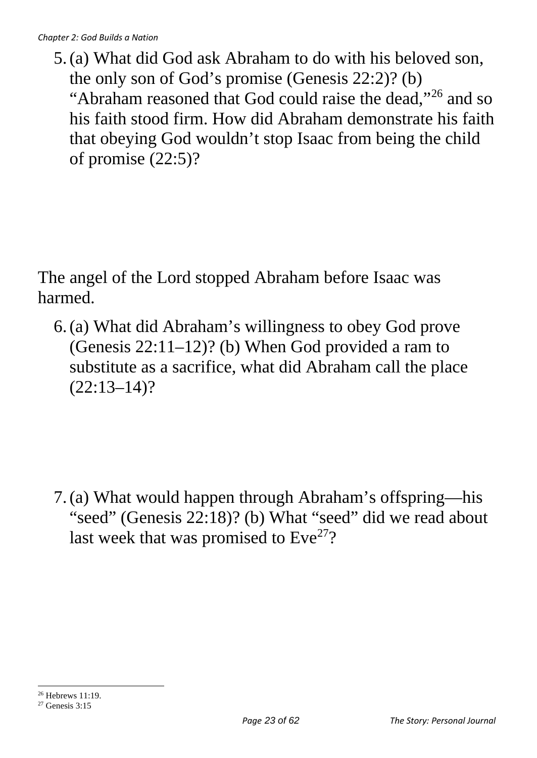5. (a) What did God ask Abraham to do with his beloved son, the only son of God's promise (Genesis 22:2)? (b) "Abraham reasoned that God could raise the dead,"[26] and so his faith stood firm. How did Abraham demonstrate his faith that obeying God wouldn't stop Isaac from being the child of promise (22:5)?

The angel of the Lord stopped Abraham before Isaac was harmed.

6. (a) What did Abraham's willingness to obey God prove (Genesis 22:11–12)? (b) When God provided a ram to substitute as a sacrifice, what did Abraham call the place (22:13–14)?

7. (a) What would happen through Abraham's offspring—his "seed" (Genesis 22:18)? (b) What "seed" did we read about last week that was promised to Eve[27]?

---

[26] Hebrews 11:19.

[27] Genesis 3:15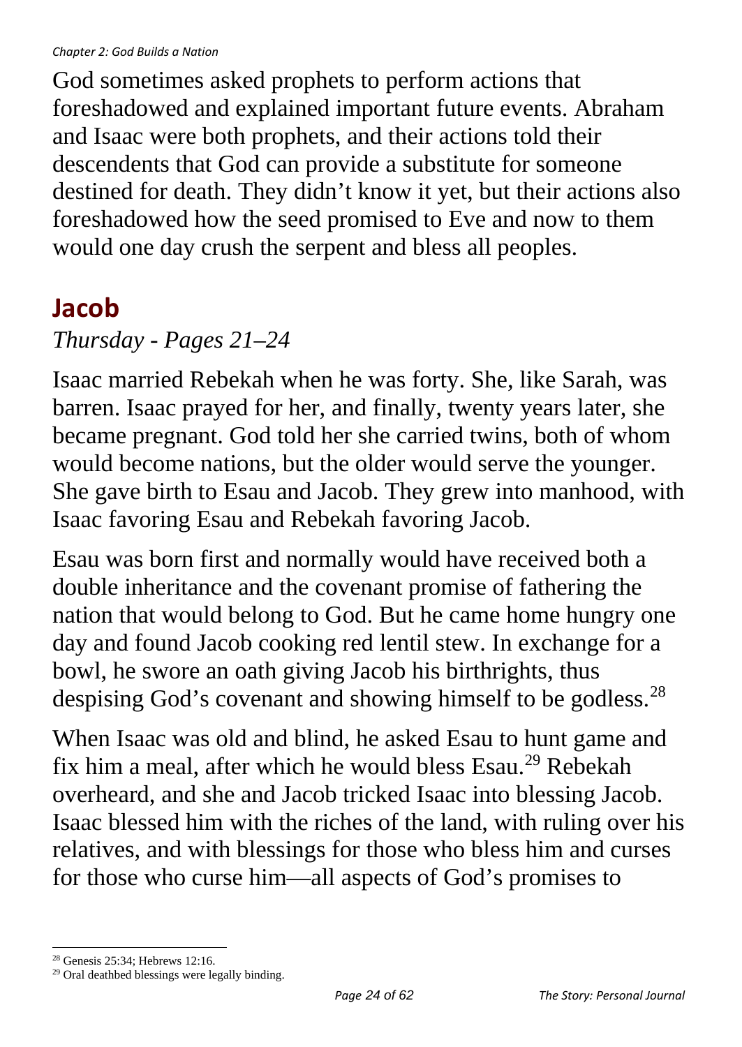God sometimes asked prophets to perform actions that foreshadowed and explained important future events. Abraham and Isaac were both prophets, and their actions told their descendents that God can provide a substitute for someone destined for death. They didn't know it yet, but their actions also foreshadowed how the seed promised to Eve and now to them would one day crush the serpent and bless all peoples.

## Jacob

*Thursday - Pages 21–24*

Isaac married Rebekah when he was forty. She, like Sarah, was barren. Isaac prayed for her, and finally, twenty years later, she became pregnant. God told her she carried twins, both of whom would become nations, but the older would serve the younger. She gave birth to Esau and Jacob. They grew into manhood, with Isaac favoring Esau and Rebekah favoring Jacob.

Esau was born first and normally would have received both a double inheritance and the covenant promise of fathering the nation that would belong to God. But he came home hungry one day and found Jacob cooking red lentil stew. In exchange for a bowl, he swore an oath giving Jacob his birthrights, thus despising God's covenant and showing himself to be godless.[28]

When Isaac was old and blind, he asked Esau to hunt game and fix him a meal, after which he would bless Esau.[29] Rebekah overheard, and she and Jacob tricked Isaac into blessing Jacob. Isaac blessed him with the riches of the land, with ruling over his relatives, and with blessings for those who bless him and curses for those who curse him—all aspects of God's promises to

---

[28] Genesis 25:34; Hebrews 12:16.

[29] Oral deathbed blessings were legally binding.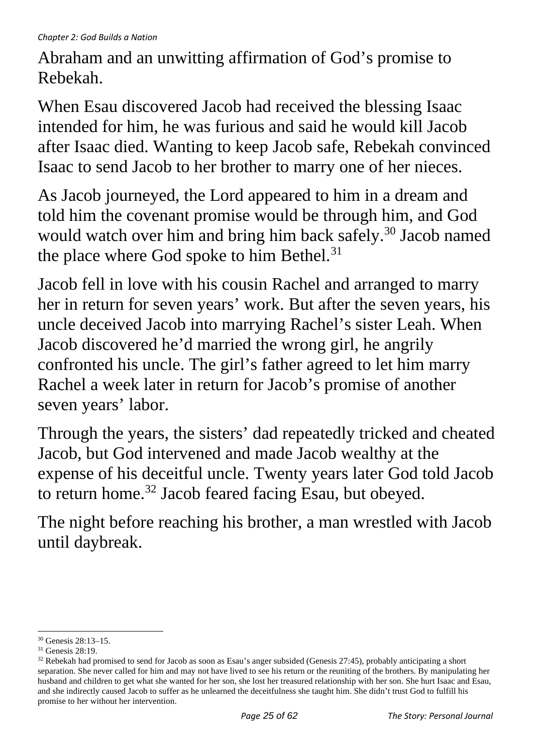Abraham and an unwitting affirmation of God's promise to Rebekah.

When Esau discovered Jacob had received the blessing Isaac intended for him, he was furious and said he would kill Jacob after Isaac died. Wanting to keep Jacob safe, Rebekah convinced Isaac to send Jacob to her brother to marry one of her nieces.

As Jacob journeyed, the Lord appeared to him in a dream and told him the covenant promise would be through him, and God would watch over him and bring him back safely.[30] Jacob named the place where God spoke to him Bethel.[31]

Jacob fell in love with his cousin Rachel and arranged to marry her in return for seven years' work. But after the seven years, his uncle deceived Jacob into marrying Rachel's sister Leah. When Jacob discovered he'd married the wrong girl, he angrily confronted his uncle. The girl's father agreed to let him marry Rachel a week later in return for Jacob's promise of another seven years' labor.

Through the years, the sisters' dad repeatedly tricked and cheated Jacob, but God intervened and made Jacob wealthy at the expense of his deceitful uncle. Twenty years later God told Jacob to return home.[32] Jacob feared facing Esau, but obeyed.

The night before reaching his brother, a man wrestled with Jacob until daybreak.

---

[30] Genesis 28:13–15.

[31] Genesis 28:19.

[32] Rebekah had promised to send for Jacob as soon as Esau's anger subsided (Genesis 27:45), probably anticipating a short separation. She never called for him and may not have lived to see his return or the reuniting of the brothers. By manipulating her husband and children to get what she wanted for her son, she lost her treasured relationship with her son. She hurt Isaac and Esau, and she indirectly caused Jacob to suffer as he unlearned the deceitfulness she taught him. She didn't trust God to fulfill his promise to her without her intervention.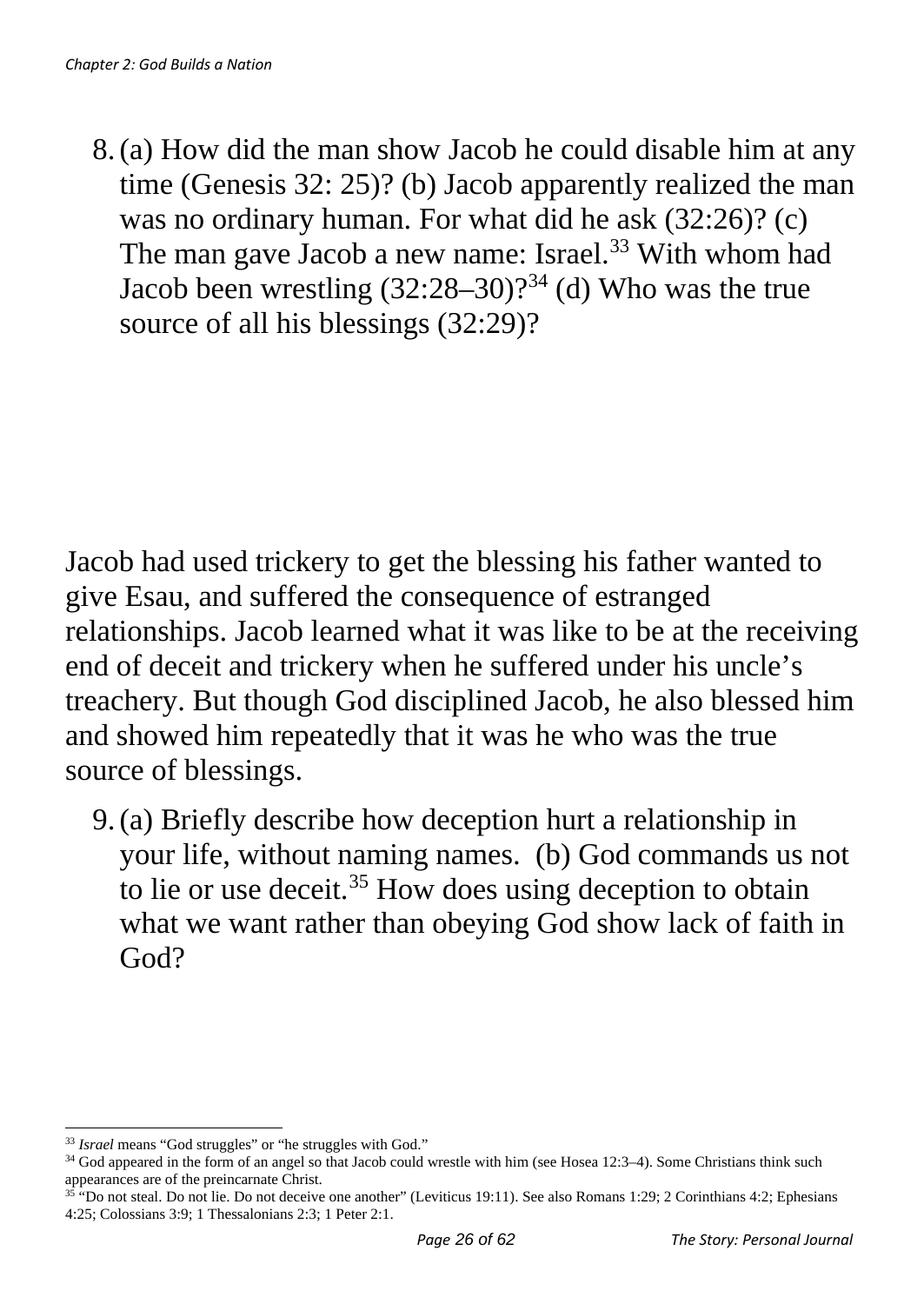8. (a) How did the man show Jacob he could disable him at any time (Genesis 32: 25)? (b) Jacob apparently realized the man was no ordinary human. For what did he ask (32:26)? (c) The man gave Jacob a new name: Israel.[33] With whom had Jacob been wrestling (32:28–30)?[34] (d) Who was the true source of all his blessings (32:29)?

Jacob had used trickery to get the blessing his father wanted to give Esau, and suffered the consequence of estranged relationships. Jacob learned what it was like to be at the receiving end of deceit and trickery when he suffered under his uncle's treachery. But though God disciplined Jacob, he also blessed him and showed him repeatedly that it was he who was the true source of blessings.

9. (a) Briefly describe how deception hurt a relationship in your life, without naming names. (b) God commands us not to lie or use deceit.[35] How does using deception to obtain what we want rather than obeying God show lack of faith in God?

---

[33] *Israel* means "God struggles" or "he struggles with God."

[34] God appeared in the form of an angel so that Jacob could wrestle with him (see Hosea 12:3–4). Some Christians think such appearances are of the preincarnate Christ.

[35] "Do not steal. Do not lie. Do not deceive one another" (Leviticus 19:11). See also Romans 1:29; 2 Corinthians 4:2; Ephesians 4:25; Colossians 3:9; 1 Thessalonians 2:3; 1 Peter 2:1.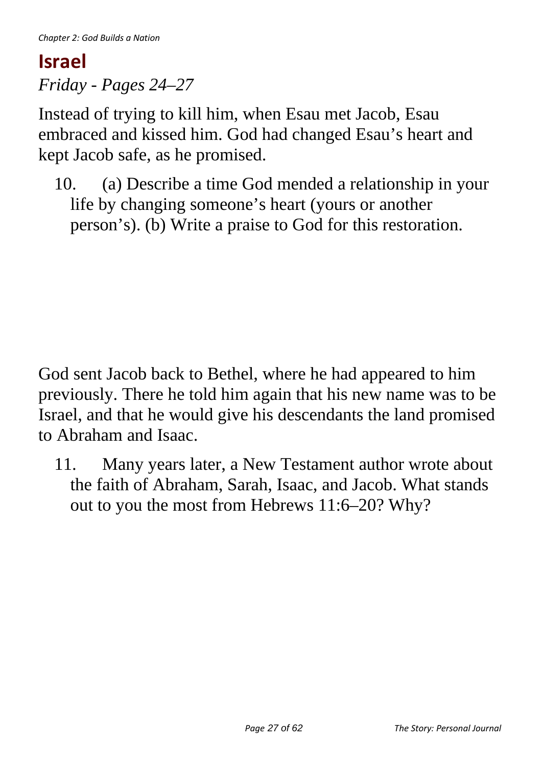## Israel

*Friday - Pages 24–27*

Instead of trying to kill him, when Esau met Jacob, Esau embraced and kissed him. God had changed Esau's heart and kept Jacob safe, as he promised.

10. (a) Describe a time God mended a relationship in your life by changing someone's heart (yours or another person's). (b) Write a praise to God for this restoration.

God sent Jacob back to Bethel, where he had appeared to him previously. There he told him again that his new name was to be Israel, and that he would give his descendants the land promised to Abraham and Isaac.

11. Many years later, a New Testament author wrote about the faith of Abraham, Sarah, Isaac, and Jacob. What stands out to you the most from Hebrews 11:6–20? Why?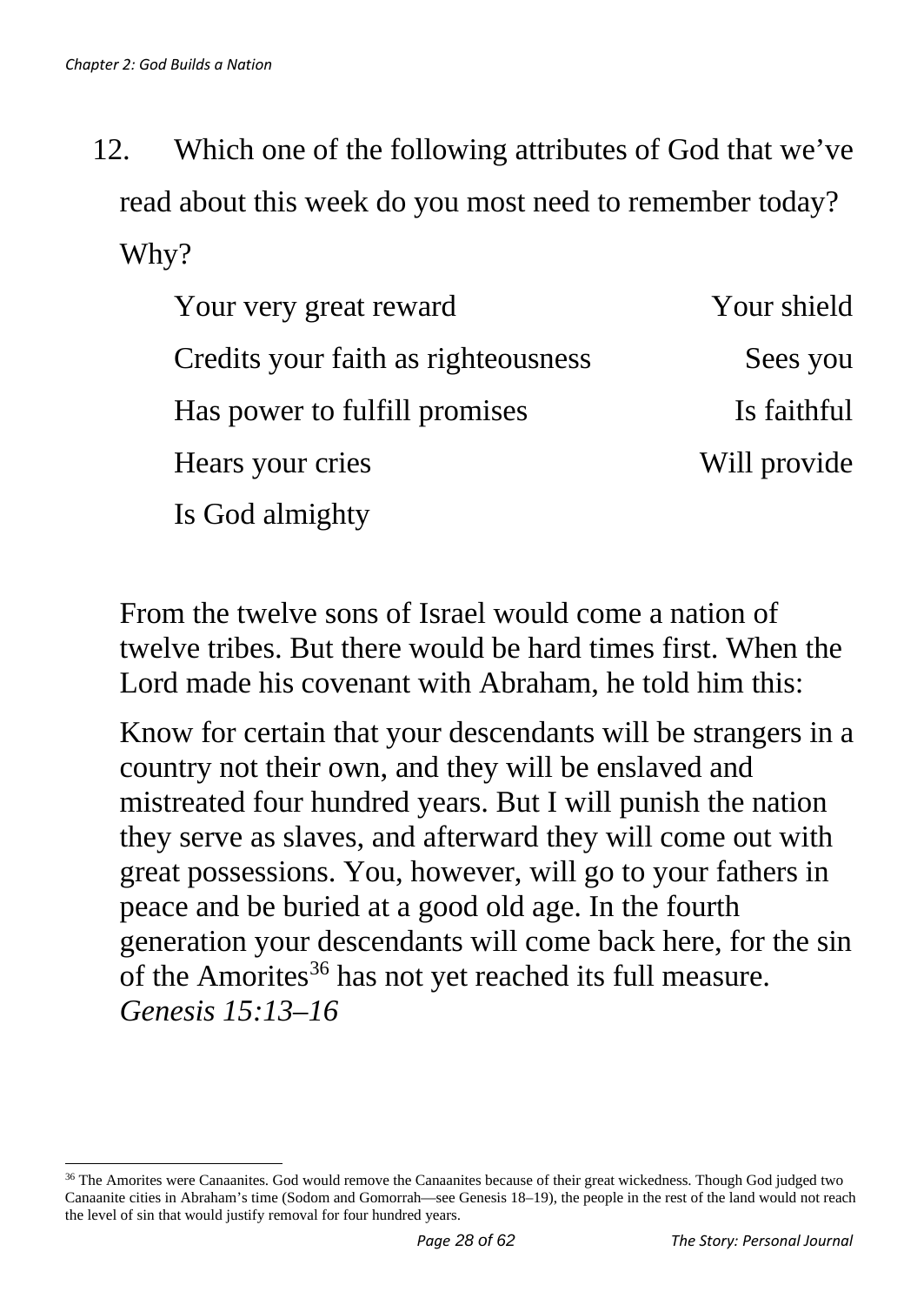12. Which one of the following attributes of God that we've read about this week do you most need to remember today? Why?

| | |
|---|---|
| Your very great reward | Your shield |
| Credits your faith as righteousness | Sees you |
| Has power to fulfill promises | Is faithful |
| Hears your cries | Will provide |
| Is God almighty | |

From the twelve sons of Israel would come a nation of twelve tribes. But there would be hard times first. When the Lord made his covenant with Abraham, he told him this:

Know for certain that your descendants will be strangers in a country not their own, and they will be enslaved and mistreated four hundred years. But I will punish the nation they serve as slaves, and afterward they will come out with great possessions. You, however, will go to your fathers in peace and be buried at a good old age. In the fourth generation your descendants will come back here, for the sin of the Amorites[36] has not yet reached its full measure. *Genesis 15:13–16*

[36] The Amorites were Canaanites. God would remove the Canaanites because of their great wickedness. Though God judged two Canaanite cities in Abraham's time (Sodom and Gomorrah—see Genesis 18–19), the people in the rest of the land would not reach the level of sin that would justify removal for four hundred years.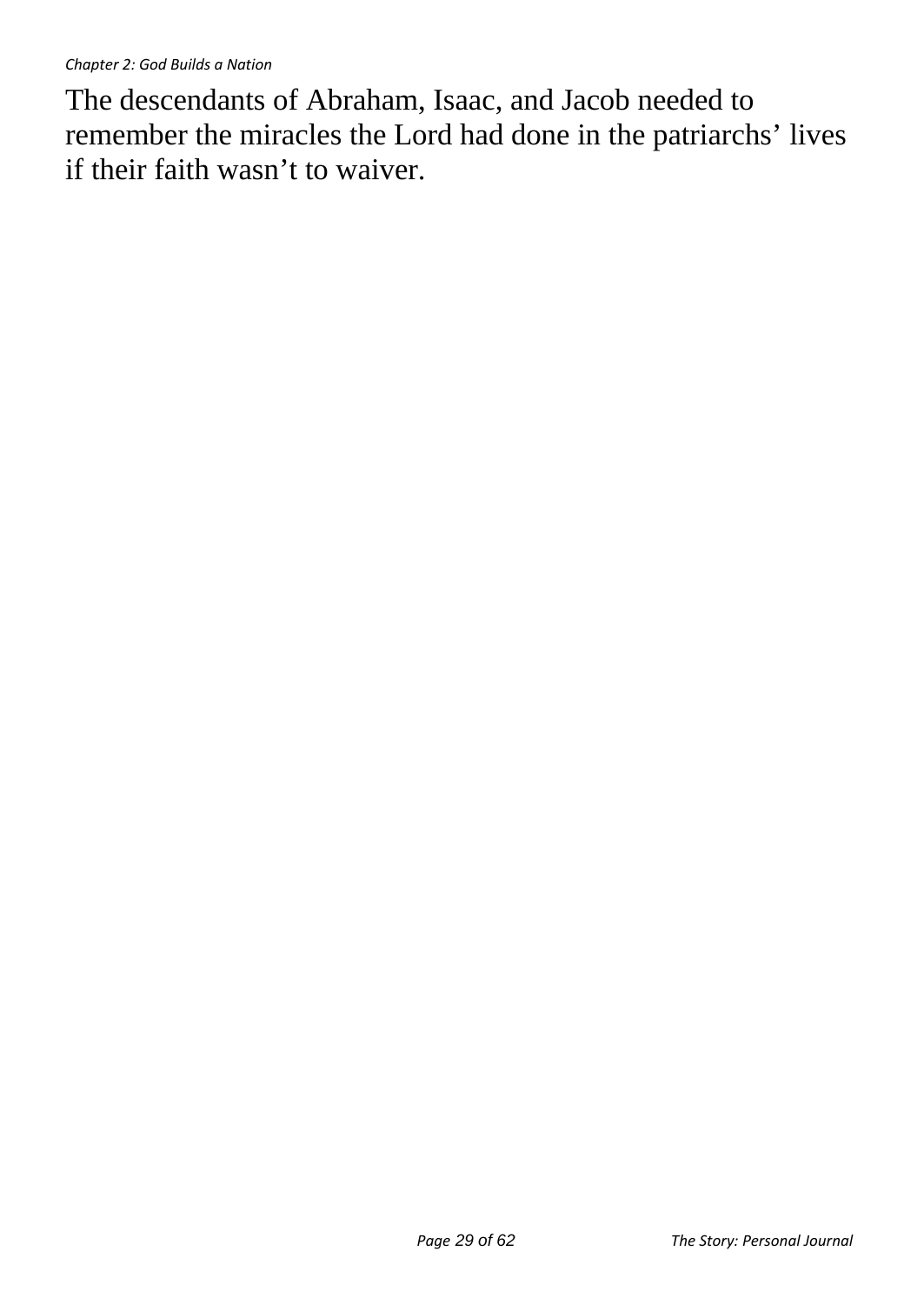The descendants of Abraham, Isaac, and Jacob needed to remember the miracles the Lord had done in the patriarchs' lives if their faith wasn't to waiver.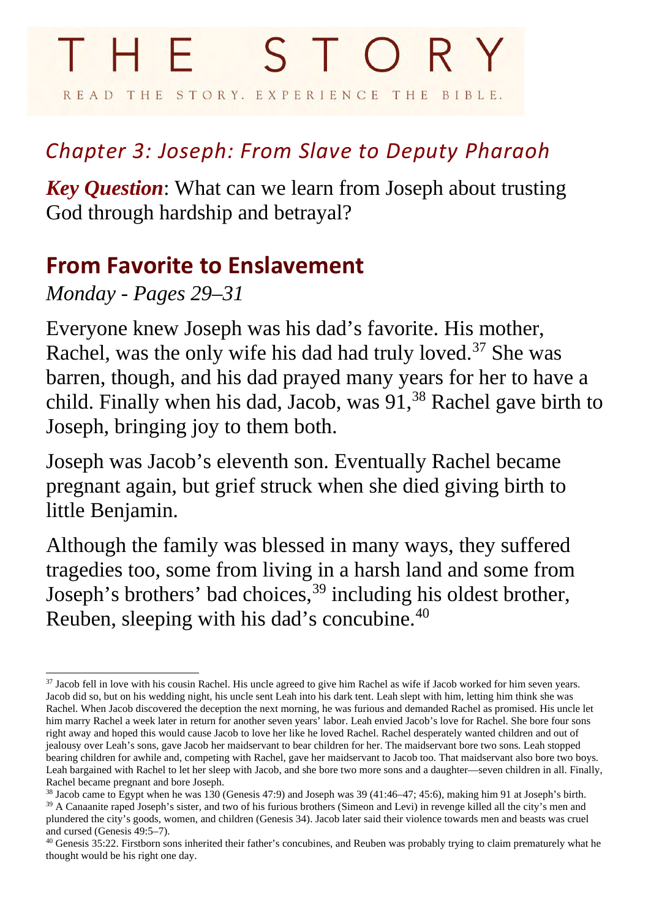# THE STORY

READ THE STORY. EXPERIENCE THE BIBLE.

## *Chapter 3: Joseph: From Slave to Deputy Pharaoh*

***Key Question***: What can we learn from Joseph about trusting God through hardship and betrayal?

## From Favorite to Enslavement

*Monday - Pages 29–31*

Everyone knew Joseph was his dad's favorite. His mother, Rachel, was the only wife his dad had truly loved.[37] She was barren, though, and his dad prayed many years for her to have a child. Finally when his dad, Jacob, was 91,[38] Rachel gave birth to Joseph, bringing joy to them both.

Joseph was Jacob's eleventh son. Eventually Rachel became pregnant again, but grief struck when she died giving birth to little Benjamin.

Although the family was blessed in many ways, they suffered tragedies too, some from living in a harsh land and some from Joseph's brothers' bad choices,[39] including his oldest brother, Reuben, sleeping with his dad's concubine.[40]

---

[37] Jacob fell in love with his cousin Rachel. His uncle agreed to give him Rachel as wife if Jacob worked for him seven years. Jacob did so, but on his wedding night, his uncle sent Leah into his dark tent. Leah slept with him, letting him think she was Rachel. When Jacob discovered the deception the next morning, he was furious and demanded Rachel as promised. His uncle let him marry Rachel a week later in return for another seven years' labor. Leah envied Jacob's love for Rachel. She bore four sons right away and hoped this would cause Jacob to love her like he loved Rachel. Rachel desperately wanted children and out of jealousy over Leah's sons, gave Jacob her maidservant to bear children for her. The maidservant bore two sons. Leah stopped bearing children for awhile and, competing with Rachel, gave her maidservant to Jacob too. That maidservant also bore two boys. Leah bargained with Rachel to let her sleep with Jacob, and she bore two more sons and a daughter—seven children in all. Finally, Rachel became pregnant and bore Joseph.

[38] Jacob came to Egypt when he was 130 (Genesis 47:9) and Joseph was 39 (41:46–47; 45:6), making him 91 at Joseph's birth.

[39] A Canaanite raped Joseph's sister, and two of his furious brothers (Simeon and Levi) in revenge killed all the city's men and plundered the city's goods, women, and children (Genesis 34). Jacob later said their violence towards men and beasts was cruel and cursed (Genesis 49:5–7).

[40] Genesis 35:22. Firstborn sons inherited their father's concubines, and Reuben was probably trying to claim prematurely what he thought would be his right one day.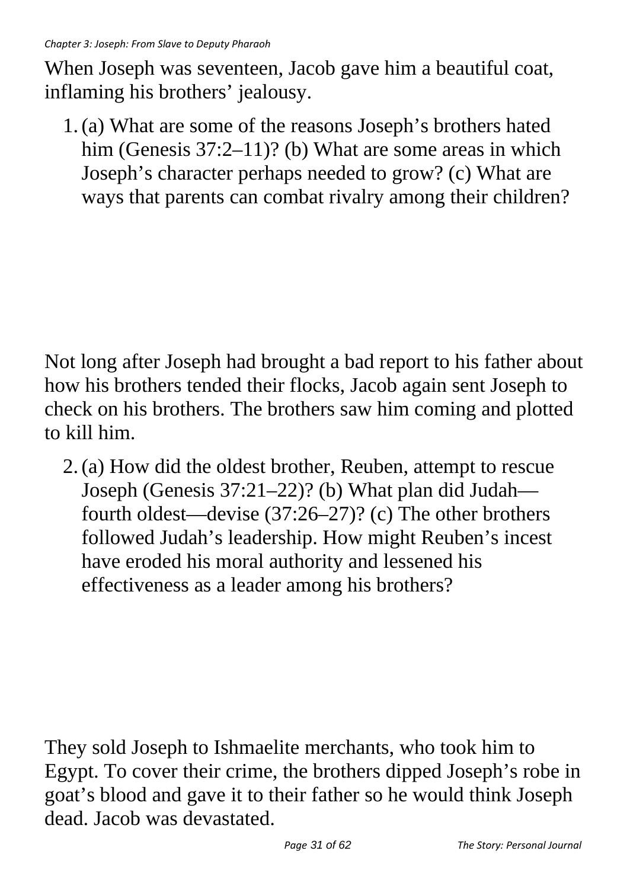When Joseph was seventeen, Jacob gave him a beautiful coat, inflaming his brothers' jealousy.

1. (a) What are some of the reasons Joseph's brothers hated him (Genesis 37:2–11)? (b) What are some areas in which Joseph's character perhaps needed to grow? (c) What are ways that parents can combat rivalry among their children?

Not long after Joseph had brought a bad report to his father about how his brothers tended their flocks, Jacob again sent Joseph to check on his brothers. The brothers saw him coming and plotted to kill him.

2. (a) How did the oldest brother, Reuben, attempt to rescue Joseph (Genesis 37:21–22)? (b) What plan did Judah—fourth oldest—devise (37:26–27)? (c) The other brothers followed Judah's leadership. How might Reuben's incest have eroded his moral authority and lessened his effectiveness as a leader among his brothers?

They sold Joseph to Ishmaelite merchants, who took him to Egypt. To cover their crime, the brothers dipped Joseph's robe in goat's blood and gave it to their father so he would think Joseph dead. Jacob was devastated.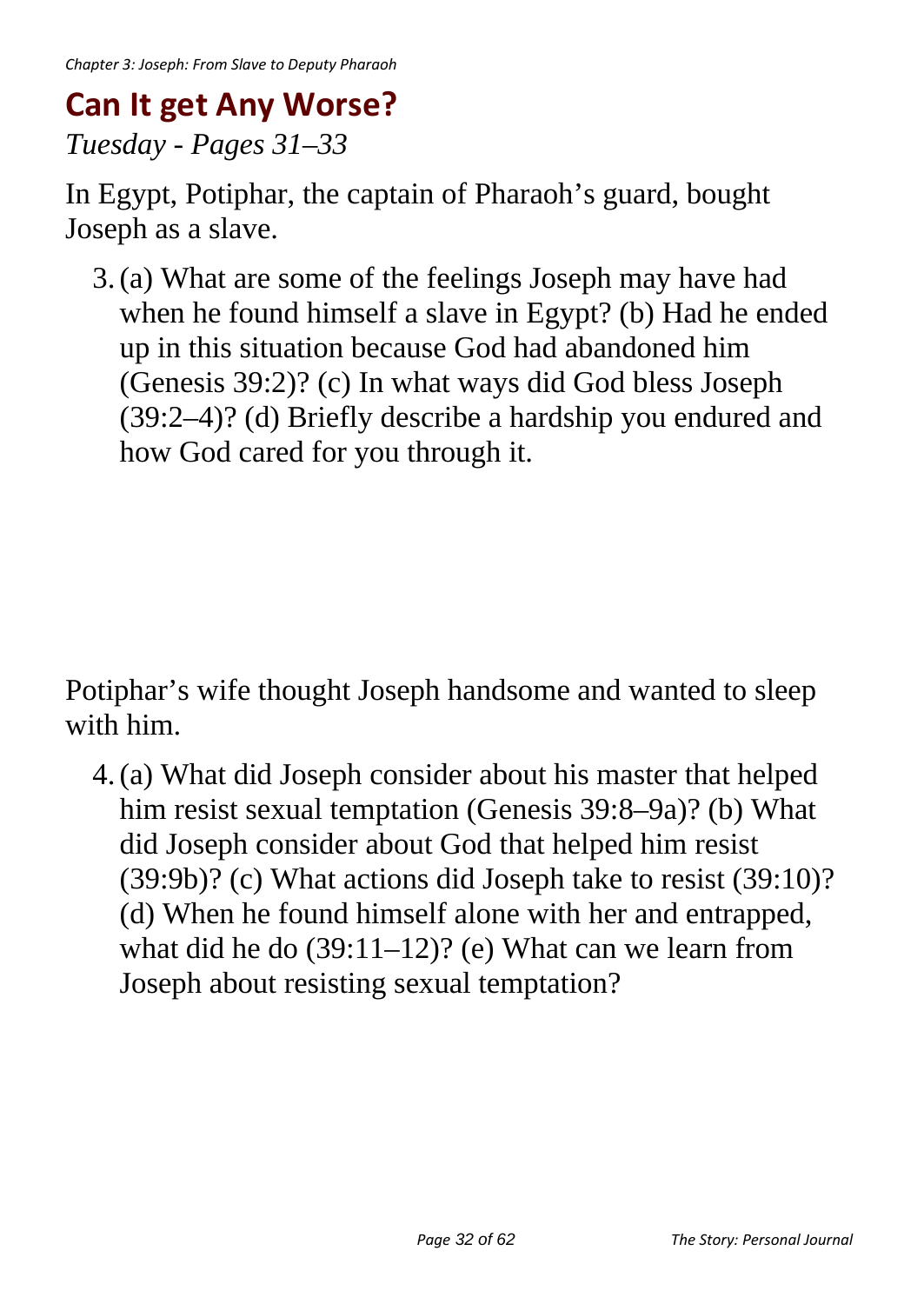## Can It get Any Worse?

*Tuesday - Pages 31–33*

In Egypt, Potiphar, the captain of Pharaoh's guard, bought Joseph as a slave.

3. (a) What are some of the feelings Joseph may have had when he found himself a slave in Egypt? (b) Had he ended up in this situation because God had abandoned him (Genesis 39:2)? (c) In what ways did God bless Joseph (39:2–4)? (d) Briefly describe a hardship you endured and how God cared for you through it.

Potiphar's wife thought Joseph handsome and wanted to sleep with him.

4. (a) What did Joseph consider about his master that helped him resist sexual temptation (Genesis 39:8–9a)? (b) What did Joseph consider about God that helped him resist (39:9b)? (c) What actions did Joseph take to resist (39:10)? (d) When he found himself alone with her and entrapped, what did he do (39:11–12)? (e) What can we learn from Joseph about resisting sexual temptation?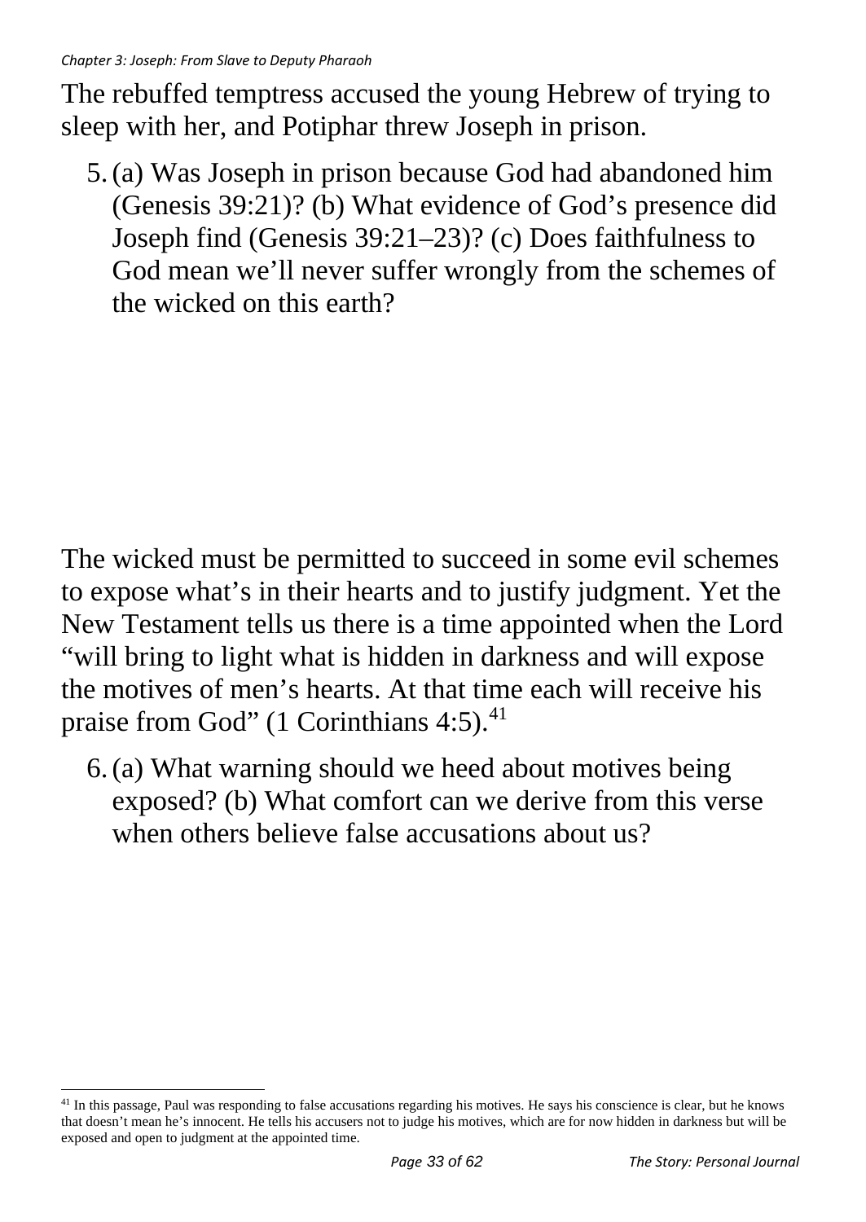The rebuffed temptress accused the young Hebrew of trying to sleep with her, and Potiphar threw Joseph in prison.

5. (a) Was Joseph in prison because God had abandoned him (Genesis 39:21)? (b) What evidence of God's presence did Joseph find (Genesis 39:21–23)? (c) Does faithfulness to God mean we'll never suffer wrongly from the schemes of the wicked on this earth?

The wicked must be permitted to succeed in some evil schemes to expose what's in their hearts and to justify judgment. Yet the New Testament tells us there is a time appointed when the Lord "will bring to light what is hidden in darkness and will expose the motives of men's hearts. At that time each will receive his praise from God" (1 Corinthians 4:5).[41]

6. (a) What warning should we heed about motives being exposed? (b) What comfort can we derive from this verse when others believe false accusations about us?

[41] In this passage, Paul was responding to false accusations regarding his motives. He says his conscience is clear, but he knows that doesn't mean he's innocent. He tells his accusers not to judge his motives, which are for now hidden in darkness but will be exposed and open to judgment at the appointed time.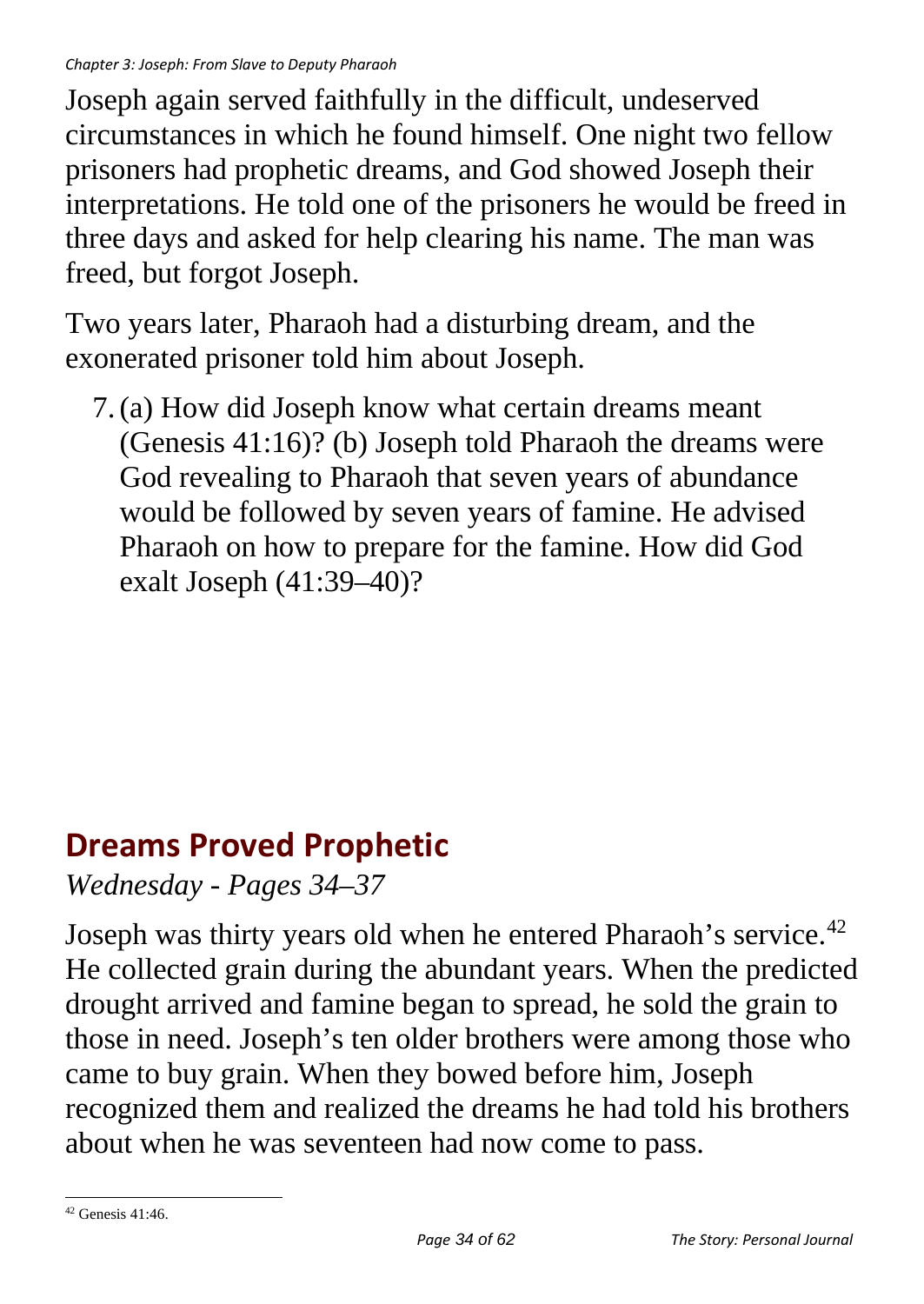Joseph again served faithfully in the difficult, undeserved circumstances in which he found himself. One night two fellow prisoners had prophetic dreams, and God showed Joseph their interpretations. He told one of the prisoners he would be freed in three days and asked for help clearing his name. The man was freed, but forgot Joseph.

Two years later, Pharaoh had a disturbing dream, and the exonerated prisoner told him about Joseph.

7. (a) How did Joseph know what certain dreams meant (Genesis 41:16)? (b) Joseph told Pharaoh the dreams were God revealing to Pharaoh that seven years of abundance would be followed by seven years of famine. He advised Pharaoh on how to prepare for the famine. How did God exalt Joseph (41:39–40)?

## Dreams Proved Prophetic

*Wednesday - Pages 34–37*

Joseph was thirty years old when he entered Pharaoh's service.[42] He collected grain during the abundant years. When the predicted drought arrived and famine began to spread, he sold the grain to those in need. Joseph's ten older brothers were among those who came to buy grain. When they bowed before him, Joseph recognized them and realized the dreams he had told his brothers about when he was seventeen had now come to pass.

[42] Genesis 41:46.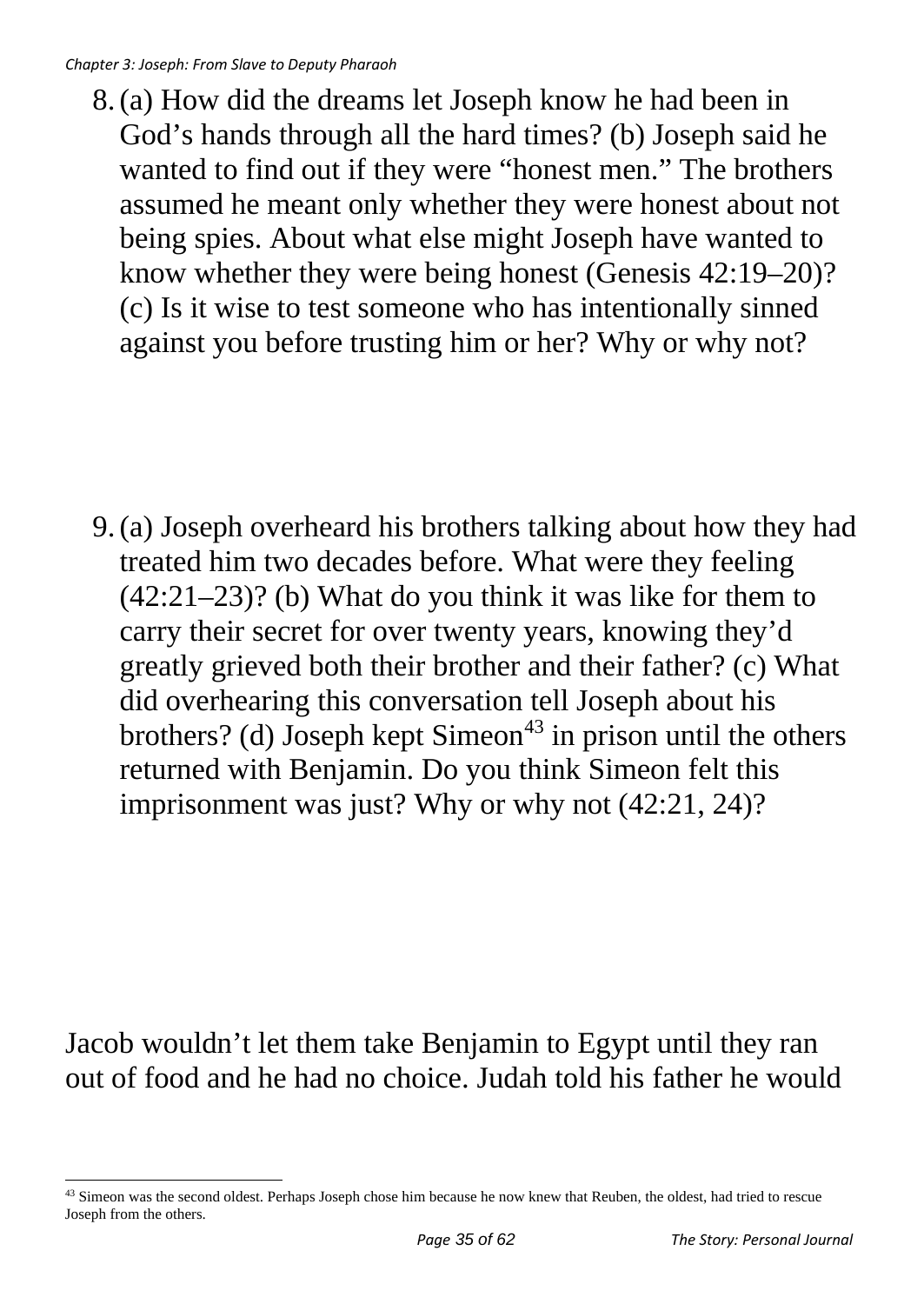8. (a) How did the dreams let Joseph know he had been in God's hands through all the hard times? (b) Joseph said he wanted to find out if they were "honest men." The brothers assumed he meant only whether they were honest about not being spies. About what else might Joseph have wanted to know whether they were being honest (Genesis 42:19–20)? (c) Is it wise to test someone who has intentionally sinned against you before trusting him or her? Why or why not?

9. (a) Joseph overheard his brothers talking about how they had treated him two decades before. What were they feeling (42:21–23)? (b) What do you think it was like for them to carry their secret for over twenty years, knowing they'd greatly grieved both their brother and their father? (c) What did overhearing this conversation tell Joseph about his brothers? (d) Joseph kept Simeon[43] in prison until the others returned with Benjamin. Do you think Simeon felt this imprisonment was just? Why or why not (42:21, 24)?

Jacob wouldn't let them take Benjamin to Egypt until they ran out of food and he had no choice. Judah told his father he would

[43] Simeon was the second oldest. Perhaps Joseph chose him because he now knew that Reuben, the oldest, had tried to rescue Joseph from the others.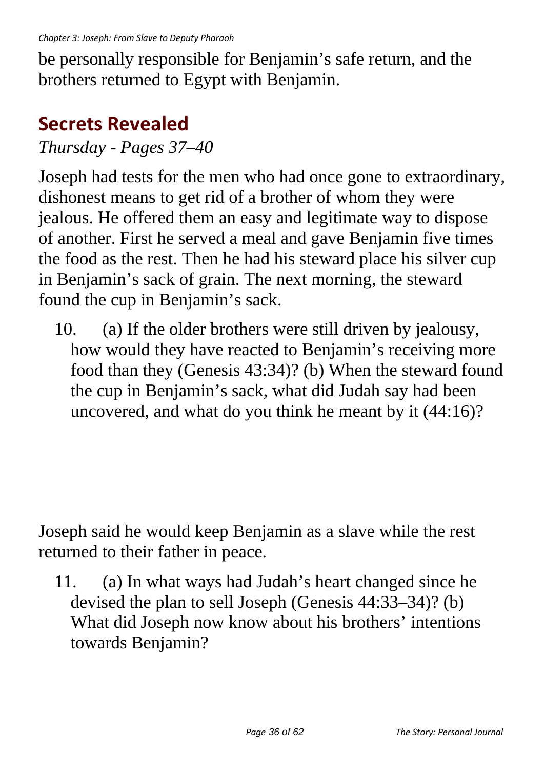be personally responsible for Benjamin's safe return, and the brothers returned to Egypt with Benjamin.

## Secrets Revealed

*Thursday - Pages 37–40*

Joseph had tests for the men who had once gone to extraordinary, dishonest means to get rid of a brother of whom they were jealous. He offered them an easy and legitimate way to dispose of another. First he served a meal and gave Benjamin five times the food as the rest. Then he had his steward place his silver cup in Benjamin's sack of grain. The next morning, the steward found the cup in Benjamin's sack.

10. (a) If the older brothers were still driven by jealousy, how would they have reacted to Benjamin's receiving more food than they (Genesis 43:34)? (b) When the steward found the cup in Benjamin's sack, what did Judah say had been uncovered, and what do you think he meant by it (44:16)?

Joseph said he would keep Benjamin as a slave while the rest returned to their father in peace.

11. (a) In what ways had Judah's heart changed since he devised the plan to sell Joseph (Genesis 44:33–34)? (b) What did Joseph now know about his brothers' intentions towards Benjamin?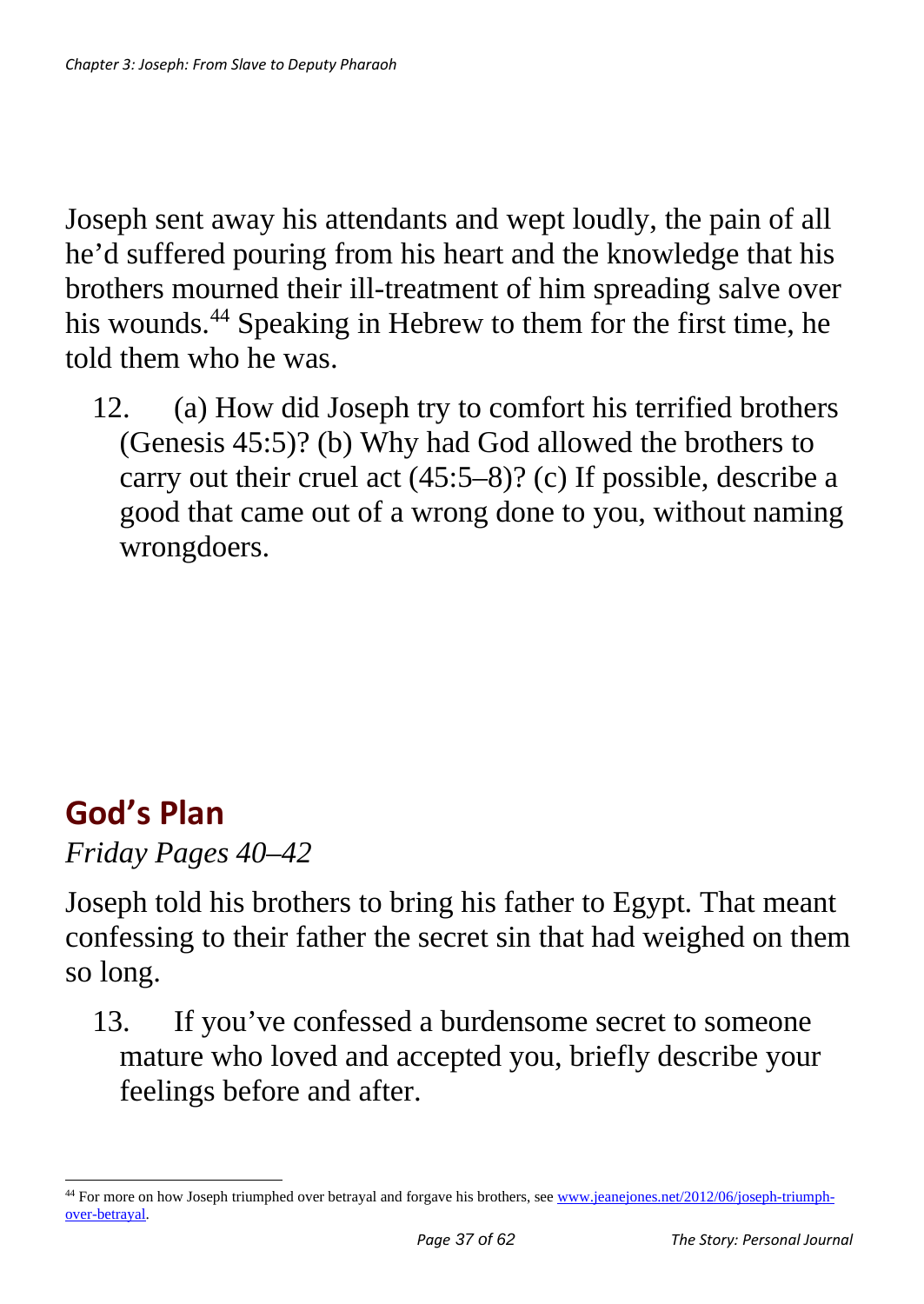Joseph sent away his attendants and wept loudly, the pain of all he'd suffered pouring from his heart and the knowledge that his brothers mourned their ill-treatment of him spreading salve over his wounds.[44] Speaking in Hebrew to them for the first time, he told them who he was.

12. (a) How did Joseph try to comfort his terrified brothers (Genesis 45:5)? (b) Why had God allowed the brothers to carry out their cruel act (45:5–8)? (c) If possible, describe a good that came out of a wrong done to you, without naming wrongdoers.

## God's Plan

*Friday Pages 40–42*

Joseph told his brothers to bring his father to Egypt. That meant confessing to their father the secret sin that had weighed on them so long.

13. If you've confessed a burdensome secret to someone mature who loved and accepted you, briefly describe your feelings before and after.

---

[44] For more on how Joseph triumphed over betrayal and forgave his brothers, see [www.jeanejones.net/2012/06/joseph-triumph-over-betrayal](www.jeanejones.net/2012/06/joseph-triumph-over-betrayal).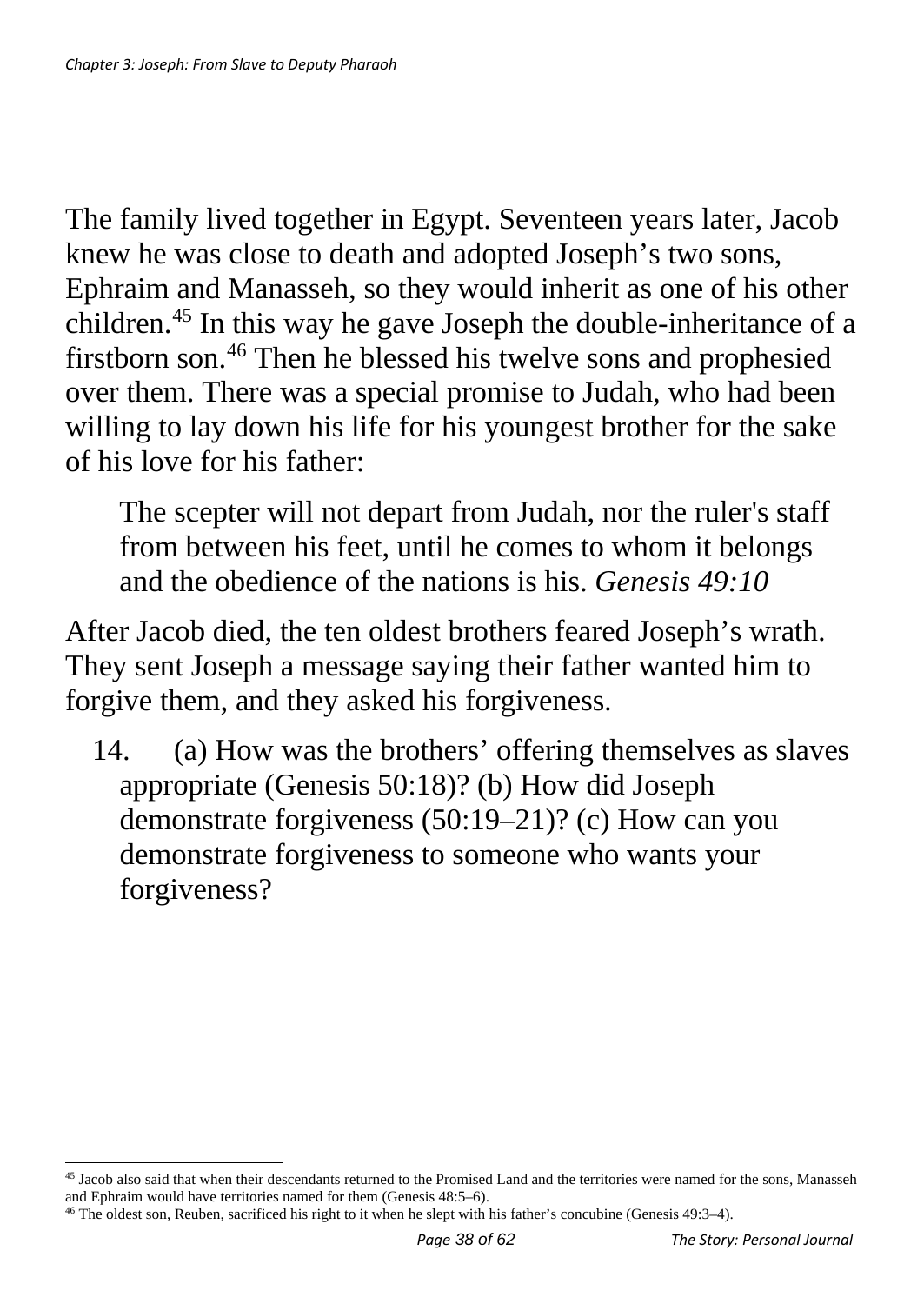The family lived together in Egypt. Seventeen years later, Jacob knew he was close to death and adopted Joseph's two sons, Ephraim and Manasseh, so they would inherit as one of his other children.[45] In this way he gave Joseph the double-inheritance of a firstborn son.[46] Then he blessed his twelve sons and prophesied over them. There was a special promise to Judah, who had been willing to lay down his life for his youngest brother for the sake of his love for his father:

> The scepter will not depart from Judah, nor the ruler's staff from between his feet, until he comes to whom it belongs and the obedience of the nations is his. *Genesis 49:10*

After Jacob died, the ten oldest brothers feared Joseph's wrath. They sent Joseph a message saying their father wanted him to forgive them, and they asked his forgiveness.

14. (a) How was the brothers' offering themselves as slaves appropriate (Genesis 50:18)? (b) How did Joseph demonstrate forgiveness (50:19–21)? (c) How can you demonstrate forgiveness to someone who wants your forgiveness?

---

[45] Jacob also said that when their descendants returned to the Promised Land and the territories were named for the sons, Manasseh and Ephraim would have territories named for them (Genesis 48:5–6).

[46] The oldest son, Reuben, sacrificed his right to it when he slept with his father's concubine (Genesis 49:3–4).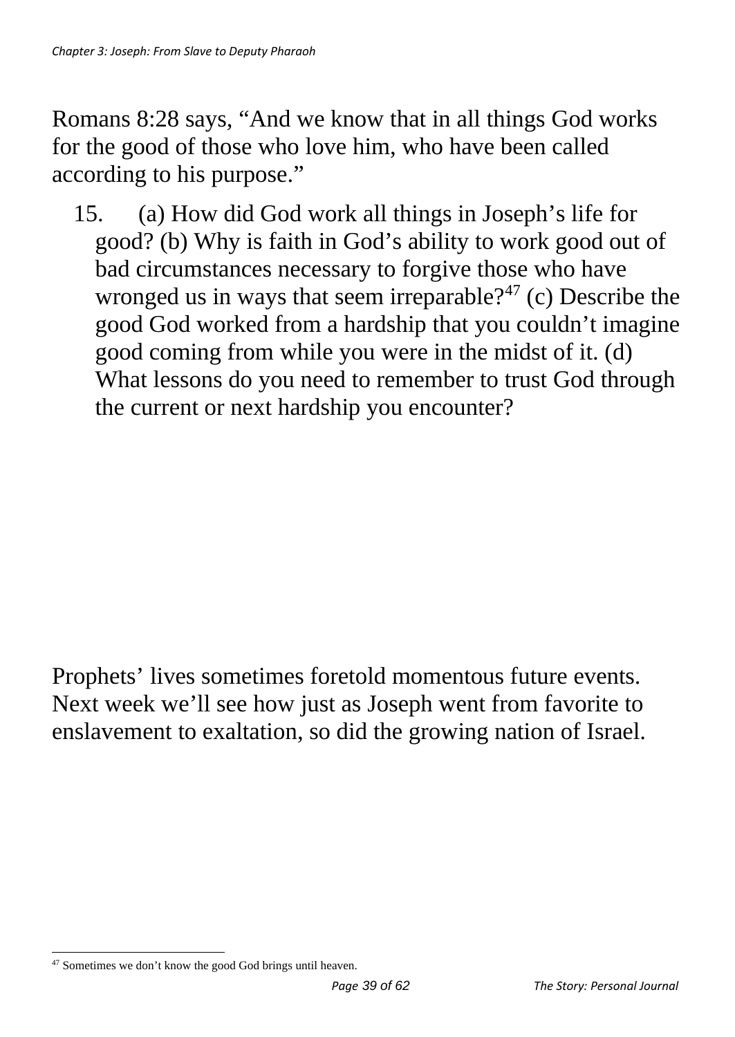Romans 8:28 says, “And we know that in all things God works for the good of those who love him, who have been called according to his purpose.”

15. (a) How did God work all things in Joseph’s life for good? (b) Why is faith in God’s ability to work good out of bad circumstances necessary to forgive those who have wronged us in ways that seem irreparable?[47] (c) Describe the good God worked from a hardship that you couldn’t imagine good coming from while you were in the midst of it. (d) What lessons do you need to remember to trust God through the current or next hardship you encounter?

Prophets’ lives sometimes foretold momentous future events. Next week we’ll see how just as Joseph went from favorite to enslavement to exaltation, so did the growing nation of Israel.

[47] Sometimes we don’t know the good God brings until heaven.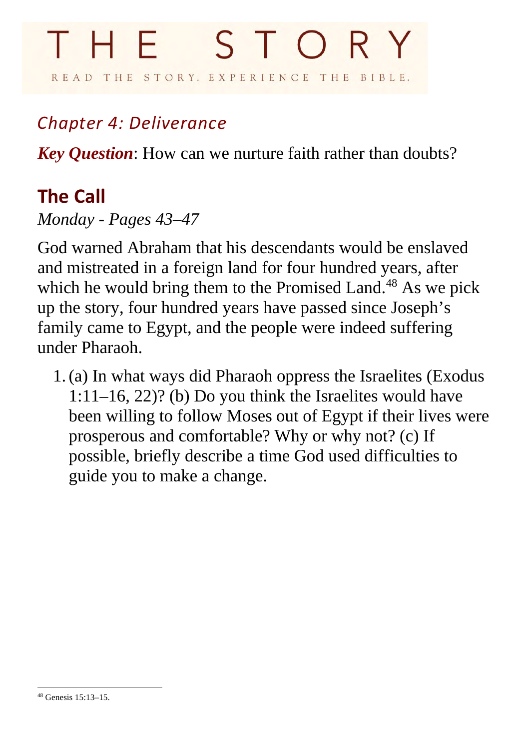# THE STORY

READ THE STORY. EXPERIENCE THE BIBLE.

## *Chapter 4: Deliverance*

***Key Question***: How can we nurture faith rather than doubts?

## The Call

*Monday - Pages 43–47*

God warned Abraham that his descendants would be enslaved and mistreated in a foreign land for four hundred years, after which he would bring them to the Promised Land.[48] As we pick up the story, four hundred years have passed since Joseph's family came to Egypt, and the people were indeed suffering under Pharaoh.

1. (a) In what ways did Pharaoh oppress the Israelites (Exodus 1:11–16, 22)? (b) Do you think the Israelites would have been willing to follow Moses out of Egypt if their lives were prosperous and comfortable? Why or why not? (c) If possible, briefly describe a time God used difficulties to guide you to make a change.

---

[48] Genesis 15:13–15.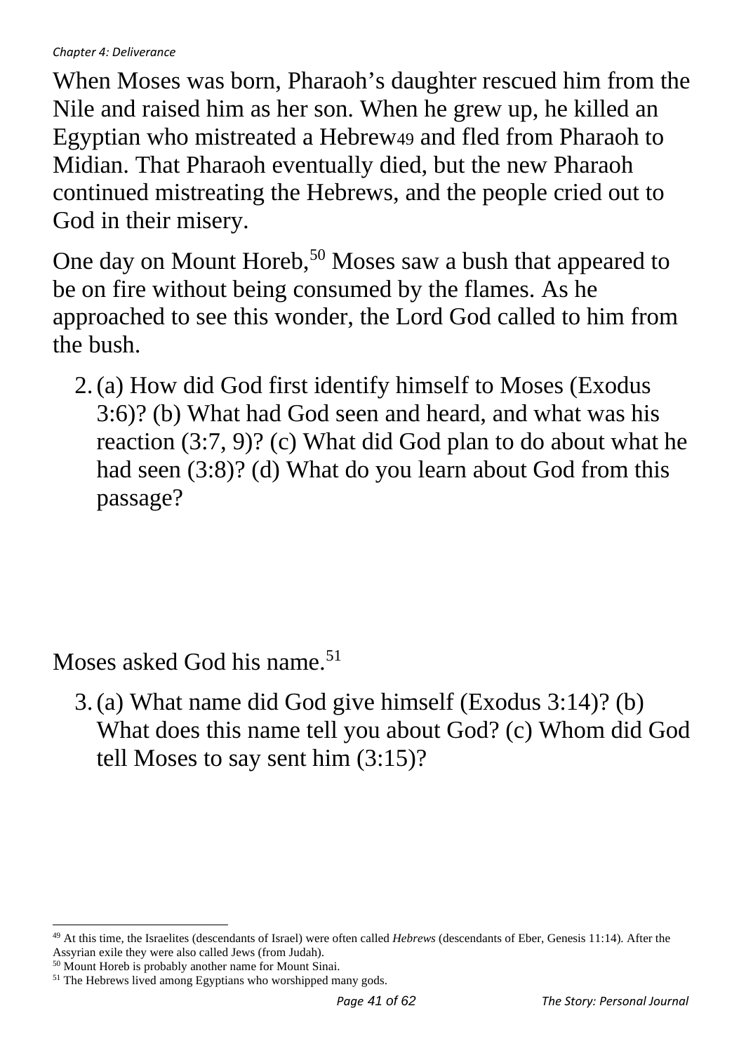When Moses was born, Pharaoh’s daughter rescued him from the Nile and raised him as her son. When he grew up, he killed an Egyptian who mistreated a Hebrew[49] and fled from Pharaoh to Midian. That Pharaoh eventually died, but the new Pharaoh continued mistreating the Hebrews, and the people cried out to God in their misery.

One day on Mount Horeb,[50] Moses saw a bush that appeared to be on fire without being consumed by the flames. As he approached to see this wonder, the Lord God called to him from the bush.

2. (a) How did God first identify himself to Moses (Exodus 3:6)? (b) What had God seen and heard, and what was his reaction (3:7, 9)? (c) What did God plan to do about what he had seen (3:8)? (d) What do you learn about God from this passage?

Moses asked God his name.[51]

3. (a) What name did God give himself (Exodus 3:14)? (b) What does this name tell you about God? (c) Whom did God tell Moses to say sent him (3:15)?

---

[49] At this time, the Israelites (descendants of Israel) were often called *Hebrews* (descendants of Eber, Genesis 11:14). After the Assyrian exile they were also called Jews (from Judah).

[50] Mount Horeb is probably another name for Mount Sinai.

[51] The Hebrews lived among Egyptians who worshipped many gods.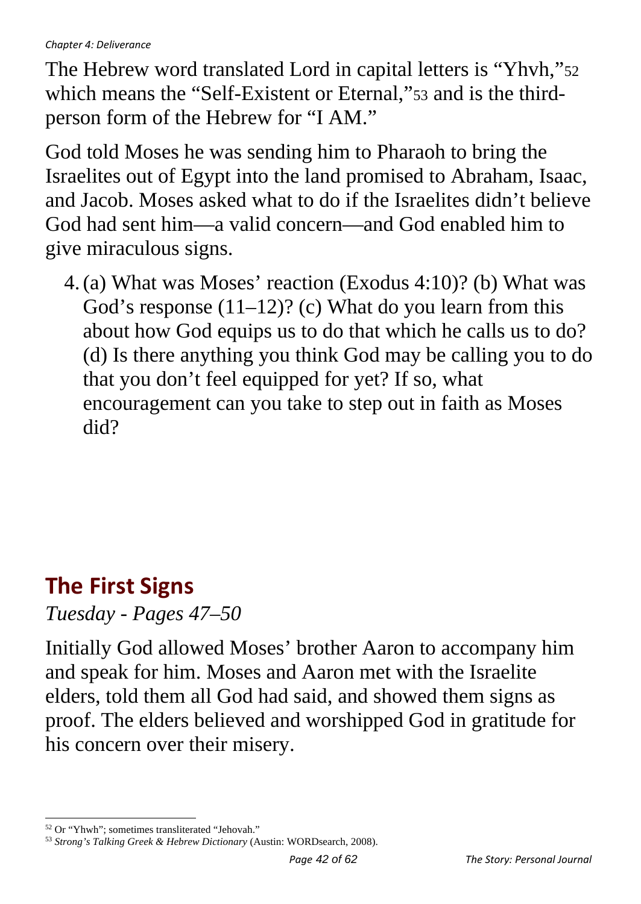The Hebrew word translated Lord in capital letters is "Yhvh,"[52] which means the "Self-Existent or Eternal,"[53] and is the third-person form of the Hebrew for "I AM."

God told Moses he was sending him to Pharaoh to bring the Israelites out of Egypt into the land promised to Abraham, Isaac, and Jacob. Moses asked what to do if the Israelites didn't believe God had sent him—a valid concern—and God enabled him to give miraculous signs.

4. (a) What was Moses' reaction (Exodus 4:10)? (b) What was God's response (11–12)? (c) What do you learn from this about how God equips us to do that which he calls us to do? (d) Is there anything you think God may be calling you to do that you don't feel equipped for yet? If so, what encouragement can you take to step out in faith as Moses did?

## The First Signs

*Tuesday - Pages 47–50*

Initially God allowed Moses' brother Aaron to accompany him and speak for him. Moses and Aaron met with the Israelite elders, told them all God had said, and showed them signs as proof. The elders believed and worshipped God in gratitude for his concern over their misery.

---

[52] Or "Yhwh"; sometimes transliterated "Jehovah."

[53] *Strong's Talking Greek & Hebrew Dictionary* (Austin: WORDsearch, 2008).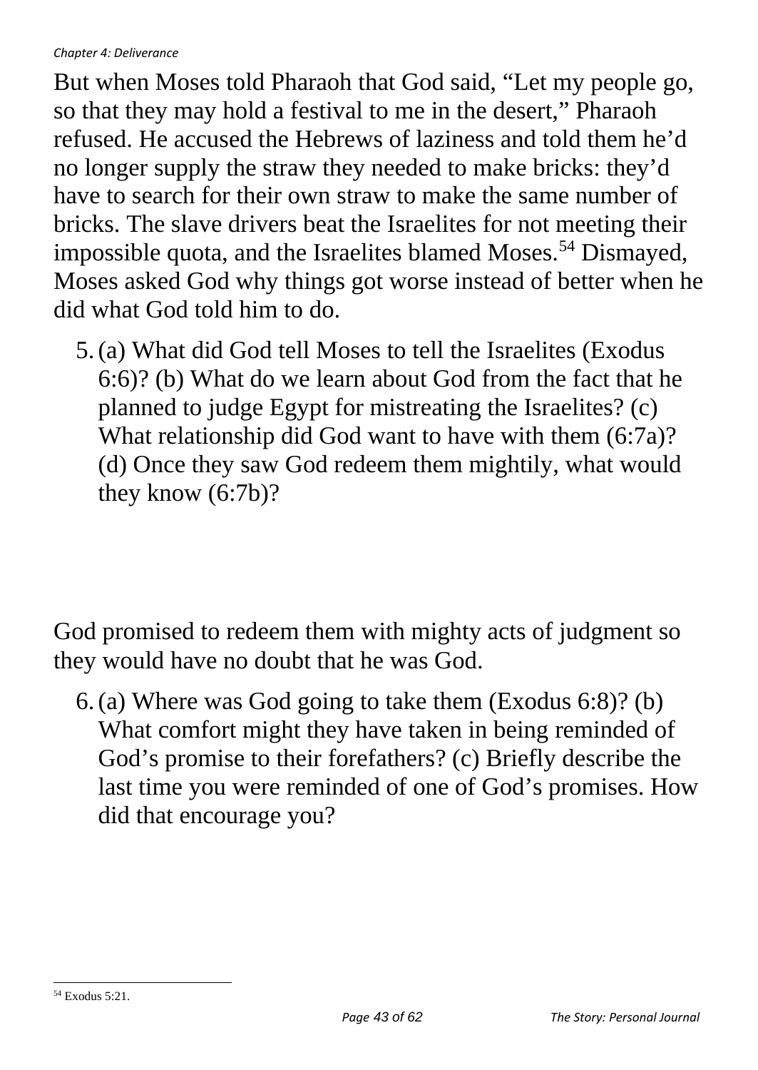But when Moses told Pharaoh that God said, “Let my people go, so that they may hold a festival to me in the desert,” Pharaoh refused. He accused the Hebrews of laziness and told them he’d no longer supply the straw they needed to make bricks: they’d have to search for their own straw to make the same number of bricks. The slave drivers beat the Israelites for not meeting their impossible quota, and the Israelites blamed Moses.[54] Dismayed, Moses asked God why things got worse instead of better when he did what God told him to do.

5. (a) What did God tell Moses to tell the Israelites (Exodus 6:6)? (b) What do we learn about God from the fact that he planned to judge Egypt for mistreating the Israelites? (c) What relationship did God want to have with them (6:7a)? (d) Once they saw God redeem them mightily, what would they know (6:7b)?

God promised to redeem them with mighty acts of judgment so they would have no doubt that he was God.

6. (a) Where was God going to take them (Exodus 6:8)? (b) What comfort might they have taken in being reminded of God’s promise to their forefathers? (c) Briefly describe the last time you were reminded of one of God’s promises. How did that encourage you?

[54] Exodus 5:21.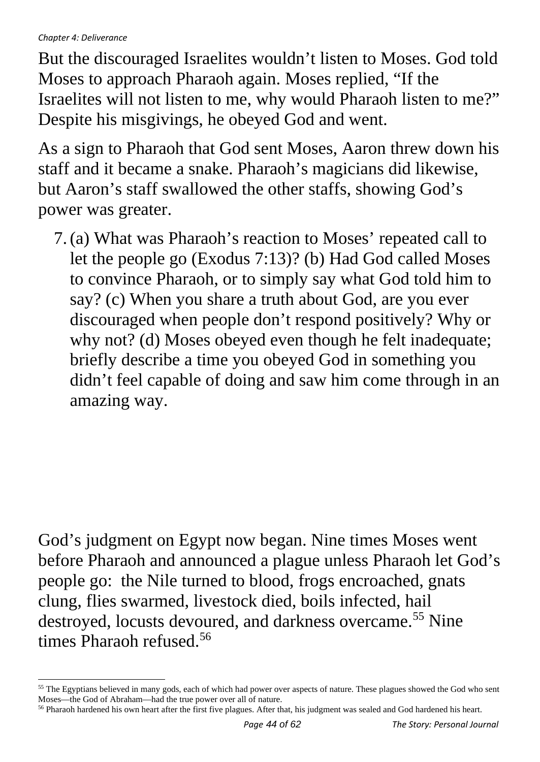But the discouraged Israelites wouldn't listen to Moses. God told Moses to approach Pharaoh again. Moses replied, "If the Israelites will not listen to me, why would Pharaoh listen to me?" Despite his misgivings, he obeyed God and went.

As a sign to Pharaoh that God sent Moses, Aaron threw down his staff and it became a snake. Pharaoh's magicians did likewise, but Aaron's staff swallowed the other staffs, showing God's power was greater.

7. (a) What was Pharaoh's reaction to Moses' repeated call to let the people go (Exodus 7:13)? (b) Had God called Moses to convince Pharaoh, or to simply say what God told him to say? (c) When you share a truth about God, are you ever discouraged when people don't respond positively? Why or why not? (d) Moses obeyed even though he felt inadequate; briefly describe a time you obeyed God in something you didn't feel capable of doing and saw him come through in an amazing way.

God's judgment on Egypt now began. Nine times Moses went before Pharaoh and announced a plague unless Pharaoh let God's people go: the Nile turned to blood, frogs encroached, gnats clung, flies swarmed, livestock died, boils infected, hail destroyed, locusts devoured, and darkness overcame.[55] Nine times Pharaoh refused.[56]

---

[55] The Egyptians believed in many gods, each of which had power over aspects of nature. These plagues showed the God who sent Moses—the God of Abraham—had the true power over all of nature.

[56] Pharaoh hardened his own heart after the first five plagues. After that, his judgment was sealed and God hardened his heart.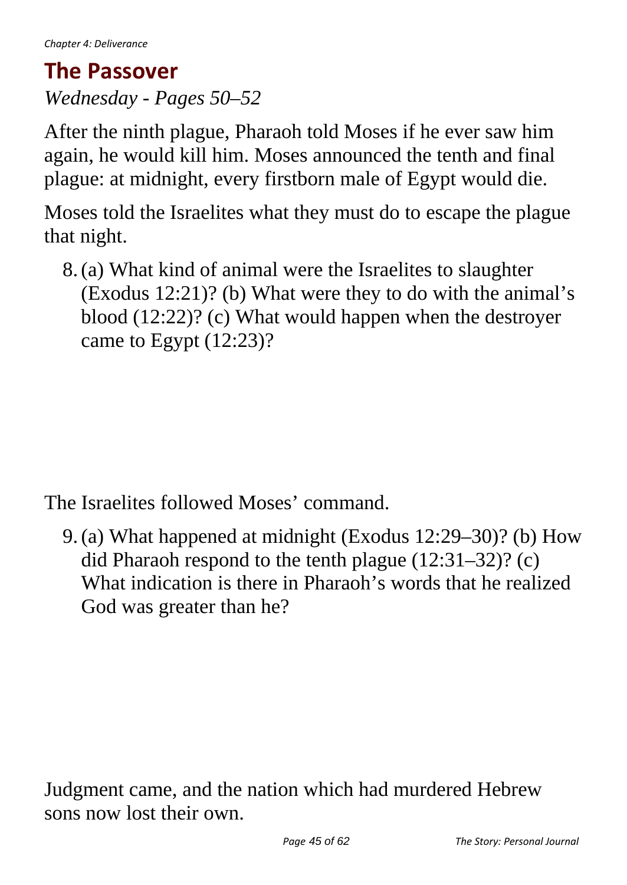## The Passover

*Wednesday - Pages 50–52*

After the ninth plague, Pharaoh told Moses if he ever saw him again, he would kill him. Moses announced the tenth and final plague: at midnight, every firstborn male of Egypt would die.

Moses told the Israelites what they must do to escape the plague that night.

8. (a) What kind of animal were the Israelites to slaughter (Exodus 12:21)? (b) What were they to do with the animal's blood (12:22)? (c) What would happen when the destroyer came to Egypt (12:23)?

The Israelites followed Moses' command.

9. (a) What happened at midnight (Exodus 12:29–30)? (b) How did Pharaoh respond to the tenth plague (12:31–32)? (c) What indication is there in Pharaoh's words that he realized God was greater than he?

Judgment came, and the nation which had murdered Hebrew sons now lost their own.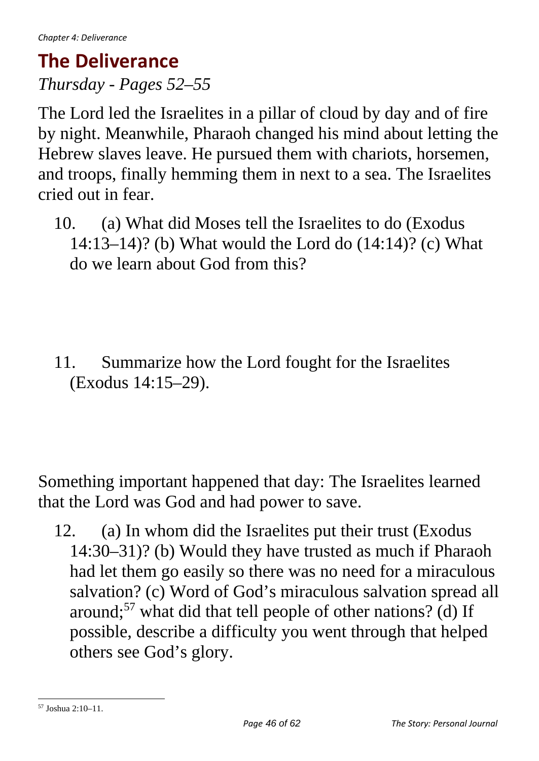## The Deliverance

*Thursday - Pages 52–55*

The Lord led the Israelites in a pillar of cloud by day and of fire by night. Meanwhile, Pharaoh changed his mind about letting the Hebrew slaves leave. He pursued them with chariots, horsemen, and troops, finally hemming them in next to a sea. The Israelites cried out in fear.

10. (a) What did Moses tell the Israelites to do (Exodus 14:13–14)? (b) What would the Lord do (14:14)? (c) What do we learn about God from this?

11. Summarize how the Lord fought for the Israelites (Exodus 14:15–29).

Something important happened that day: The Israelites learned that the Lord was God and had power to save.

12. (a) In whom did the Israelites put their trust (Exodus 14:30–31)? (b) Would they have trusted as much if Pharaoh had let them go easily so there was no need for a miraculous salvation? (c) Word of God's miraculous salvation spread all around;[57] what did that tell people of other nations? (d) If possible, describe a difficulty you went through that helped others see God's glory.

[57] Joshua 2:10–11.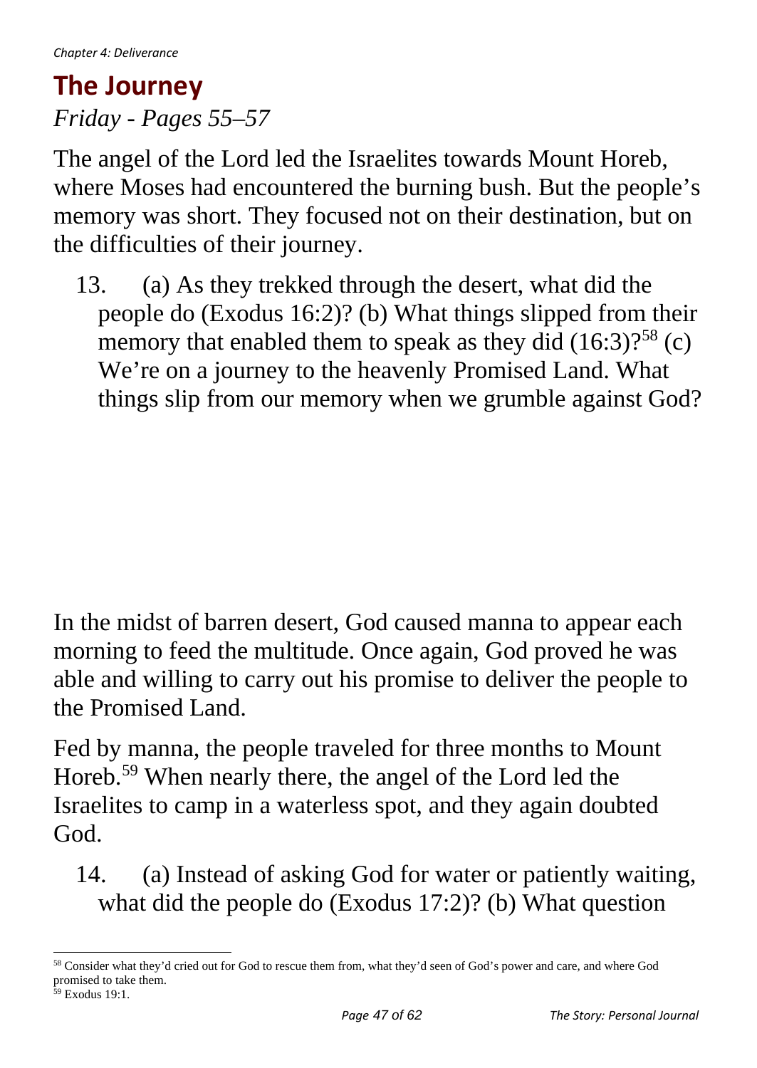## The Journey

*Friday - Pages 55–57*

The angel of the Lord led the Israelites towards Mount Horeb, where Moses had encountered the burning bush. But the people's memory was short. They focused not on their destination, but on the difficulties of their journey.

13. (a) As they trekked through the desert, what did the people do (Exodus 16:2)? (b) What things slipped from their memory that enabled them to speak as they did (16:3)?[58] (c) We're on a journey to the heavenly Promised Land. What things slip from our memory when we grumble against God?

In the midst of barren desert, God caused manna to appear each morning to feed the multitude. Once again, God proved he was able and willing to carry out his promise to deliver the people to the Promised Land.

Fed by manna, the people traveled for three months to Mount Horeb.[59] When nearly there, the angel of the Lord led the Israelites to camp in a waterless spot, and they again doubted God.

14. (a) Instead of asking God for water or patiently waiting, what did the people do (Exodus 17:2)? (b) What question

---

[58] Consider what they'd cried out for God to rescue them from, what they'd seen of God's power and care, and where God promised to take them.

[59] Exodus 19:1.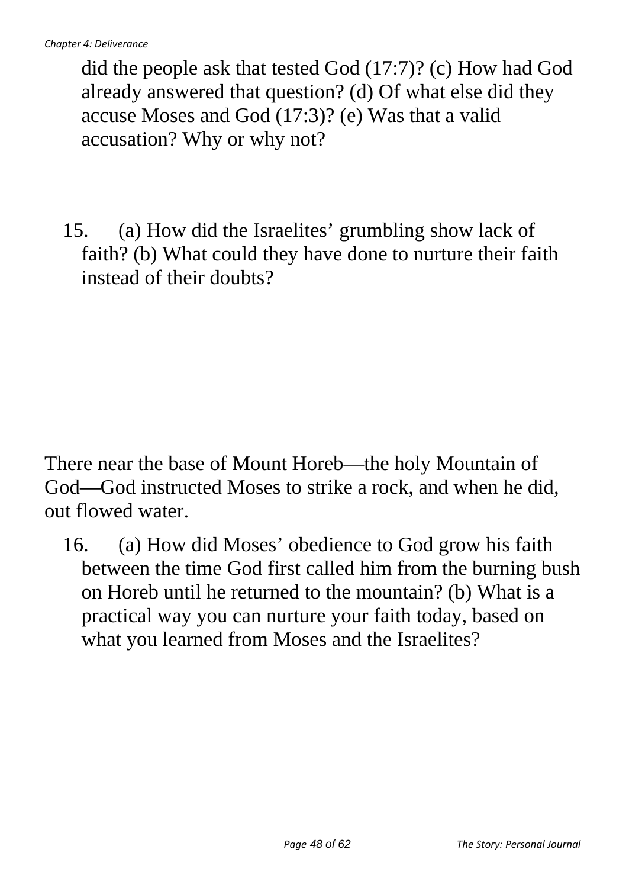did the people ask that tested God (17:7)? (c) How had God already answered that question? (d) Of what else did they accuse Moses and God (17:3)? (e) Was that a valid accusation? Why or why not?

15. (a) How did the Israelites' grumbling show lack of faith? (b) What could they have done to nurture their faith instead of their doubts?

There near the base of Mount Horeb—the holy Mountain of God—God instructed Moses to strike a rock, and when he did, out flowed water.

16. (a) How did Moses' obedience to God grow his faith between the time God first called him from the burning bush on Horeb until he returned to the mountain? (b) What is a practical way you can nurture your faith today, based on what you learned from Moses and the Israelites?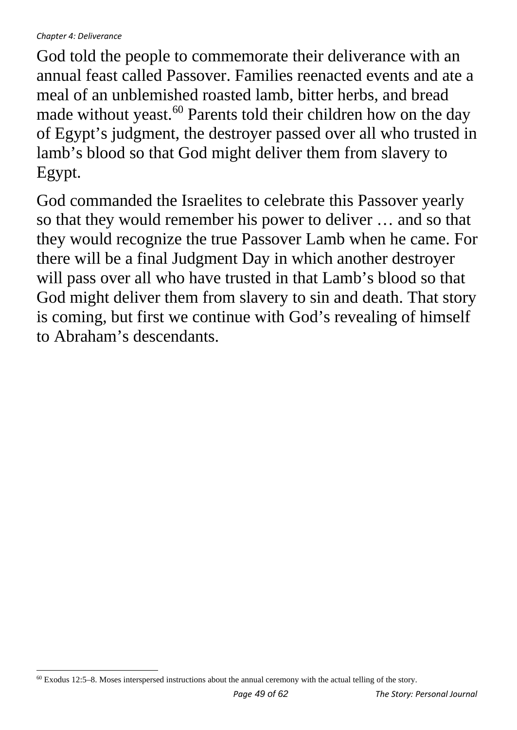God told the people to commemorate their deliverance with an annual feast called Passover. Families reenacted events and ate a meal of an unblemished roasted lamb, bitter herbs, and bread made without yeast.[60] Parents told their children how on the day of Egypt's judgment, the destroyer passed over all who trusted in lamb's blood so that God might deliver them from slavery to Egypt.

God commanded the Israelites to celebrate this Passover yearly so that they would remember his power to deliver … and so that they would recognize the true Passover Lamb when he came. For there will be a final Judgment Day in which another destroyer will pass over all who have trusted in that Lamb's blood so that God might deliver them from slavery to sin and death. That story is coming, but first we continue with God's revealing of himself to Abraham's descendants.

---

[60] Exodus 12:5–8. Moses interspersed instructions about the annual ceremony with the actual telling of the story.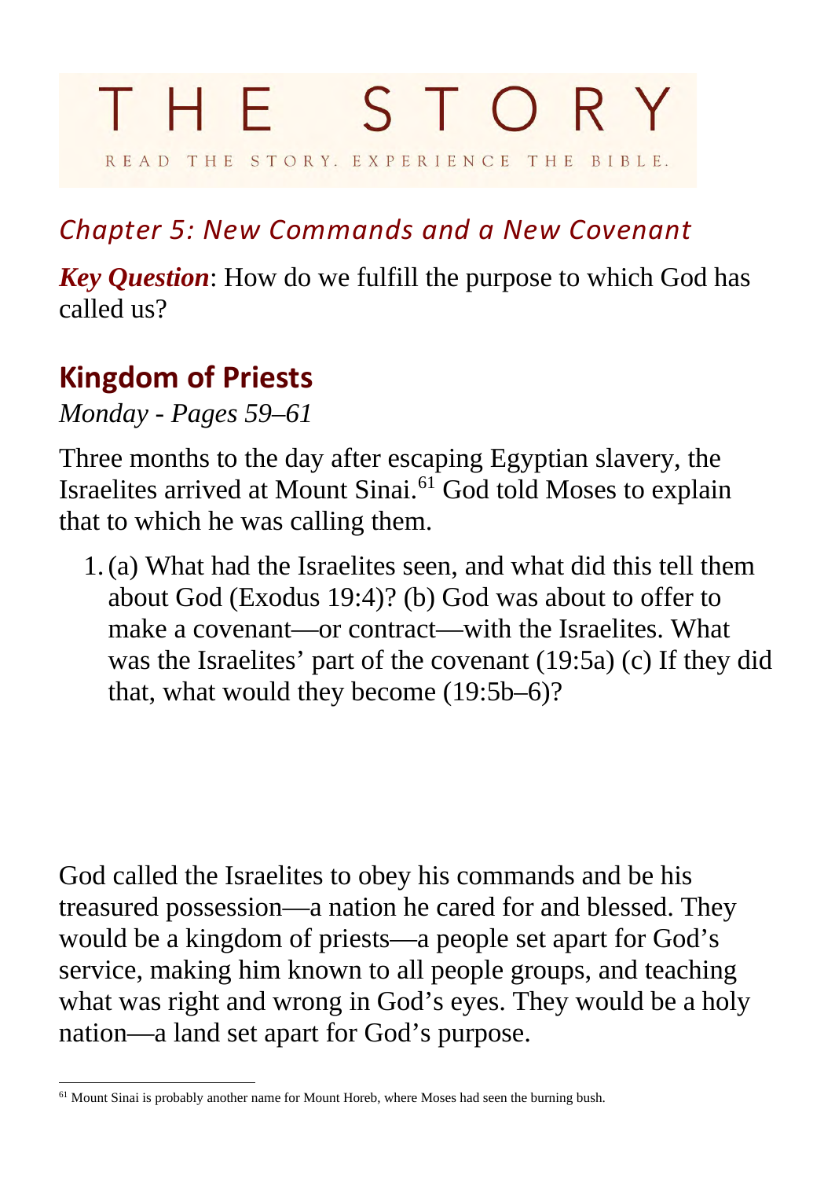# THE STORY

READ THE STORY. EXPERIENCE THE BIBLE.

## *Chapter 5: New Commands and a New Covenant*

***Key Question***: How do we fulfill the purpose to which God has called us?

## Kingdom of Priests

*Monday - Pages 59–61*

Three months to the day after escaping Egyptian slavery, the Israelites arrived at Mount Sinai.[61] God told Moses to explain that to which he was calling them.

1. (a) What had the Israelites seen, and what did this tell them about God (Exodus 19:4)? (b) God was about to offer to make a covenant—or contract—with the Israelites. What was the Israelites' part of the covenant (19:5a) (c) If they did that, what would they become (19:5b–6)?

God called the Israelites to obey his commands and be his treasured possession—a nation he cared for and blessed. They would be a kingdom of priests—a people set apart for God's service, making him known to all people groups, and teaching what was right and wrong in God's eyes. They would be a holy nation—a land set apart for God's purpose.

[61] Mount Sinai is probably another name for Mount Horeb, where Moses had seen the burning bush.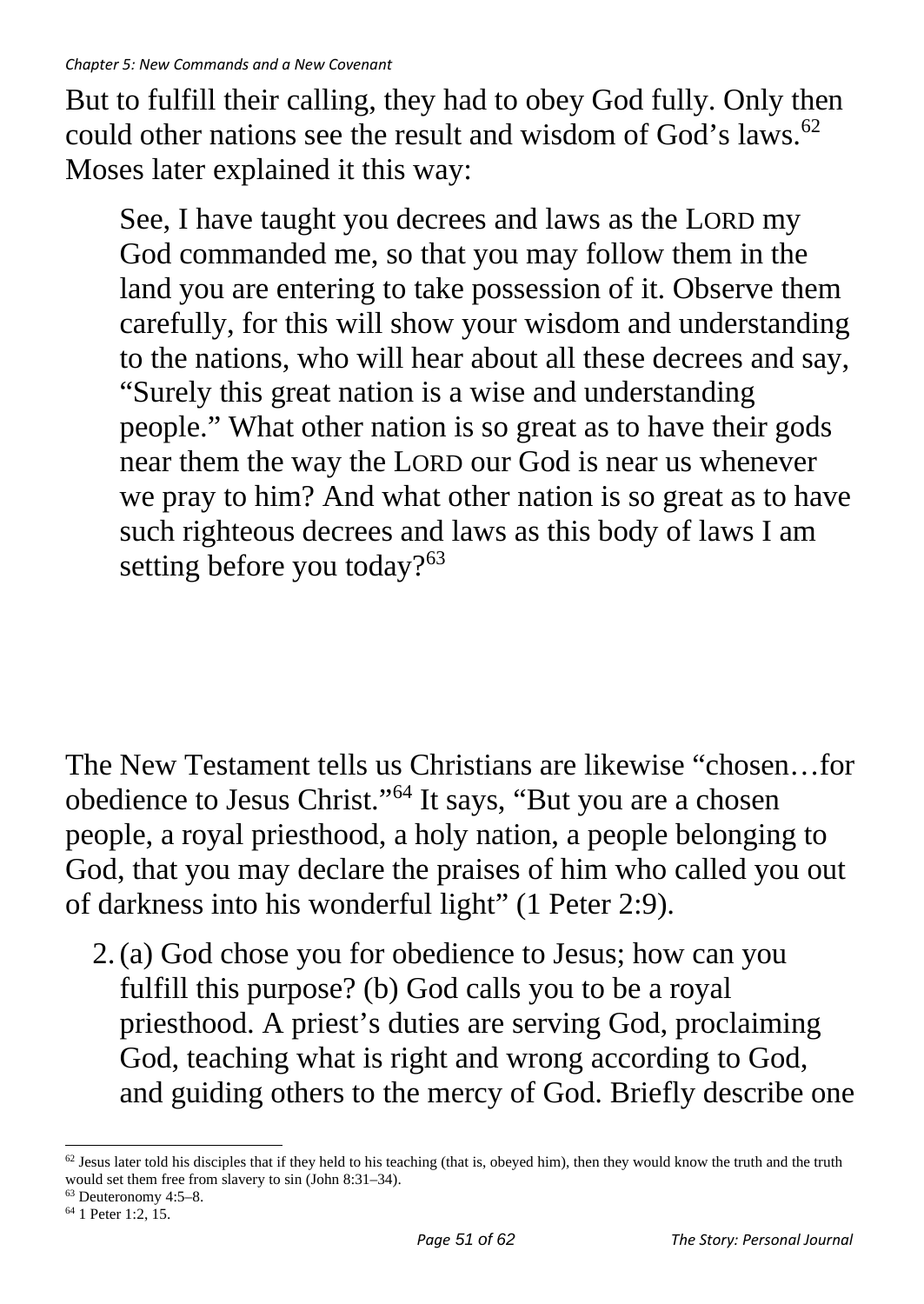But to fulfill their calling, they had to obey God fully. Only then could other nations see the result and wisdom of God's laws.[62] Moses later explained it this way:

> See, I have taught you decrees and laws as the LORD my God commanded me, so that you may follow them in the land you are entering to take possession of it. Observe them carefully, for this will show your wisdom and understanding to the nations, who will hear about all these decrees and say, "Surely this great nation is a wise and understanding people." What other nation is so great as to have their gods near them the way the LORD our God is near us whenever we pray to him? And what other nation is so great as to have such righteous decrees and laws as this body of laws I am setting before you today?[63]

The New Testament tells us Christians are likewise "chosen…for obedience to Jesus Christ."[64] It says, "But you are a chosen people, a royal priesthood, a holy nation, a people belonging to God, that you may declare the praises of him who called you out of darkness into his wonderful light" (1 Peter 2:9).

2. (a) God chose you for obedience to Jesus; how can you fulfill this purpose? (b) God calls you to be a royal priesthood. A priest's duties are serving God, proclaiming God, teaching what is right and wrong according to God, and guiding others to the mercy of God. Briefly describe one

---

[62] Jesus later told his disciples that if they held to his teaching (that is, obeyed him), then they would know the truth and the truth would set them free from slavery to sin (John 8:31–34).

[63] Deuteronomy 4:5–8.

[64] 1 Peter 1:2, 15.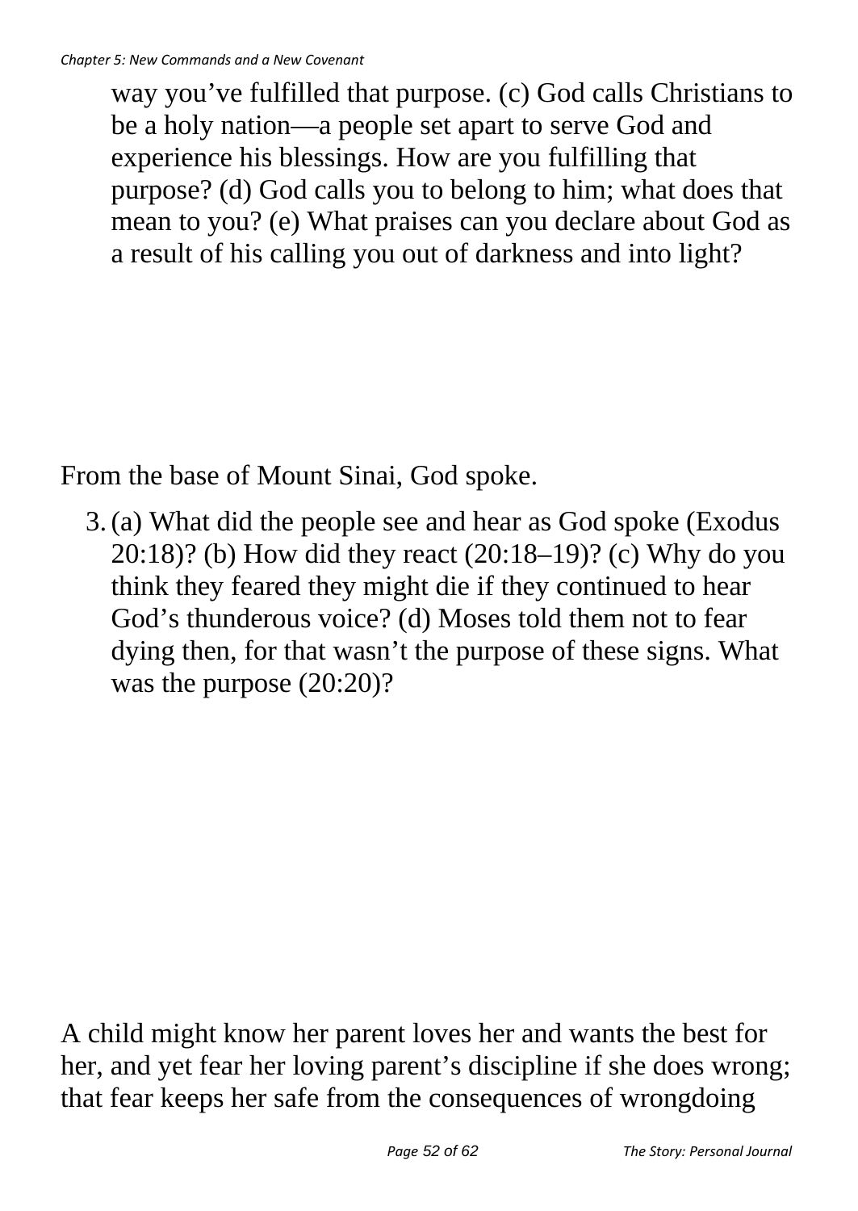way you've fulfilled that purpose. (c) God calls Christians to be a holy nation—a people set apart to serve God and experience his blessings. How are you fulfilling that purpose? (d) God calls you to belong to him; what does that mean to you? (e) What praises can you declare about God as a result of his calling you out of darkness and into light?

From the base of Mount Sinai, God spoke.

3. (a) What did the people see and hear as God spoke (Exodus 20:18)? (b) How did they react (20:18–19)? (c) Why do you think they feared they might die if they continued to hear God's thunderous voice? (d) Moses told them not to fear dying then, for that wasn't the purpose of these signs. What was the purpose (20:20)?

A child might know her parent loves her and wants the best for her, and yet fear her loving parent's discipline if she does wrong; that fear keeps her safe from the consequences of wrongdoing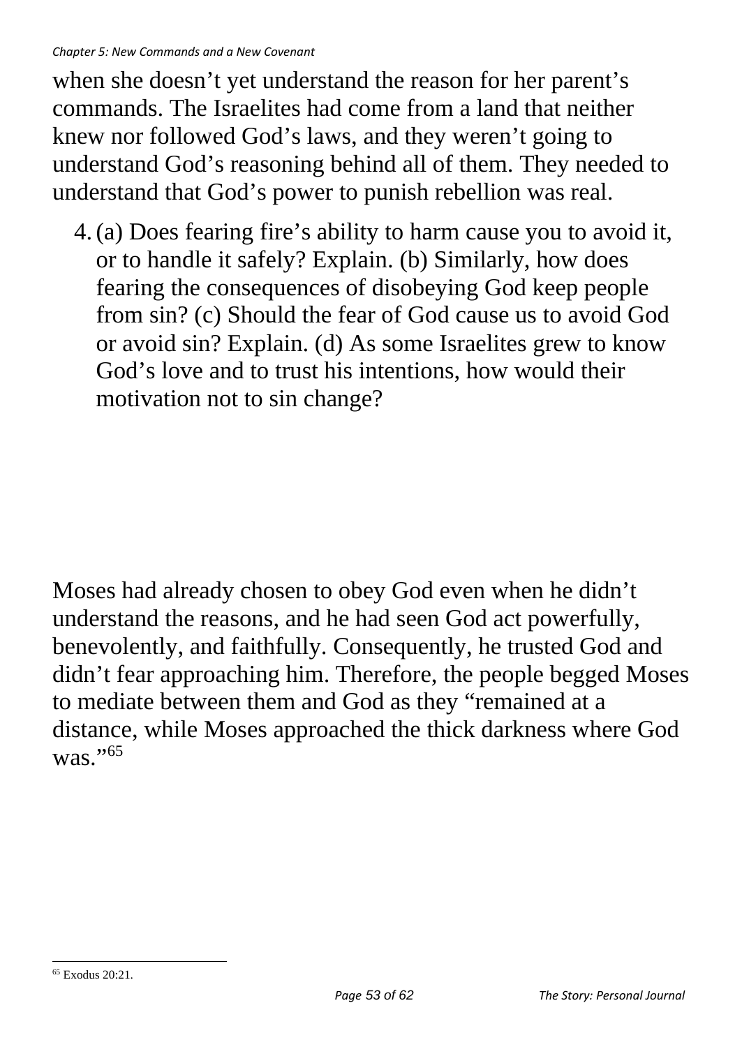when she doesn't yet understand the reason for her parent's commands. The Israelites had come from a land that neither knew nor followed God's laws, and they weren't going to understand God's reasoning behind all of them. They needed to understand that God's power to punish rebellion was real.

4. (a) Does fearing fire's ability to harm cause you to avoid it, or to handle it safely? Explain. (b) Similarly, how does fearing the consequences of disobeying God keep people from sin? (c) Should the fear of God cause us to avoid God or avoid sin? Explain. (d) As some Israelites grew to know God's love and to trust his intentions, how would their motivation not to sin change?

Moses had already chosen to obey God even when he didn't understand the reasons, and he had seen God act powerfully, benevolently, and faithfully. Consequently, he trusted God and didn't fear approaching him. Therefore, the people begged Moses to mediate between them and God as they "remained at a distance, while Moses approached the thick darkness where God was."[65]

[65] Exodus 20:21.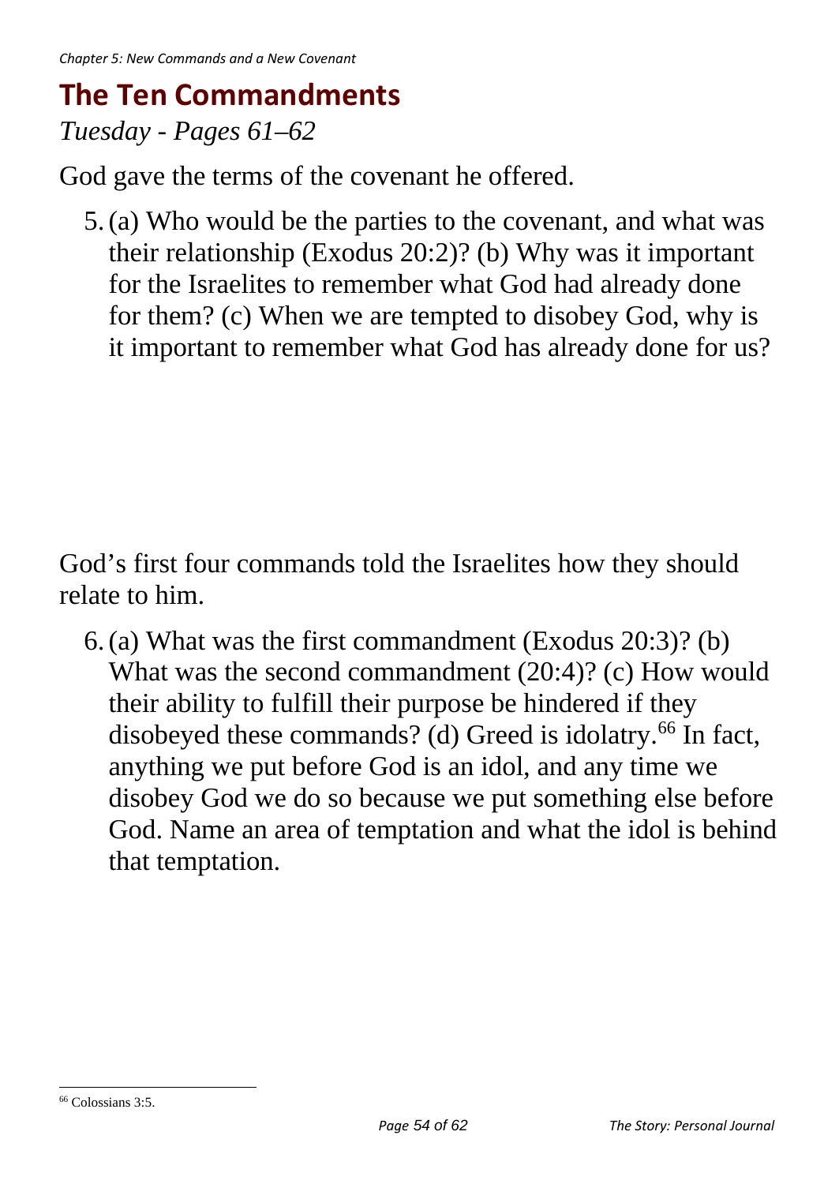## The Ten Commandments

*Tuesday - Pages 61–62*

God gave the terms of the covenant he offered.

5. (a) Who would be the parties to the covenant, and what was their relationship (Exodus 20:2)? (b) Why was it important for the Israelites to remember what God had already done for them? (c) When we are tempted to disobey God, why is it important to remember what God has already done for us?

God's first four commands told the Israelites how they should relate to him.

6. (a) What was the first commandment (Exodus 20:3)? (b) What was the second commandment (20:4)? (c) How would their ability to fulfill their purpose be hindered if they disobeyed these commands? (d) Greed is idolatry.[66] In fact, anything we put before God is an idol, and any time we disobey God we do so because we put something else before God. Name an area of temptation and what the idol is behind that temptation.

[66] Colossians 3:5.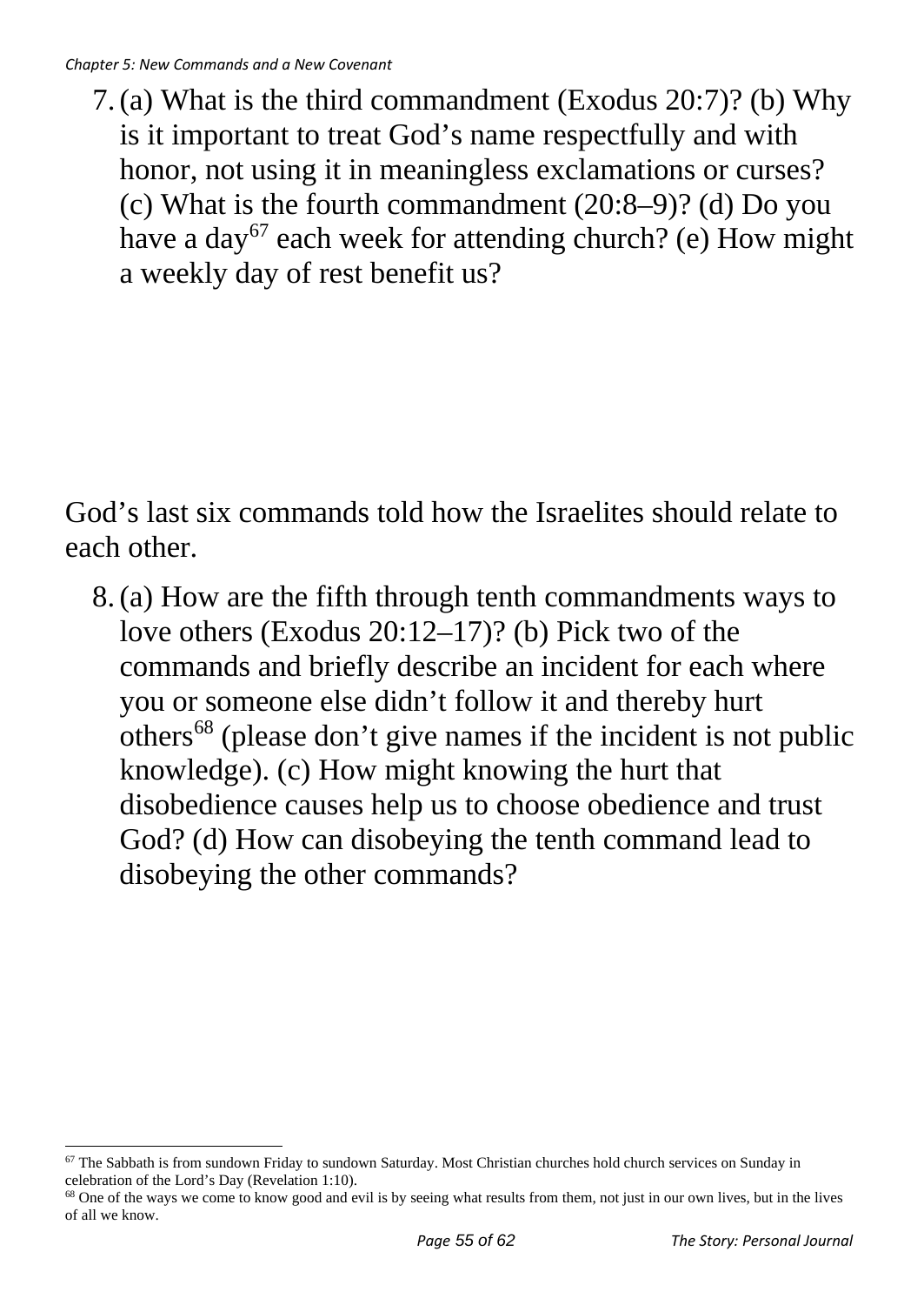7. (a) What is the third commandment (Exodus 20:7)? (b) Why is it important to treat God’s name respectfully and with honor, not using it in meaningless exclamations or curses? (c) What is the fourth commandment (20:8–9)? (d) Do you have a day[67] each week for attending church? (e) How might a weekly day of rest benefit us?

God’s last six commands told how the Israelites should relate to each other.

8. (a) How are the fifth through tenth commandments ways to love others (Exodus 20:12–17)? (b) Pick two of the commands and briefly describe an incident for each where you or someone else didn’t follow it and thereby hurt others[68] (please don’t give names if the incident is not public knowledge). (c) How might knowing the hurt that disobedience causes help us to choose obedience and trust God? (d) How can disobeying the tenth command lead to disobeying the other commands?

---

[67] The Sabbath is from sundown Friday to sundown Saturday. Most Christian churches hold church services on Sunday in celebration of the Lord’s Day (Revelation 1:10).

[68] One of the ways we come to know good and evil is by seeing what results from them, not just in our own lives, but in the lives of all we know.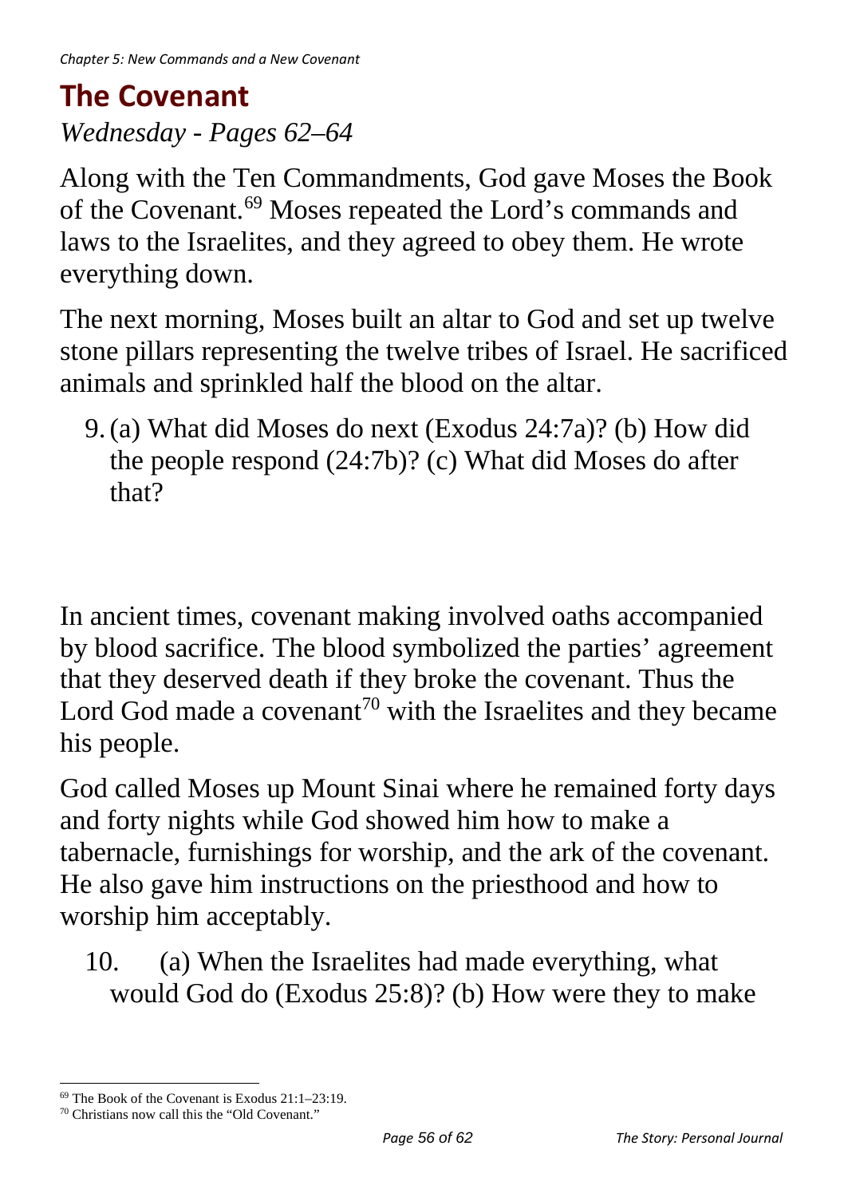## The Covenant

*Wednesday - Pages 62–64*

Along with the Ten Commandments, God gave Moses the Book of the Covenant.[69] Moses repeated the Lord's commands and laws to the Israelites, and they agreed to obey them. He wrote everything down.

The next morning, Moses built an altar to God and set up twelve stone pillars representing the twelve tribes of Israel. He sacrificed animals and sprinkled half the blood on the altar.

9. (a) What did Moses do next (Exodus 24:7a)? (b) How did the people respond (24:7b)? (c) What did Moses do after that?

In ancient times, covenant making involved oaths accompanied by blood sacrifice. The blood symbolized the parties' agreement that they deserved death if they broke the covenant. Thus the Lord God made a covenant[70] with the Israelites and they became his people.

God called Moses up Mount Sinai where he remained forty days and forty nights while God showed him how to make a tabernacle, furnishings for worship, and the ark of the covenant. He also gave him instructions on the priesthood and how to worship him acceptably.

10. (a) When the Israelites had made everything, what would God do (Exodus 25:8)? (b) How were they to make

[69] The Book of the Covenant is Exodus 21:1–23:19.

[70] Christians now call this the "Old Covenant."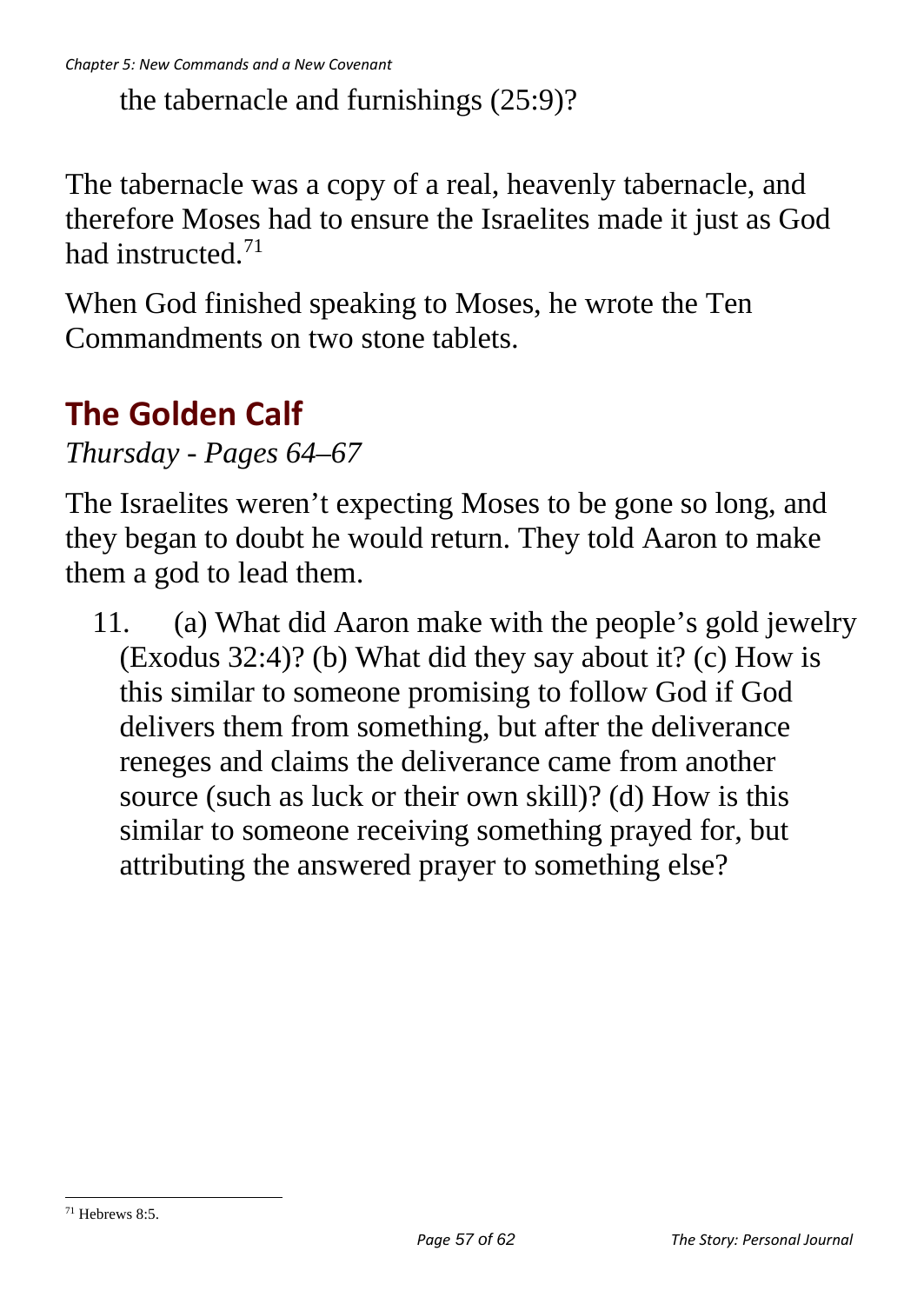the tabernacle and furnishings (25:9)?

The tabernacle was a copy of a real, heavenly tabernacle, and therefore Moses had to ensure the Israelites made it just as God had instructed.[71]

When God finished speaking to Moses, he wrote the Ten Commandments on two stone tablets.

## The Golden Calf

*Thursday - Pages 64–67*

The Israelites weren't expecting Moses to be gone so long, and they began to doubt he would return. They told Aaron to make them a god to lead them.

11. (a) What did Aaron make with the people's gold jewelry (Exodus 32:4)? (b) What did they say about it? (c) How is this similar to someone promising to follow God if God delivers them from something, but after the deliverance reneges and claims the deliverance came from another source (such as luck or their own skill)? (d) How is this similar to someone receiving something prayed for, but attributing the answered prayer to something else?

---

[71] Hebrews 8:5.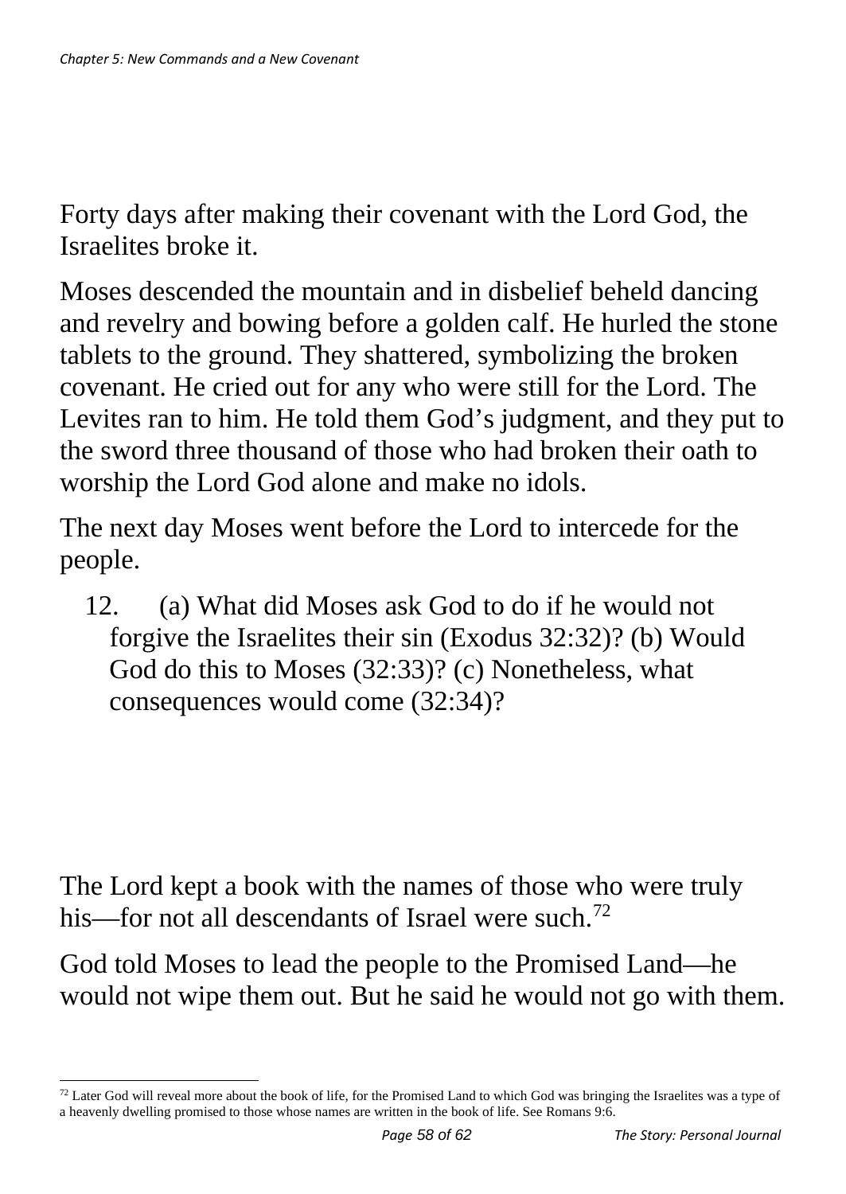Forty days after making their covenant with the Lord God, the Israelites broke it.

Moses descended the mountain and in disbelief beheld dancing and revelry and bowing before a golden calf. He hurled the stone tablets to the ground. They shattered, symbolizing the broken covenant. He cried out for any who were still for the Lord. The Levites ran to him. He told them God's judgment, and they put to the sword three thousand of those who had broken their oath to worship the Lord God alone and make no idols.

The next day Moses went before the Lord to intercede for the people.

12. (a) What did Moses ask God to do if he would not forgive the Israelites their sin (Exodus 32:32)? (b) Would God do this to Moses (32:33)? (c) Nonetheless, what consequences would come (32:34)?

The Lord kept a book with the names of those who were truly his—for not all descendants of Israel were such.[72]

God told Moses to lead the people to the Promised Land—he would not wipe them out. But he said he would not go with them.

[72] Later God will reveal more about the book of life, for the Promised Land to which God was bringing the Israelites was a type of a heavenly dwelling promised to those whose names are written in the book of life. See Romans 9:6.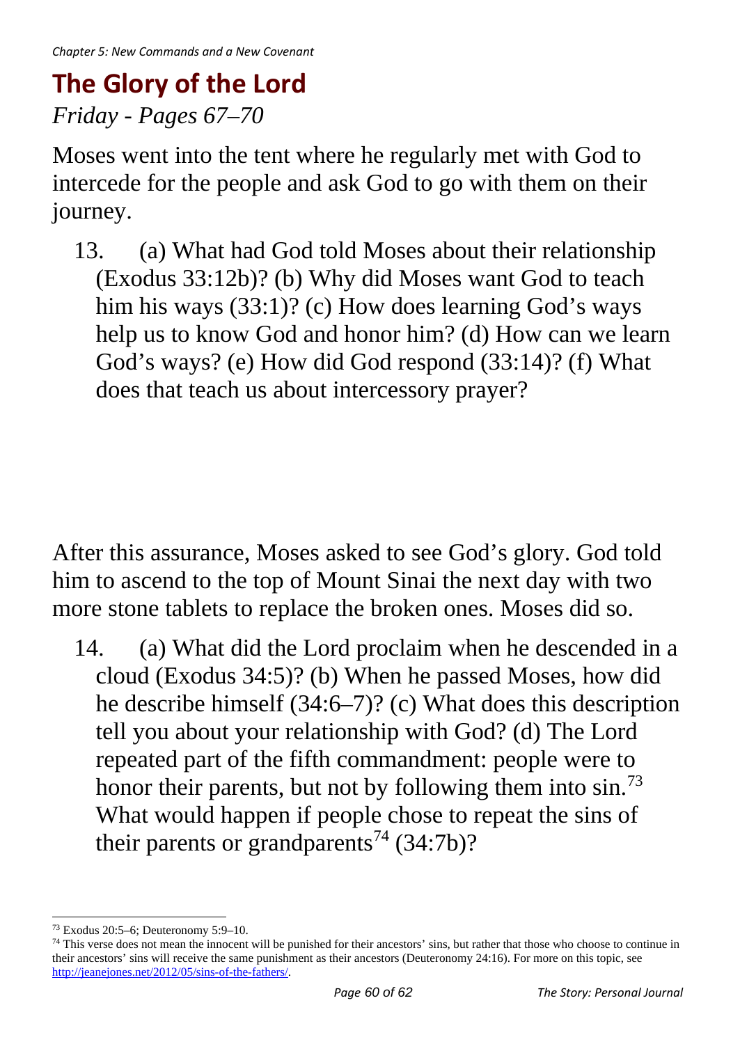## The Glory of the Lord

*Friday - Pages 67–70*

Moses went into the tent where he regularly met with God to intercede for the people and ask God to go with them on their journey.

13. (a) What had God told Moses about their relationship (Exodus 33:12b)? (b) Why did Moses want God to teach him his ways (33:1)? (c) How does learning God's ways help us to know God and honor him? (d) How can we learn God's ways? (e) How did God respond (33:14)? (f) What does that teach us about intercessory prayer?

After this assurance, Moses asked to see God's glory. God told him to ascend to the top of Mount Sinai the next day with two more stone tablets to replace the broken ones. Moses did so.

14. (a) What did the Lord proclaim when he descended in a cloud (Exodus 34:5)? (b) When he passed Moses, how did he describe himself (34:6–7)? (c) What does this description tell you about your relationship with God? (d) The Lord repeated part of the fifth commandment: people were to honor their parents, but not by following them into sin.[73] What would happen if people chose to repeat the sins of their parents or grandparents[74] (34:7b)?

---

[73] Exodus 20:5–6; Deuteronomy 5:9–10.

[74] This verse does not mean the innocent will be punished for their ancestors' sins, but rather that those who choose to continue in their ancestors' sins will receive the same punishment as their ancestors (Deuteronomy 24:16). For more on this topic, see http://jeanejones.net/2012/05/sins-of-the-fathers/.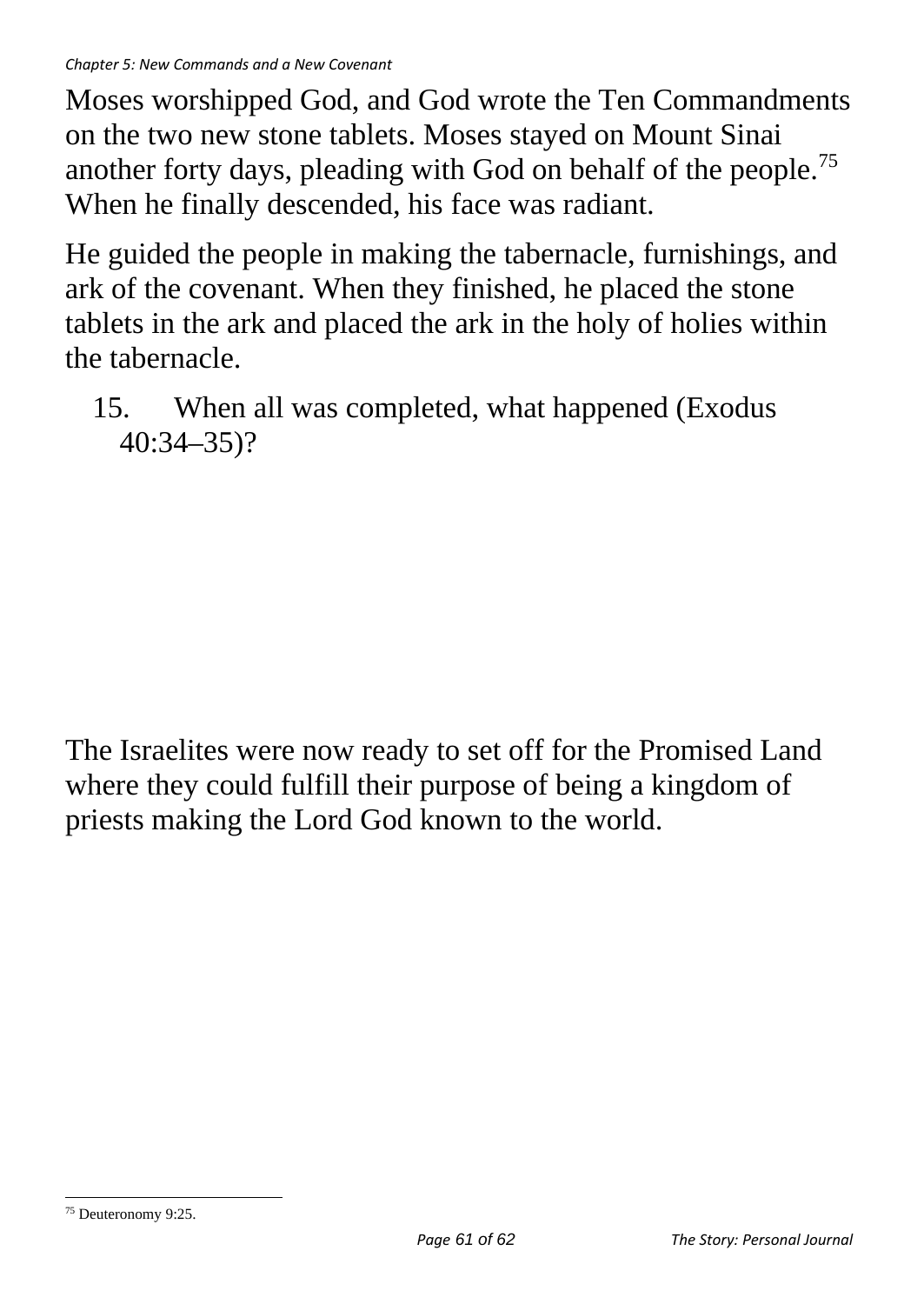Moses worshipped God, and God wrote the Ten Commandments on the two new stone tablets. Moses stayed on Mount Sinai another forty days, pleading with God on behalf of the people.[75] When he finally descended, his face was radiant.

He guided the people in making the tabernacle, furnishings, and ark of the covenant. When they finished, he placed the stone tablets in the ark and placed the ark in the holy of holies within the tabernacle.

15. When all was completed, what happened (Exodus 40:34–35)?

The Israelites were now ready to set off for the Promised Land where they could fulfill their purpose of being a kingdom of priests making the Lord God known to the world.

[75] Deuteronomy 9:25.